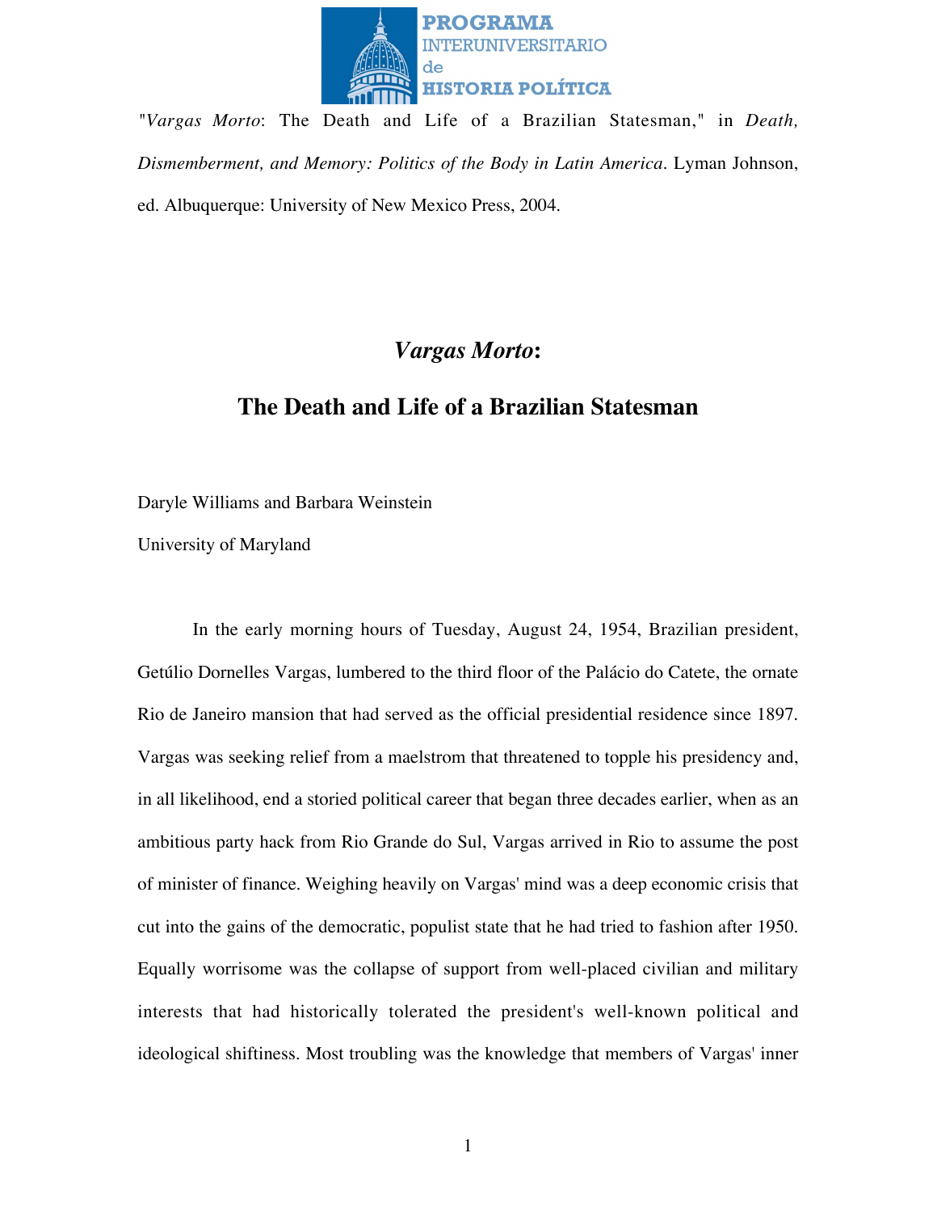"*Vargas Morto*: The Death and Life of a Brazilian Statesman," in *Death, Dismemberment, and Memory: Politics of the Body in Latin America*. Lyman Johnson, ed. Albuquerque: University of New Mexico Press, 2004.

# *Vargas Morto*:

# The Death and Life of a Brazilian Statesman

Daryle Williams and Barbara Weinstein

University of Maryland

In the early morning hours of Tuesday, August 24, 1954, Brazilian president, Getúlio Dornelles Vargas, lumbered to the third floor of the Palácio do Catete, the ornate Rio de Janeiro mansion that had served as the official presidential residence since 1897. Vargas was seeking relief from a maelstrom that threatened to topple his presidency and, in all likelihood, end a storied political career that began three decades earlier, when as an ambitious party hack from Rio Grande do Sul, Vargas arrived in Rio to assume the post of minister of finance. Weighing heavily on Vargas' mind was a deep economic crisis that cut into the gains of the democratic, populist state that he had tried to fashion after 1950. Equally worrisome was the collapse of support from well-placed civilian and military interests that had historically tolerated the president's well-known political and ideological shiftiness. Most troubling was the knowledge that members of Vargas' inner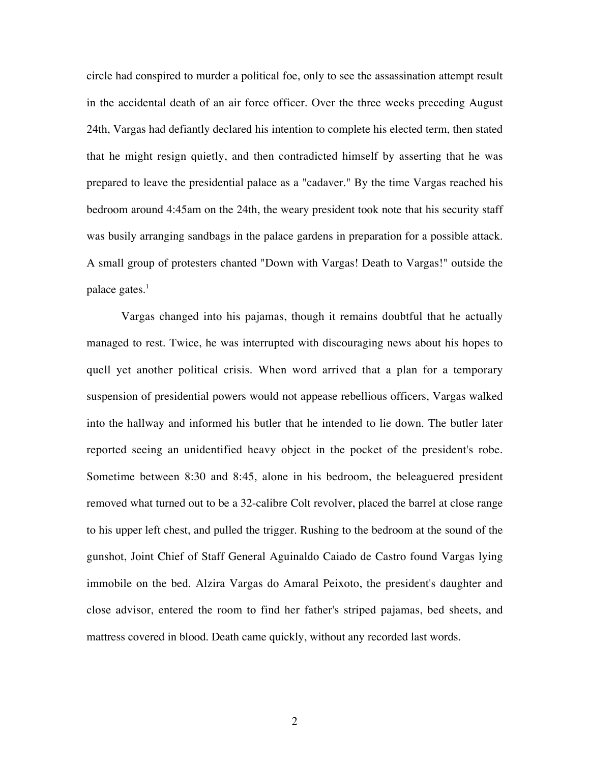circle had conspired to murder a political foe, only to see the assassination attempt result in the accidental death of an air force officer. Over the three weeks preceding August 24th, Vargas had defiantly declared his intention to complete his elected term, then stated that he might resign quietly, and then contradicted himself by asserting that he was prepared to leave the presidential palace as a "cadaver." By the time Vargas reached his bedroom around 4:45am on the 24th, the weary president took note that his security staff was busily arranging sandbags in the palace gardens in preparation for a possible attack. A small group of protesters chanted "Down with Vargas! Death to Vargas!" outside the palace gates.[1]

Vargas changed into his pajamas, though it remains doubtful that he actually managed to rest. Twice, he was interrupted with discouraging news about his hopes to quell yet another political crisis. When word arrived that a plan for a temporary suspension of presidential powers would not appease rebellious officers, Vargas walked into the hallway and informed his butler that he intended to lie down. The butler later reported seeing an unidentified heavy object in the pocket of the president's robe. Sometime between 8:30 and 8:45, alone in his bedroom, the beleaguered president removed what turned out to be a 32-calibre Colt revolver, placed the barrel at close range to his upper left chest, and pulled the trigger. Rushing to the bedroom at the sound of the gunshot, Joint Chief of Staff General Aguinaldo Caiado de Castro found Vargas lying immobile on the bed. Alzira Vargas do Amaral Peixoto, the president's daughter and close advisor, entered the room to find her father's striped pajamas, bed sheets, and mattress covered in blood. Death came quickly, without any recorded last words.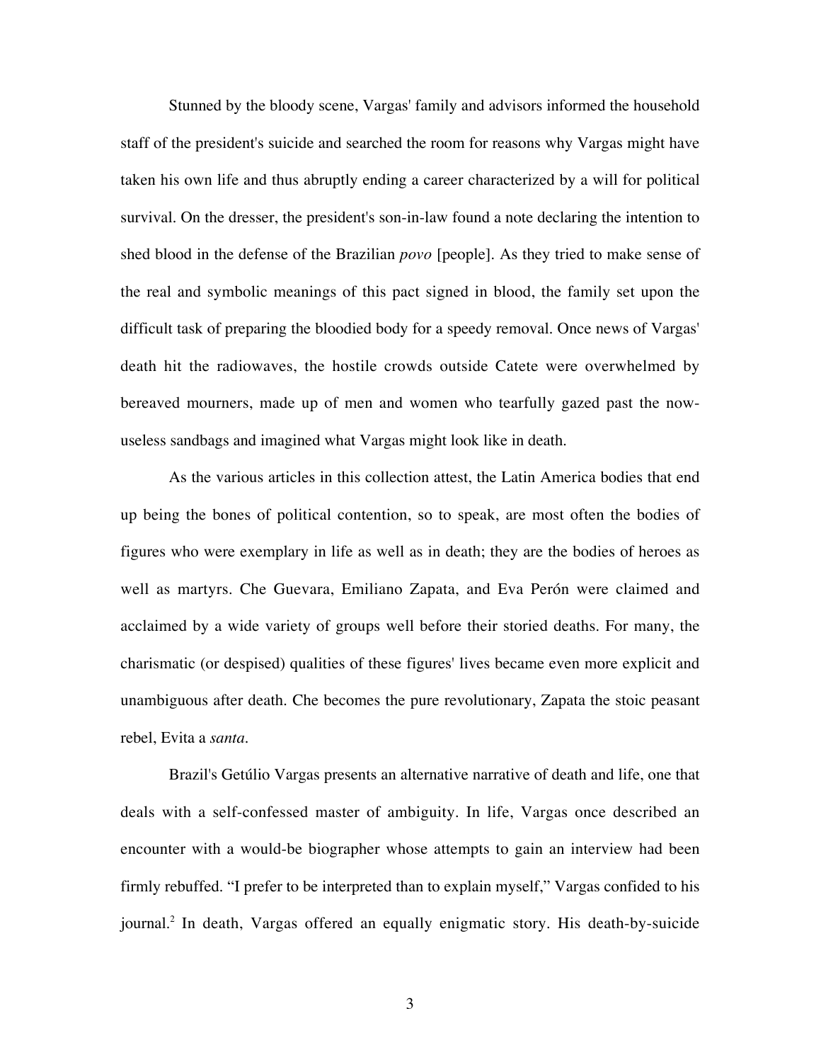Stunned by the bloody scene, Vargas' family and advisors informed the household staff of the president's suicide and searched the room for reasons why Vargas might have taken his own life and thus abruptly ending a career characterized by a will for political survival. On the dresser, the president's son-in-law found a note declaring the intention to shed blood in the defense of the Brazilian *povo* [people]. As they tried to make sense of the real and symbolic meanings of this pact signed in blood, the family set upon the difficult task of preparing the bloodied body for a speedy removal. Once news of Vargas' death hit the radiowaves, the hostile crowds outside Catete were overwhelmed by bereaved mourners, made up of men and women who tearfully gazed past the now-useless sandbags and imagined what Vargas might look like in death.

As the various articles in this collection attest, the Latin America bodies that end up being the bones of political contention, so to speak, are most often the bodies of figures who were exemplary in life as well as in death; they are the bodies of heroes as well as martyrs. Che Guevara, Emiliano Zapata, and Eva Perón were claimed and acclaimed by a wide variety of groups well before their storied deaths. For many, the charismatic (or despised) qualities of these figures' lives became even more explicit and unambiguous after death. Che becomes the pure revolutionary, Zapata the stoic peasant rebel, Evita a *santa*.

Brazil's Getúlio Vargas presents an alternative narrative of death and life, one that deals with a self-confessed master of ambiguity. In life, Vargas once described an encounter with a would-be biographer whose attempts to gain an interview had been firmly rebuffed. "I prefer to be interpreted than to explain myself," Vargas confided to his journal.[2] In death, Vargas offered an equally enigmatic story. His death-by-suicide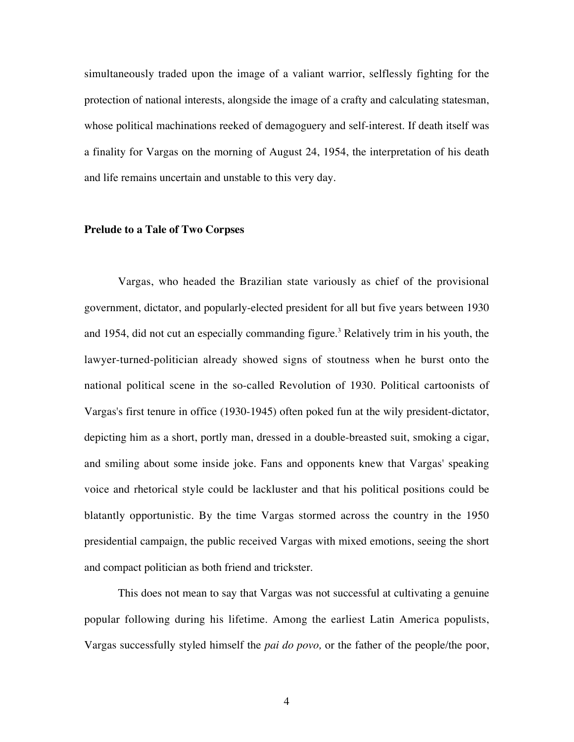simultaneously traded upon the image of a valiant warrior, selflessly fighting for the protection of national interests, alongside the image of a crafty and calculating statesman, whose political machinations reeked of demagoguery and self-interest. If death itself was a finality for Vargas on the morning of August 24, 1954, the interpretation of his death and life remains uncertain and unstable to this very day.

**Prelude to a Tale of Two Corpses**

Vargas, who headed the Brazilian state variously as chief of the provisional government, dictator, and popularly-elected president for all but five years between 1930 and 1954, did not cut an especially commanding figure.[3] Relatively trim in his youth, the lawyer-turned-politician already showed signs of stoutness when he burst onto the national political scene in the so-called Revolution of 1930. Political cartoonists of Vargas's first tenure in office (1930-1945) often poked fun at the wily president-dictator, depicting him as a short, portly man, dressed in a double-breasted suit, smoking a cigar, and smiling about some inside joke. Fans and opponents knew that Vargas' speaking voice and rhetorical style could be lackluster and that his political positions could be blatantly opportunistic. By the time Vargas stormed across the country in the 1950 presidential campaign, the public received Vargas with mixed emotions, seeing the short and compact politician as both friend and trickster.

This does not mean to say that Vargas was not successful at cultivating a genuine popular following during his lifetime. Among the earliest Latin America populists, Vargas successfully styled himself the *pai do povo,* or the father of the people/the poor,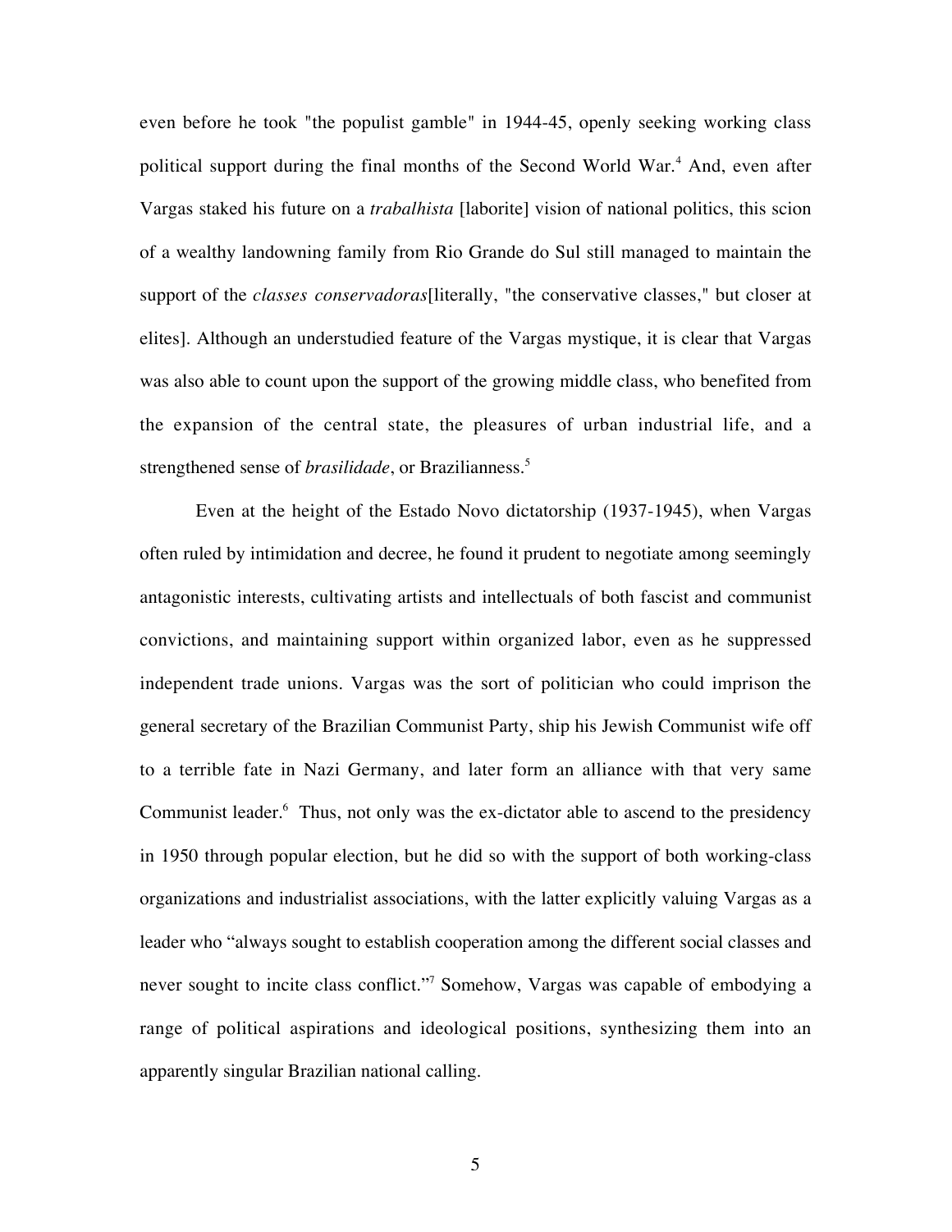even before he took "the populist gamble" in 1944-45, openly seeking working class political support during the final months of the Second World War.[4] And, even after Vargas staked his future on a *trabalhista* [laborite] vision of national politics, this scion of a wealthy landowning family from Rio Grande do Sul still managed to maintain the support of the *classes conservadoras*[literally, "the conservative classes," but closer at elites]. Although an understudied feature of the Vargas mystique, it is clear that Vargas was also able to count upon the support of the growing middle class, who benefited from the expansion of the central state, the pleasures of urban industrial life, and a strengthened sense of *brasilidade*, or Brazilianness.[5]

Even at the height of the Estado Novo dictatorship (1937-1945), when Vargas often ruled by intimidation and decree, he found it prudent to negotiate among seemingly antagonistic interests, cultivating artists and intellectuals of both fascist and communist convictions, and maintaining support within organized labor, even as he suppressed independent trade unions. Vargas was the sort of politician who could imprison the general secretary of the Brazilian Communist Party, ship his Jewish Communist wife off to a terrible fate in Nazi Germany, and later form an alliance with that very same Communist leader.[6] Thus, not only was the ex-dictator able to ascend to the presidency in 1950 through popular election, but he did so with the support of both working-class organizations and industrialist associations, with the latter explicitly valuing Vargas as a leader who "always sought to establish cooperation among the different social classes and never sought to incite class conflict."[7] Somehow, Vargas was capable of embodying a range of political aspirations and ideological positions, synthesizing them into an apparently singular Brazilian national calling.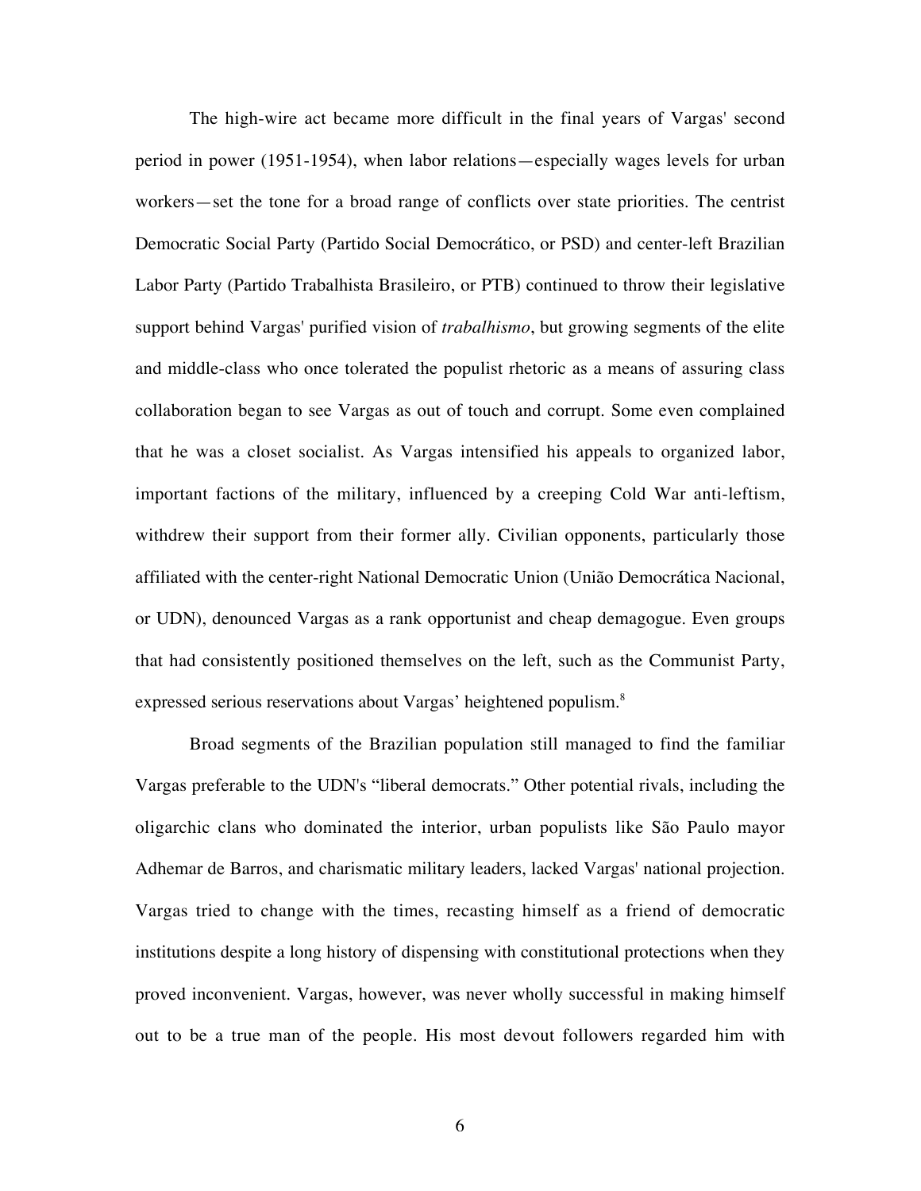The high-wire act became more difficult in the final years of Vargas' second period in power (1951-1954), when labor relations—especially wages levels for urban workers—set the tone for a broad range of conflicts over state priorities. The centrist Democratic Social Party (Partido Social Democrático, or PSD) and center-left Brazilian Labor Party (Partido Trabalhista Brasileiro, or PTB) continued to throw their legislative support behind Vargas' purified vision of *trabalhismo*, but growing segments of the elite and middle-class who once tolerated the populist rhetoric as a means of assuring class collaboration began to see Vargas as out of touch and corrupt. Some even complained that he was a closet socialist. As Vargas intensified his appeals to organized labor, important factions of the military, influenced by a creeping Cold War anti-leftism, withdrew their support from their former ally. Civilian opponents, particularly those affiliated with the center-right National Democratic Union (União Democrática Nacional, or UDN), denounced Vargas as a rank opportunist and cheap demagogue. Even groups that had consistently positioned themselves on the left, such as the Communist Party, expressed serious reservations about Vargas' heightened populism.[8]

Broad segments of the Brazilian population still managed to find the familiar Vargas preferable to the UDN's "liberal democrats." Other potential rivals, including the oligarchic clans who dominated the interior, urban populists like São Paulo mayor Adhemar de Barros, and charismatic military leaders, lacked Vargas' national projection. Vargas tried to change with the times, recasting himself as a friend of democratic institutions despite a long history of dispensing with constitutional protections when they proved inconvenient. Vargas, however, was never wholly successful in making himself out to be a true man of the people. His most devout followers regarded him with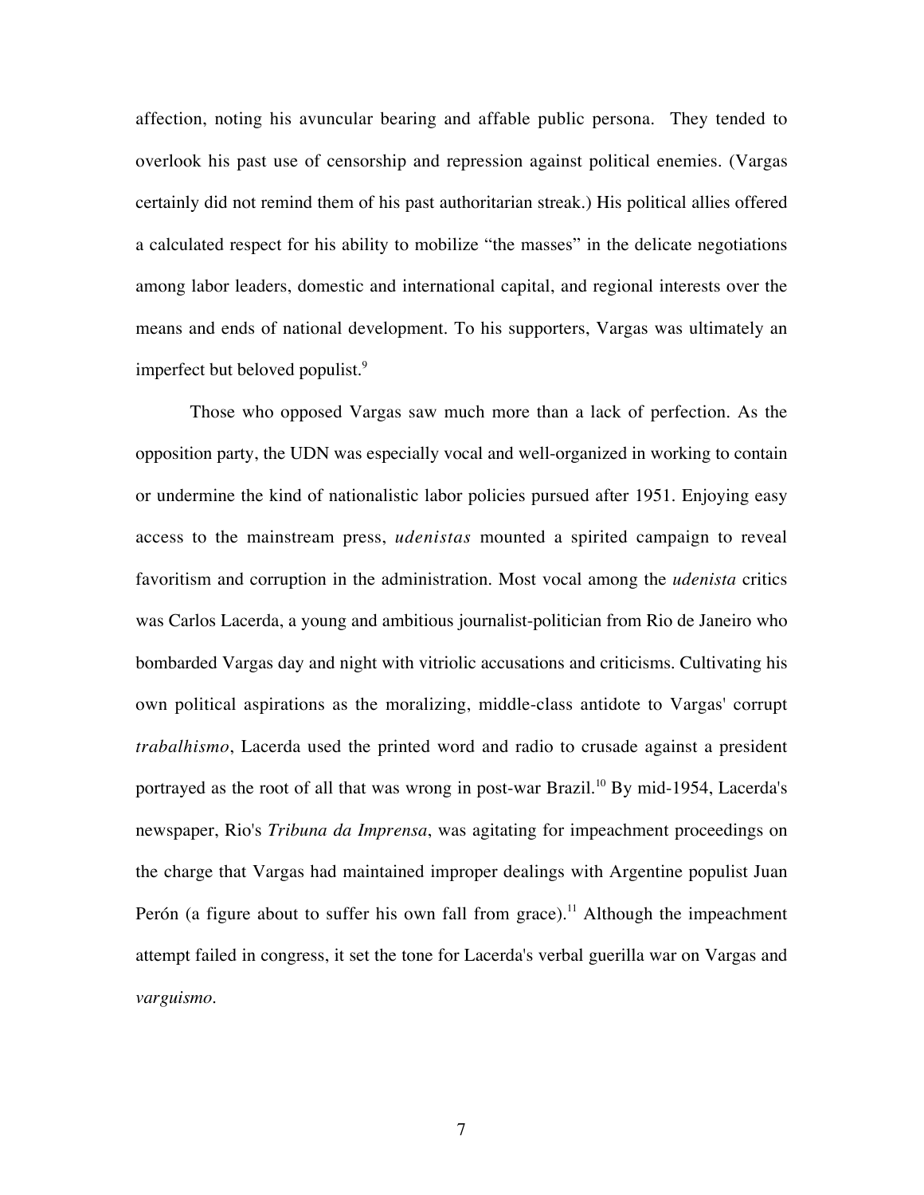affection, noting his avuncular bearing and affable public persona. They tended to overlook his past use of censorship and repression against political enemies. (Vargas certainly did not remind them of his past authoritarian streak.) His political allies offered a calculated respect for his ability to mobilize "the masses" in the delicate negotiations among labor leaders, domestic and international capital, and regional interests over the means and ends of national development. To his supporters, Vargas was ultimately an imperfect but beloved populist.[9]

Those who opposed Vargas saw much more than a lack of perfection. As the opposition party, the UDN was especially vocal and well-organized in working to contain or undermine the kind of nationalistic labor policies pursued after 1951. Enjoying easy access to the mainstream press, *udenistas* mounted a spirited campaign to reveal favoritism and corruption in the administration. Most vocal among the *udenista* critics was Carlos Lacerda, a young and ambitious journalist-politician from Rio de Janeiro who bombarded Vargas day and night with vitriolic accusations and criticisms. Cultivating his own political aspirations as the moralizing, middle-class antidote to Vargas' corrupt *trabalhismo*, Lacerda used the printed word and radio to crusade against a president portrayed as the root of all that was wrong in post-war Brazil.[10] By mid-1954, Lacerda's newspaper, Rio's *Tribuna da Imprensa*, was agitating for impeachment proceedings on the charge that Vargas had maintained improper dealings with Argentine populist Juan Perón (a figure about to suffer his own fall from grace).[11] Although the impeachment attempt failed in congress, it set the tone for Lacerda's verbal guerilla war on Vargas and *varguismo*.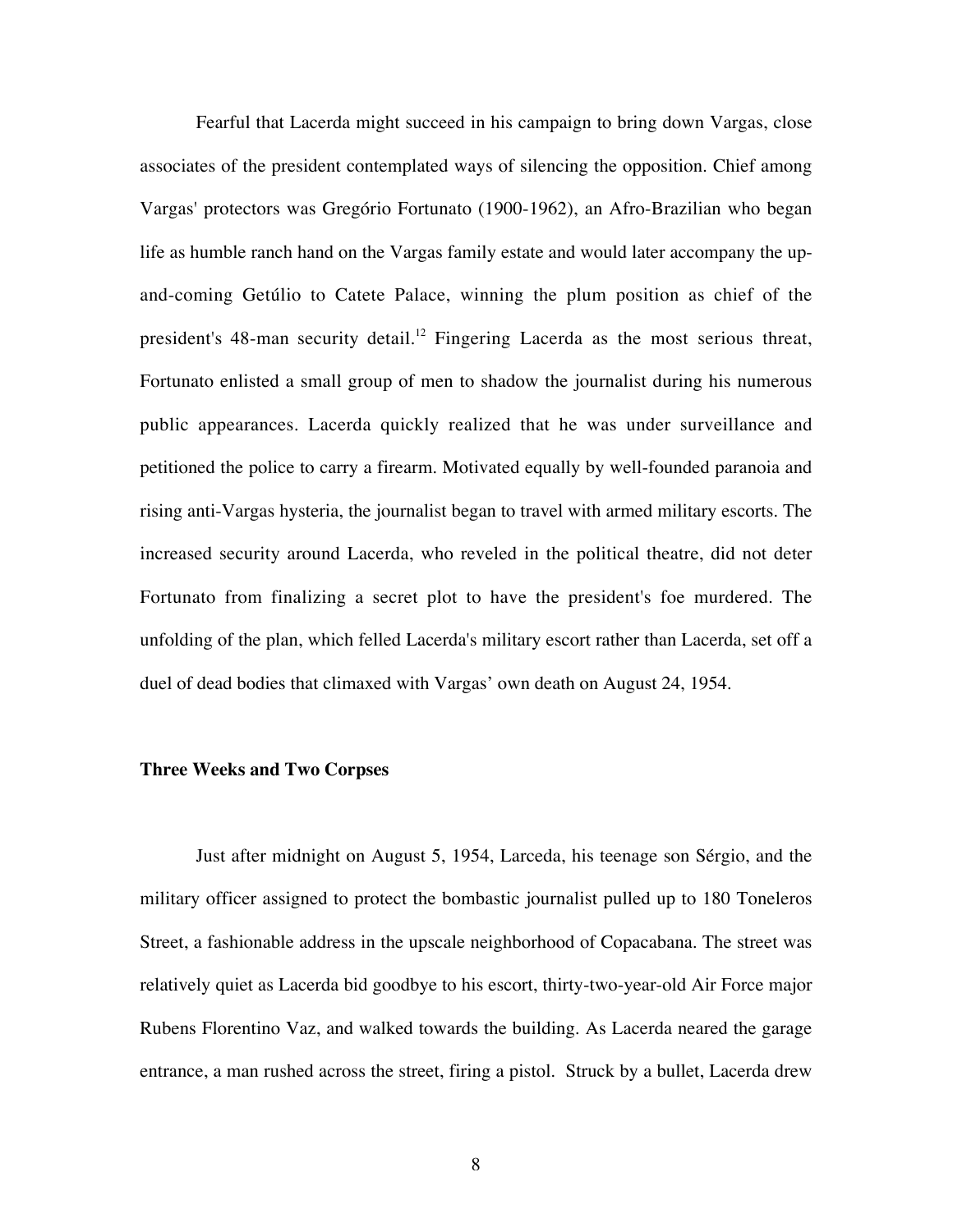Fearful that Lacerda might succeed in his campaign to bring down Vargas, close associates of the president contemplated ways of silencing the opposition. Chief among Vargas' protectors was Gregório Fortunato (1900-1962), an Afro-Brazilian who began life as humble ranch hand on the Vargas family estate and would later accompany the up-and-coming Getúlio to Catete Palace, winning the plum position as chief of the president's 48-man security detail.[12] Fingering Lacerda as the most serious threat, Fortunato enlisted a small group of men to shadow the journalist during his numerous public appearances. Lacerda quickly realized that he was under surveillance and petitioned the police to carry a firearm. Motivated equally by well-founded paranoia and rising anti-Vargas hysteria, the journalist began to travel with armed military escorts. The increased security around Lacerda, who reveled in the political theatre, did not deter Fortunato from finalizing a secret plot to have the president's foe murdered. The unfolding of the plan, which felled Lacerda's military escort rather than Lacerda, set off a duel of dead bodies that climaxed with Vargas' own death on August 24, 1954.

### Three Weeks and Two Corpses

Just after midnight on August 5, 1954, Larceda, his teenage son Sérgio, and the military officer assigned to protect the bombastic journalist pulled up to 180 Toneleros Street, a fashionable address in the upscale neighborhood of Copacabana. The street was relatively quiet as Lacerda bid goodbye to his escort, thirty-two-year-old Air Force major Rubens Florentino Vaz, and walked towards the building. As Lacerda neared the garage entrance, a man rushed across the street, firing a pistol. Struck by a bullet, Lacerda drew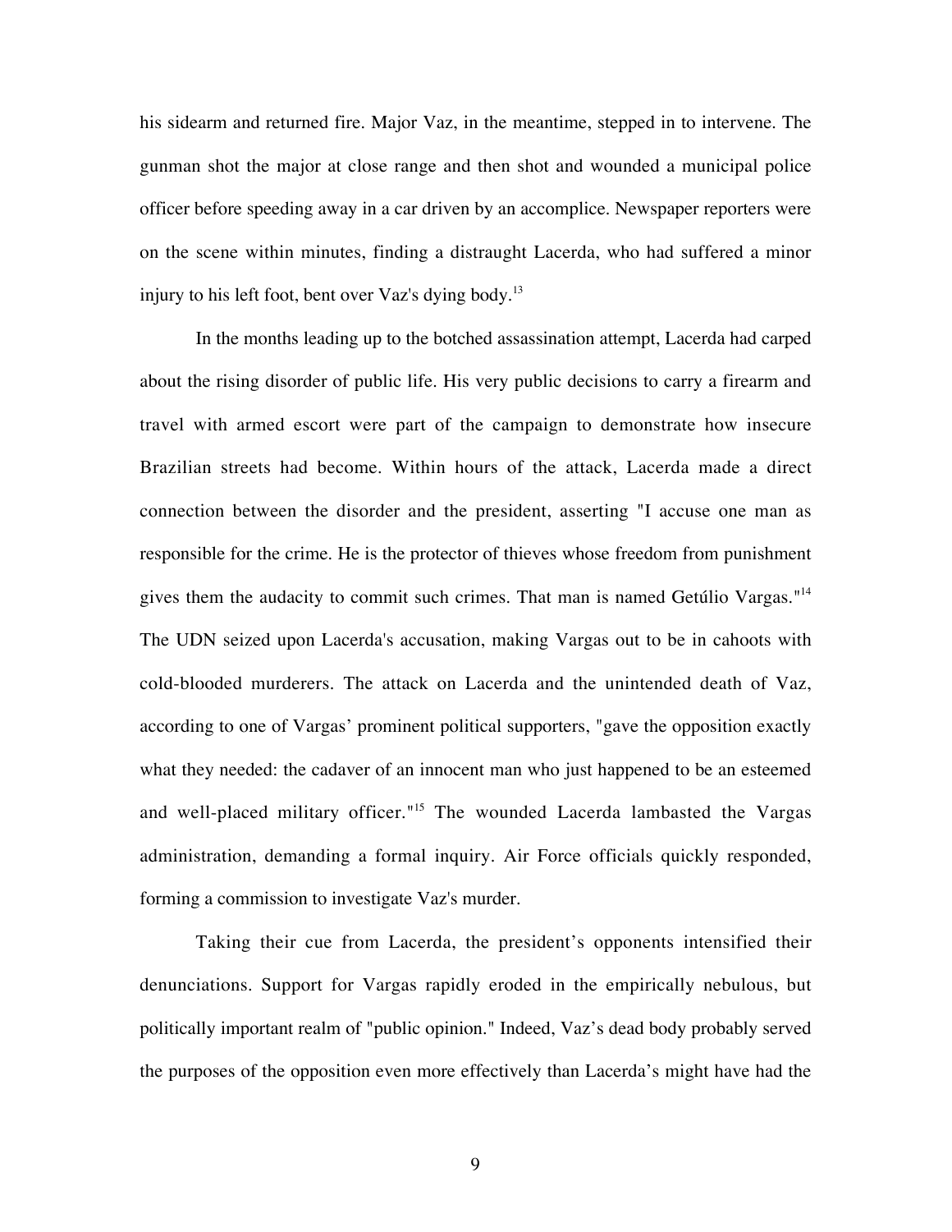his sidearm and returned fire. Major Vaz, in the meantime, stepped in to intervene. The gunman shot the major at close range and then shot and wounded a municipal police officer before speeding away in a car driven by an accomplice. Newspaper reporters were on the scene within minutes, finding a distraught Lacerda, who had suffered a minor injury to his left foot, bent over Vaz's dying body.[13]

In the months leading up to the botched assassination attempt, Lacerda had carped about the rising disorder of public life. His very public decisions to carry a firearm and travel with armed escort were part of the campaign to demonstrate how insecure Brazilian streets had become. Within hours of the attack, Lacerda made a direct connection between the disorder and the president, asserting "I accuse one man as responsible for the crime. He is the protector of thieves whose freedom from punishment gives them the audacity to commit such crimes. That man is named Getúlio Vargas."[14] The UDN seized upon Lacerda's accusation, making Vargas out to be in cahoots with cold-blooded murderers. The attack on Lacerda and the unintended death of Vaz, according to one of Vargas' prominent political supporters, "gave the opposition exactly what they needed: the cadaver of an innocent man who just happened to be an esteemed and well-placed military officer."[15] The wounded Lacerda lambasted the Vargas administration, demanding a formal inquiry. Air Force officials quickly responded, forming a commission to investigate Vaz's murder.

Taking their cue from Lacerda, the president's opponents intensified their denunciations. Support for Vargas rapidly eroded in the empirically nebulous, but politically important realm of "public opinion." Indeed, Vaz's dead body probably served the purposes of the opposition even more effectively than Lacerda's might have had the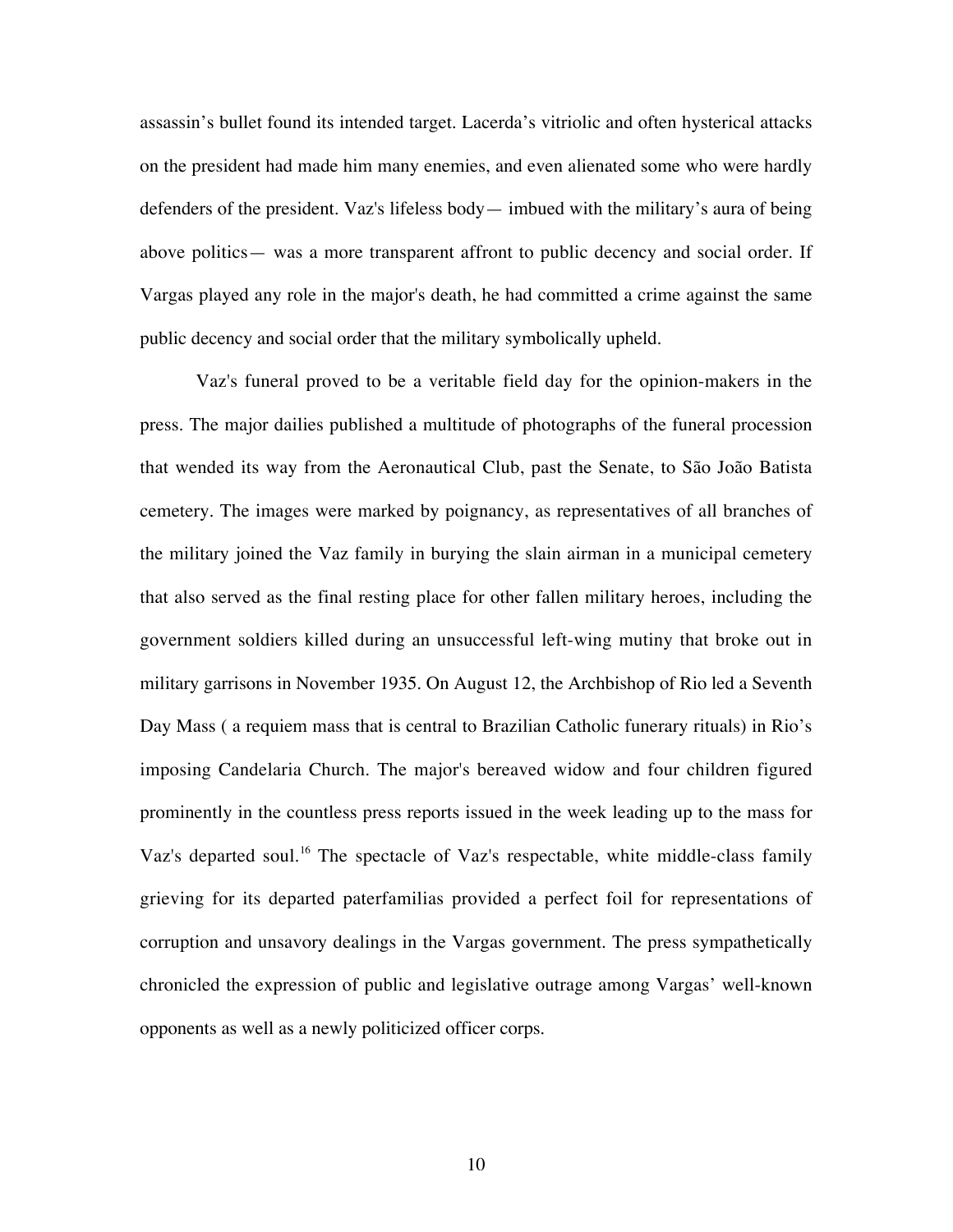assassin's bullet found its intended target. Lacerda's vitriolic and often hysterical attacks on the president had made him many enemies, and even alienated some who were hardly defenders of the president. Vaz's lifeless body— imbued with the military's aura of being above politics— was a more transparent affront to public decency and social order. If Vargas played any role in the major's death, he had committed a crime against the same public decency and social order that the military symbolically upheld.

Vaz's funeral proved to be a veritable field day for the opinion-makers in the press. The major dailies published a multitude of photographs of the funeral procession that wended its way from the Aeronautical Club, past the Senate, to São João Batista cemetery. The images were marked by poignancy, as representatives of all branches of the military joined the Vaz family in burying the slain airman in a municipal cemetery that also served as the final resting place for other fallen military heroes, including the government soldiers killed during an unsuccessful left-wing mutiny that broke out in military garrisons in November 1935. On August 12, the Archbishop of Rio led a Seventh Day Mass ( a requiem mass that is central to Brazilian Catholic funerary rituals) in Rio's imposing Candelaria Church. The major's bereaved widow and four children figured prominently in the countless press reports issued in the week leading up to the mass for Vaz's departed soul.[16] The spectacle of Vaz's respectable, white middle-class family grieving for its departed paterfamilias provided a perfect foil for representations of corruption and unsavory dealings in the Vargas government. The press sympathetically chronicled the expression of public and legislative outrage among Vargas' well-known opponents as well as a newly politicized officer corps.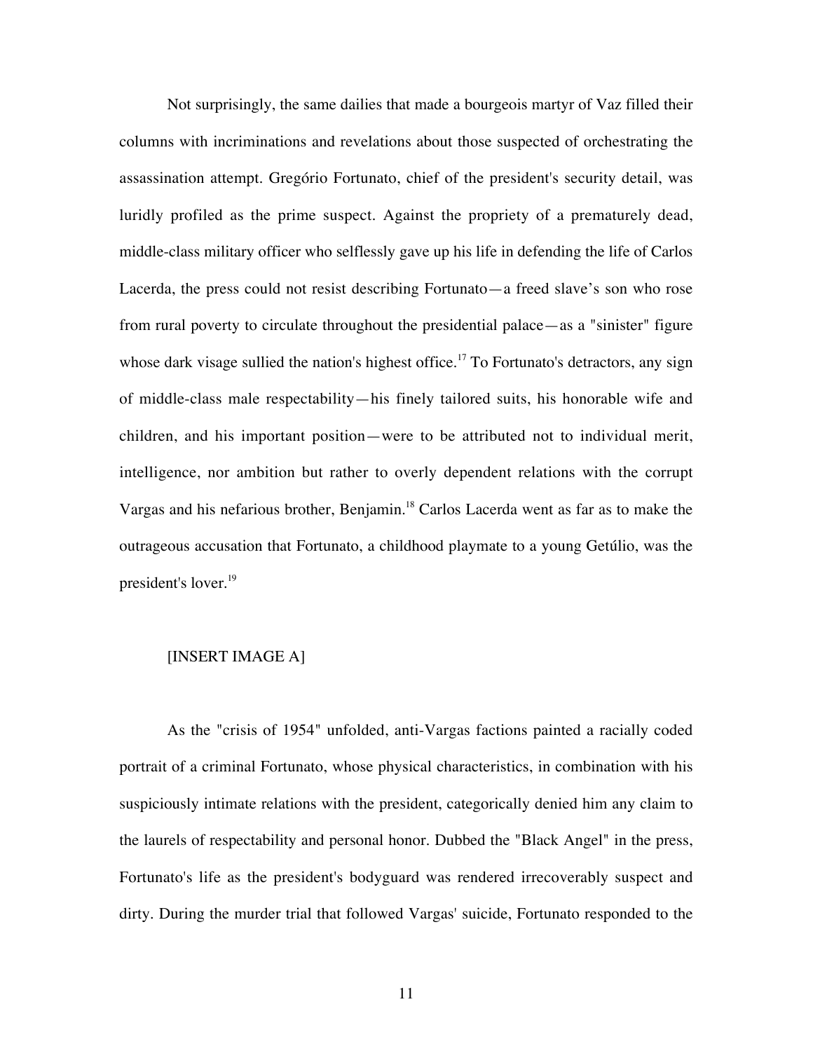Not surprisingly, the same dailies that made a bourgeois martyr of Vaz filled their columns with incriminations and revelations about those suspected of orchestrating the assassination attempt. Gregório Fortunato, chief of the president's security detail, was luridly profiled as the prime suspect. Against the propriety of a prematurely dead, middle-class military officer who selflessly gave up his life in defending the life of Carlos Lacerda, the press could not resist describing Fortunato—a freed slave's son who rose from rural poverty to circulate throughout the presidential palace—as a "sinister" figure whose dark visage sullied the nation's highest office.[17] To Fortunato's detractors, any sign of middle-class male respectability—his finely tailored suits, his honorable wife and children, and his important position—were to be attributed not to individual merit, intelligence, nor ambition but rather to overly dependent relations with the corrupt Vargas and his nefarious brother, Benjamin.[18] Carlos Lacerda went as far as to make the outrageous accusation that Fortunato, a childhood playmate to a young Getúlio, was the president's lover.[19]

[INSERT IMAGE A]

As the "crisis of 1954" unfolded, anti-Vargas factions painted a racially coded portrait of a criminal Fortunato, whose physical characteristics, in combination with his suspiciously intimate relations with the president, categorically denied him any claim to the laurels of respectability and personal honor. Dubbed the "Black Angel" in the press, Fortunato's life as the president's bodyguard was rendered irrecoverably suspect and dirty. During the murder trial that followed Vargas' suicide, Fortunato responded to the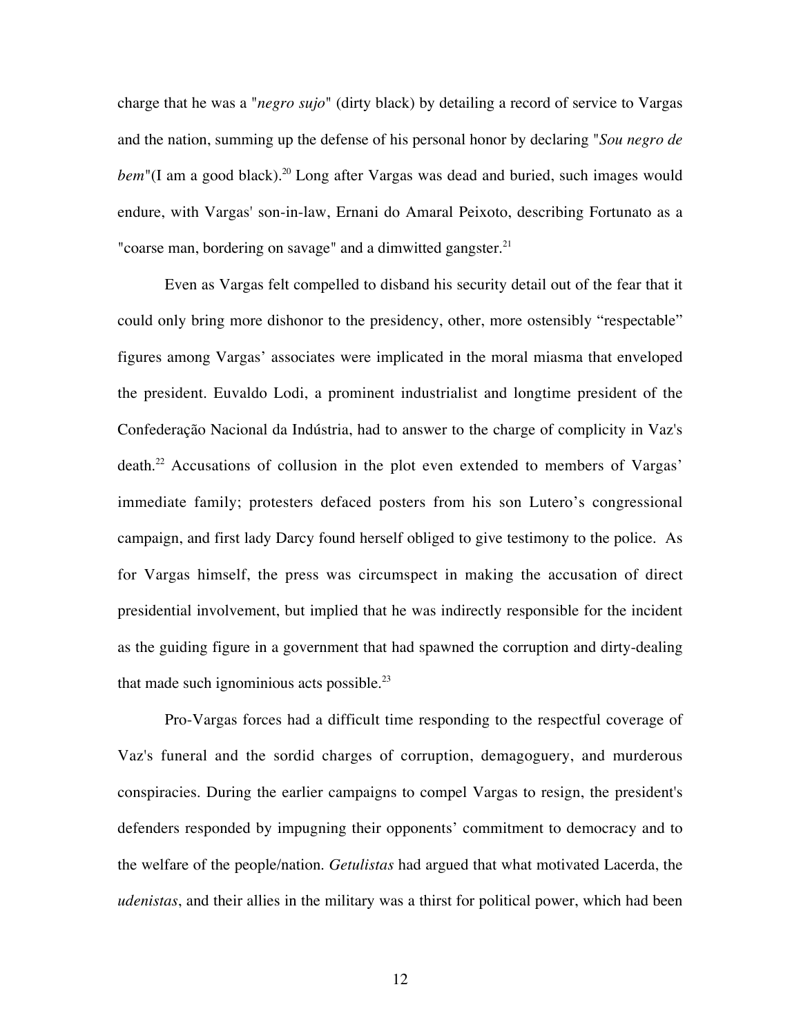charge that he was a "*negro sujo*" (dirty black) by detailing a record of service to Vargas and the nation, summing up the defense of his personal honor by declaring "*Sou negro de bem*"(I am a good black).[20] Long after Vargas was dead and buried, such images would endure, with Vargas' son-in-law, Ernani do Amaral Peixoto, describing Fortunato as a "coarse man, bordering on savage" and a dimwitted gangster.[21]

Even as Vargas felt compelled to disband his security detail out of the fear that it could only bring more dishonor to the presidency, other, more ostensibly "respectable" figures among Vargas' associates were implicated in the moral miasma that enveloped the president. Euvaldo Lodi, a prominent industrialist and longtime president of the Confederação Nacional da Indústria, had to answer to the charge of complicity in Vaz's death.[22] Accusations of collusion in the plot even extended to members of Vargas' immediate family; protesters defaced posters from his son Lutero's congressional campaign, and first lady Darcy found herself obliged to give testimony to the police. As for Vargas himself, the press was circumspect in making the accusation of direct presidential involvement, but implied that he was indirectly responsible for the incident as the guiding figure in a government that had spawned the corruption and dirty-dealing that made such ignominious acts possible.[23]

Pro-Vargas forces had a difficult time responding to the respectful coverage of Vaz's funeral and the sordid charges of corruption, demagoguery, and murderous conspiracies. During the earlier campaigns to compel Vargas to resign, the president's defenders responded by impugning their opponents' commitment to democracy and to the welfare of the people/nation. *Getulistas* had argued that what motivated Lacerda, the *udenistas*, and their allies in the military was a thirst for political power, which had been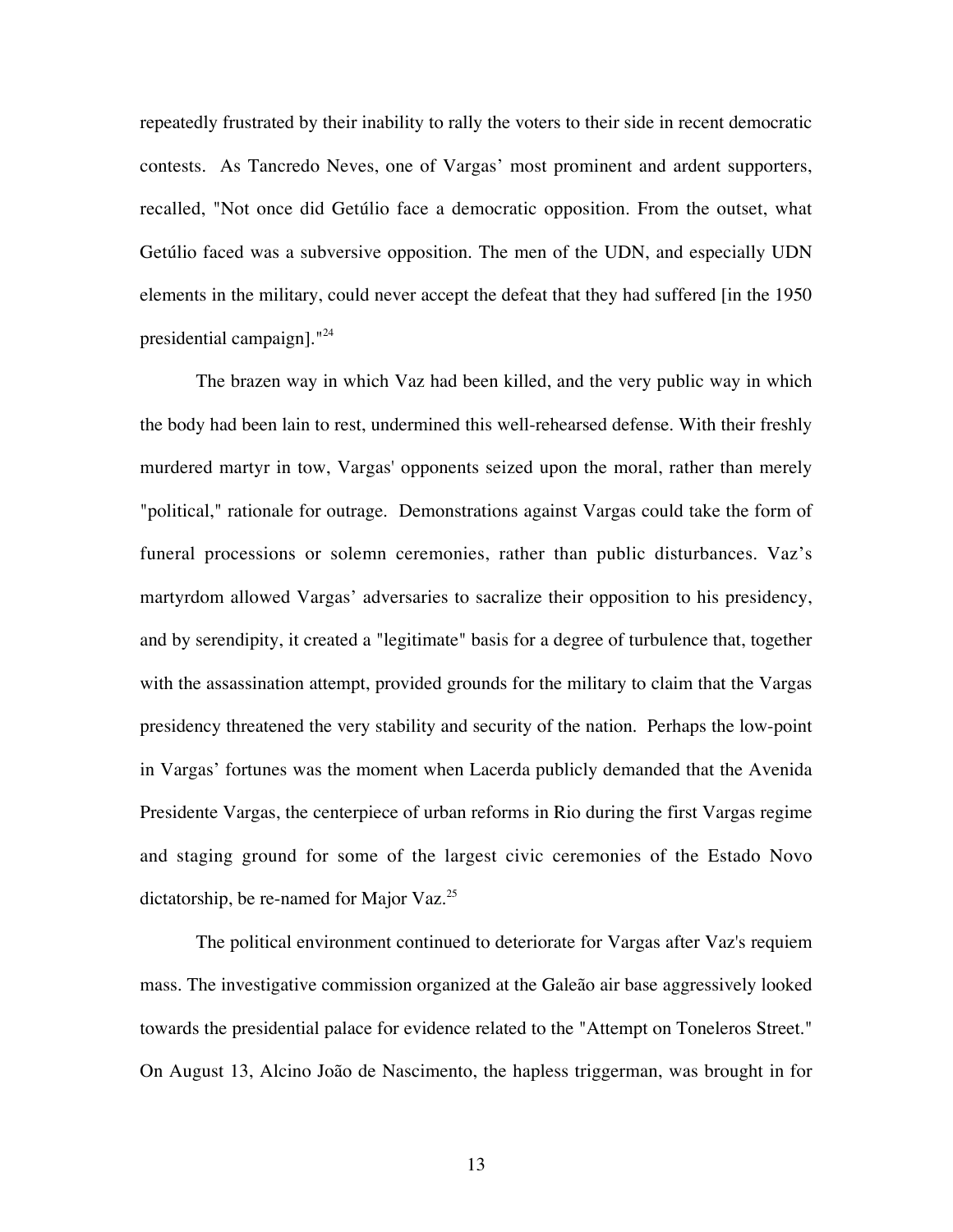repeatedly frustrated by their inability to rally the voters to their side in recent democratic contests. As Tancredo Neves, one of Vargas' most prominent and ardent supporters, recalled, "Not once did Getúlio face a democratic opposition. From the outset, what Getúlio faced was a subversive opposition. The men of the UDN, and especially UDN elements in the military, could never accept the defeat that they had suffered [in the 1950 presidential campaign]."[24]

The brazen way in which Vaz had been killed, and the very public way in which the body had been lain to rest, undermined this well-rehearsed defense. With their freshly murdered martyr in tow, Vargas' opponents seized upon the moral, rather than merely "political," rationale for outrage. Demonstrations against Vargas could take the form of funeral processions or solemn ceremonies, rather than public disturbances. Vaz's martyrdom allowed Vargas' adversaries to sacralize their opposition to his presidency, and by serendipity, it created a "legitimate" basis for a degree of turbulence that, together with the assassination attempt, provided grounds for the military to claim that the Vargas presidency threatened the very stability and security of the nation. Perhaps the low-point in Vargas' fortunes was the moment when Lacerda publicly demanded that the Avenida Presidente Vargas, the centerpiece of urban reforms in Rio during the first Vargas regime and staging ground for some of the largest civic ceremonies of the Estado Novo dictatorship, be re-named for Major Vaz.[25]

The political environment continued to deteriorate for Vargas after Vaz's requiem mass. The investigative commission organized at the Galeão air base aggressively looked towards the presidential palace for evidence related to the "Attempt on Toneleros Street." On August 13, Alcino João de Nascimento, the hapless triggerman, was brought in for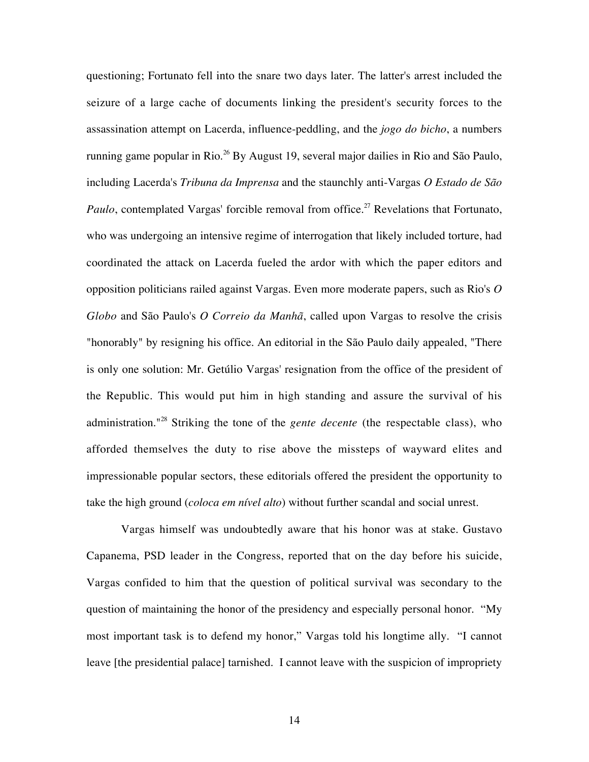questioning; Fortunato fell into the snare two days later. The latter's arrest included the seizure of a large cache of documents linking the president's security forces to the assassination attempt on Lacerda, influence-peddling, and the *jogo do bicho*, a numbers running game popular in Rio.[26] By August 19, several major dailies in Rio and São Paulo, including Lacerda's *Tribuna da Imprensa* and the staunchly anti-Vargas *O Estado de São Paulo*, contemplated Vargas' forcible removal from office.[27] Revelations that Fortunato, who was undergoing an intensive regime of interrogation that likely included torture, had coordinated the attack on Lacerda fueled the ardor with which the paper editors and opposition politicians railed against Vargas. Even more moderate papers, such as Rio's *O Globo* and São Paulo's *O Correio da Manhã*, called upon Vargas to resolve the crisis "honorably" by resigning his office. An editorial in the São Paulo daily appealed, "There is only one solution: Mr. Getúlio Vargas' resignation from the office of the president of the Republic. This would put him in high standing and assure the survival of his administration."[28] Striking the tone of the *gente decente* (the respectable class), who afforded themselves the duty to rise above the missteps of wayward elites and impressionable popular sectors, these editorials offered the president the opportunity to take the high ground (*coloca em nível alto*) without further scandal and social unrest.

Vargas himself was undoubtedly aware that his honor was at stake. Gustavo Capanema, PSD leader in the Congress, reported that on the day before his suicide, Vargas confided to him that the question of political survival was secondary to the question of maintaining the honor of the presidency and especially personal honor. "My most important task is to defend my honor," Vargas told his longtime ally. "I cannot leave [the presidential palace] tarnished. I cannot leave with the suspicion of impropriety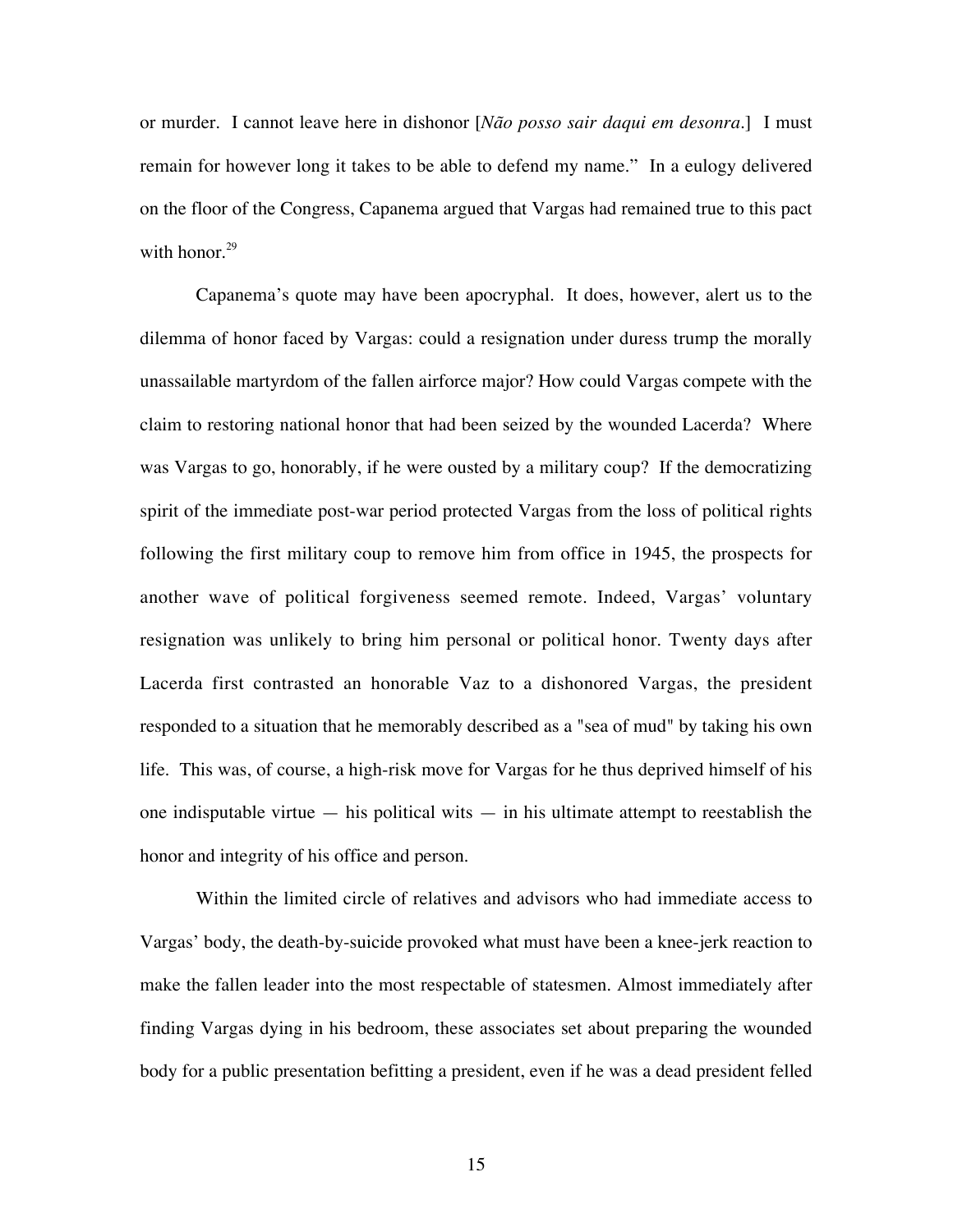or murder. I cannot leave here in dishonor [*Não posso sair daqui em desonra*.] I must remain for however long it takes to be able to defend my name." In a eulogy delivered on the floor of the Congress, Capanema argued that Vargas had remained true to this pact with honor.[29]

Capanema's quote may have been apocryphal. It does, however, alert us to the dilemma of honor faced by Vargas: could a resignation under duress trump the morally unassailable martyrdom of the fallen airforce major? How could Vargas compete with the claim to restoring national honor that had been seized by the wounded Lacerda? Where was Vargas to go, honorably, if he were ousted by a military coup? If the democratizing spirit of the immediate post-war period protected Vargas from the loss of political rights following the first military coup to remove him from office in 1945, the prospects for another wave of political forgiveness seemed remote. Indeed, Vargas' voluntary resignation was unlikely to bring him personal or political honor. Twenty days after Lacerda first contrasted an honorable Vaz to a dishonored Vargas, the president responded to a situation that he memorably described as a "sea of mud" by taking his own life. This was, of course, a high-risk move for Vargas for he thus deprived himself of his one indisputable virtue — his political wits — in his ultimate attempt to reestablish the honor and integrity of his office and person.

Within the limited circle of relatives and advisors who had immediate access to Vargas' body, the death-by-suicide provoked what must have been a knee-jerk reaction to make the fallen leader into the most respectable of statesmen. Almost immediately after finding Vargas dying in his bedroom, these associates set about preparing the wounded body for a public presentation befitting a president, even if he was a dead president felled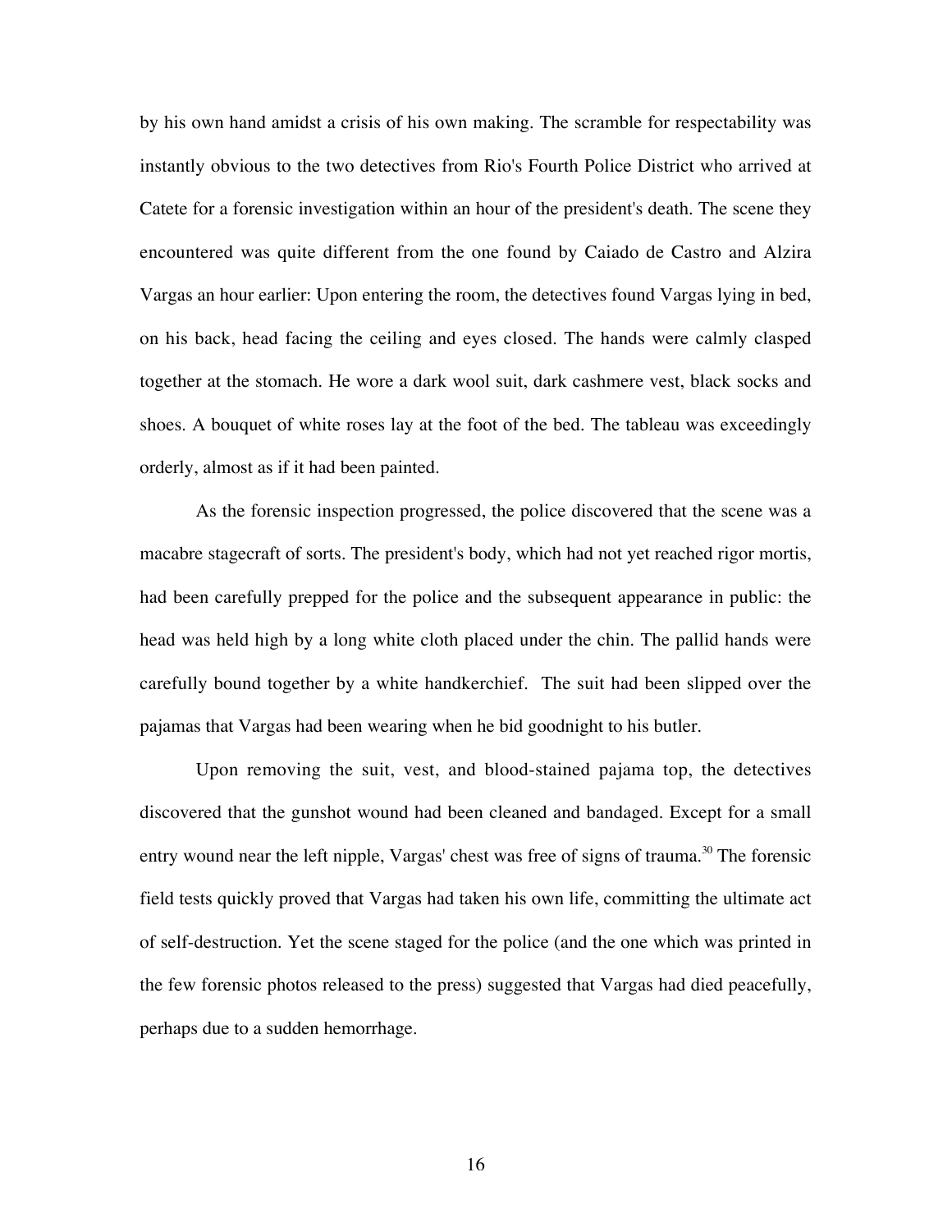by his own hand amidst a crisis of his own making. The scramble for respectability was instantly obvious to the two detectives from Rio's Fourth Police District who arrived at Catete for a forensic investigation within an hour of the president's death. The scene they encountered was quite different from the one found by Caiado de Castro and Alzira Vargas an hour earlier: Upon entering the room, the detectives found Vargas lying in bed, on his back, head facing the ceiling and eyes closed. The hands were calmly clasped together at the stomach. He wore a dark wool suit, dark cashmere vest, black socks and shoes. A bouquet of white roses lay at the foot of the bed. The tableau was exceedingly orderly, almost as if it had been painted.

As the forensic inspection progressed, the police discovered that the scene was a macabre stagecraft of sorts. The president's body, which had not yet reached rigor mortis, had been carefully prepped for the police and the subsequent appearance in public: the head was held high by a long white cloth placed under the chin. The pallid hands were carefully bound together by a white handkerchief. The suit had been slipped over the pajamas that Vargas had been wearing when he bid goodnight to his butler.

Upon removing the suit, vest, and blood-stained pajama top, the detectives discovered that the gunshot wound had been cleaned and bandaged. Except for a small entry wound near the left nipple, Vargas' chest was free of signs of trauma.[30] The forensic field tests quickly proved that Vargas had taken his own life, committing the ultimate act of self-destruction. Yet the scene staged for the police (and the one which was printed in the few forensic photos released to the press) suggested that Vargas had died peacefully, perhaps due to a sudden hemorrhage.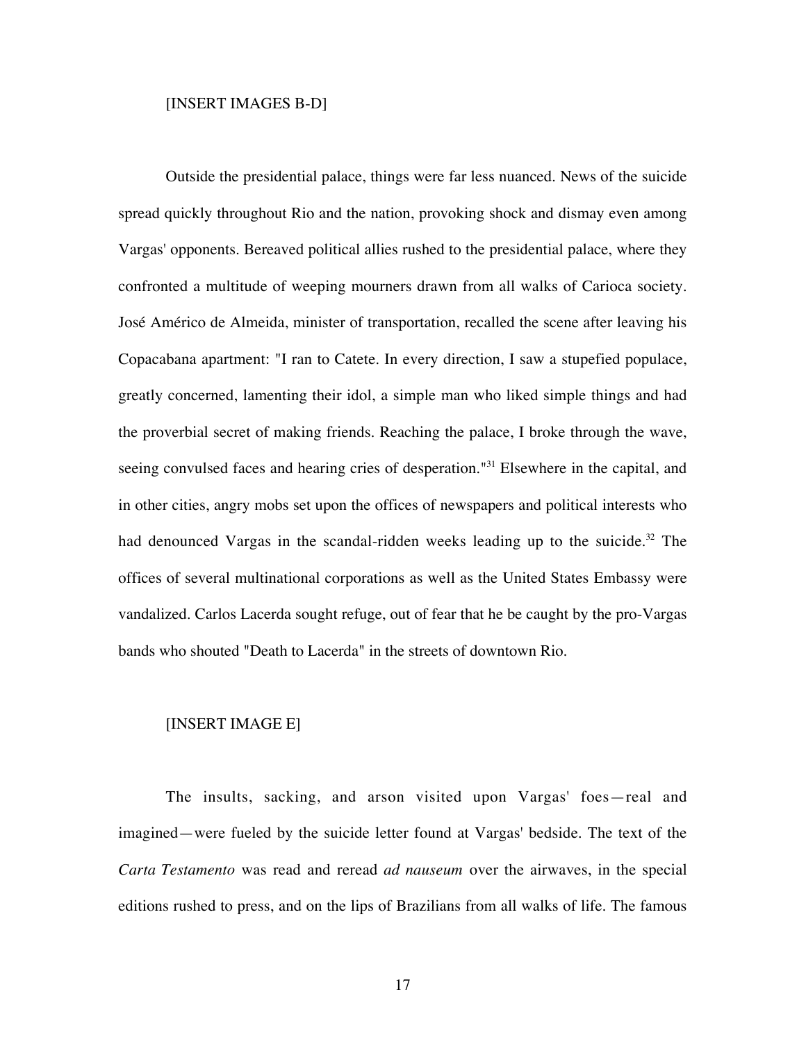[INSERT IMAGES B-D]

Outside the presidential palace, things were far less nuanced. News of the suicide spread quickly throughout Rio and the nation, provoking shock and dismay even among Vargas' opponents. Bereaved political allies rushed to the presidential palace, where they confronted a multitude of weeping mourners drawn from all walks of Carioca society. José Américo de Almeida, minister of transportation, recalled the scene after leaving his Copacabana apartment: "I ran to Catete. In every direction, I saw a stupefied populace, greatly concerned, lamenting their idol, a simple man who liked simple things and had the proverbial secret of making friends. Reaching the palace, I broke through the wave, seeing convulsed faces and hearing cries of desperation."[31] Elsewhere in the capital, and in other cities, angry mobs set upon the offices of newspapers and political interests who had denounced Vargas in the scandal-ridden weeks leading up to the suicide.[32] The offices of several multinational corporations as well as the United States Embassy were vandalized. Carlos Lacerda sought refuge, out of fear that he be caught by the pro-Vargas bands who shouted "Death to Lacerda" in the streets of downtown Rio.

[INSERT IMAGE E]

The insults, sacking, and arson visited upon Vargas' foes—real and imagined—were fueled by the suicide letter found at Vargas' bedside. The text of the *Carta Testamento* was read and reread *ad nauseum* over the airwaves, in the special editions rushed to press, and on the lips of Brazilians from all walks of life. The famous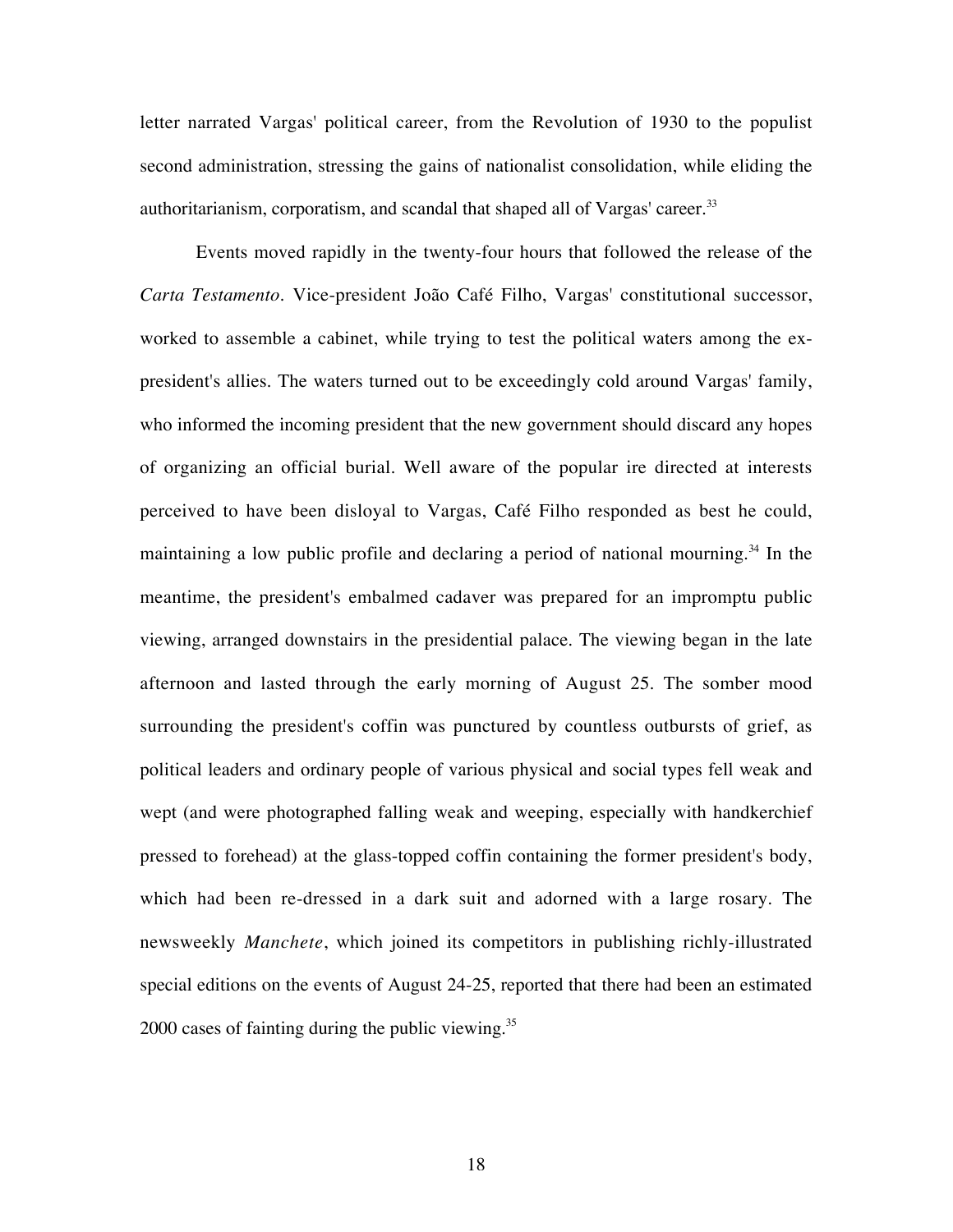letter narrated Vargas' political career, from the Revolution of 1930 to the populist second administration, stressing the gains of nationalist consolidation, while eliding the authoritarianism, corporatism, and scandal that shaped all of Vargas' career.[33]

Events moved rapidly in the twenty-four hours that followed the release of the *Carta Testamento*. Vice-president João Café Filho, Vargas' constitutional successor, worked to assemble a cabinet, while trying to test the political waters among the ex-president's allies. The waters turned out to be exceedingly cold around Vargas' family, who informed the incoming president that the new government should discard any hopes of organizing an official burial. Well aware of the popular ire directed at interests perceived to have been disloyal to Vargas, Café Filho responded as best he could, maintaining a low public profile and declaring a period of national mourning.[34] In the meantime, the president's embalmed cadaver was prepared for an impromptu public viewing, arranged downstairs in the presidential palace. The viewing began in the late afternoon and lasted through the early morning of August 25. The somber mood surrounding the president's coffin was punctured by countless outbursts of grief, as political leaders and ordinary people of various physical and social types fell weak and wept (and were photographed falling weak and weeping, especially with handkerchief pressed to forehead) at the glass-topped coffin containing the former president's body, which had been re-dressed in a dark suit and adorned with a large rosary. The newsweekly *Manchete*, which joined its competitors in publishing richly-illustrated special editions on the events of August 24-25, reported that there had been an estimated 2000 cases of fainting during the public viewing.[35]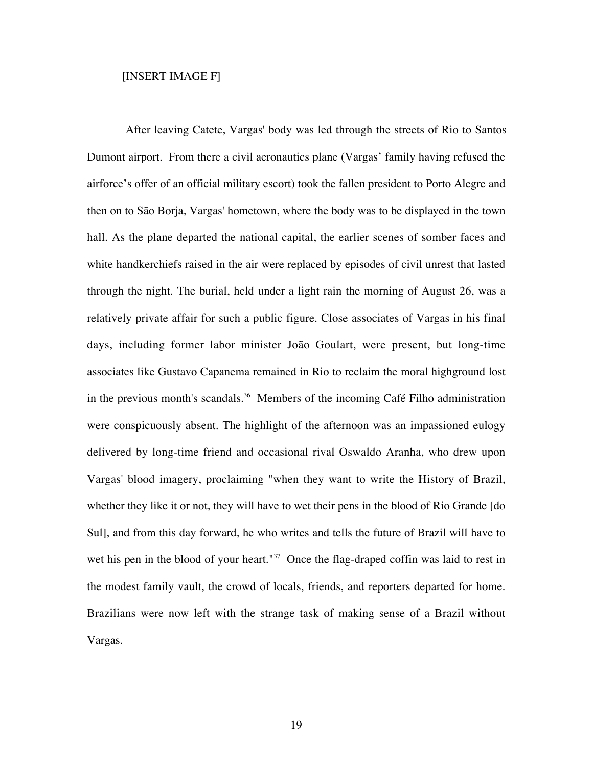[INSERT IMAGE F]

After leaving Catete, Vargas' body was led through the streets of Rio to Santos Dumont airport. From there a civil aeronautics plane (Vargas' family having refused the airforce's offer of an official military escort) took the fallen president to Porto Alegre and then on to São Borja, Vargas' hometown, where the body was to be displayed in the town hall. As the plane departed the national capital, the earlier scenes of somber faces and white handkerchiefs raised in the air were replaced by episodes of civil unrest that lasted through the night. The burial, held under a light rain the morning of August 26, was a relatively private affair for such a public figure. Close associates of Vargas in his final days, including former labor minister João Goulart, were present, but long-time associates like Gustavo Capanema remained in Rio to reclaim the moral highground lost in the previous month's scandals.[36] Members of the incoming Café Filho administration were conspicuously absent. The highlight of the afternoon was an impassioned eulogy delivered by long-time friend and occasional rival Oswaldo Aranha, who drew upon Vargas' blood imagery, proclaiming "when they want to write the History of Brazil, whether they like it or not, they will have to wet their pens in the blood of Rio Grande [do Sul], and from this day forward, he who writes and tells the future of Brazil will have to wet his pen in the blood of your heart."[37] Once the flag-draped coffin was laid to rest in the modest family vault, the crowd of locals, friends, and reporters departed for home. Brazilians were now left with the strange task of making sense of a Brazil without Vargas.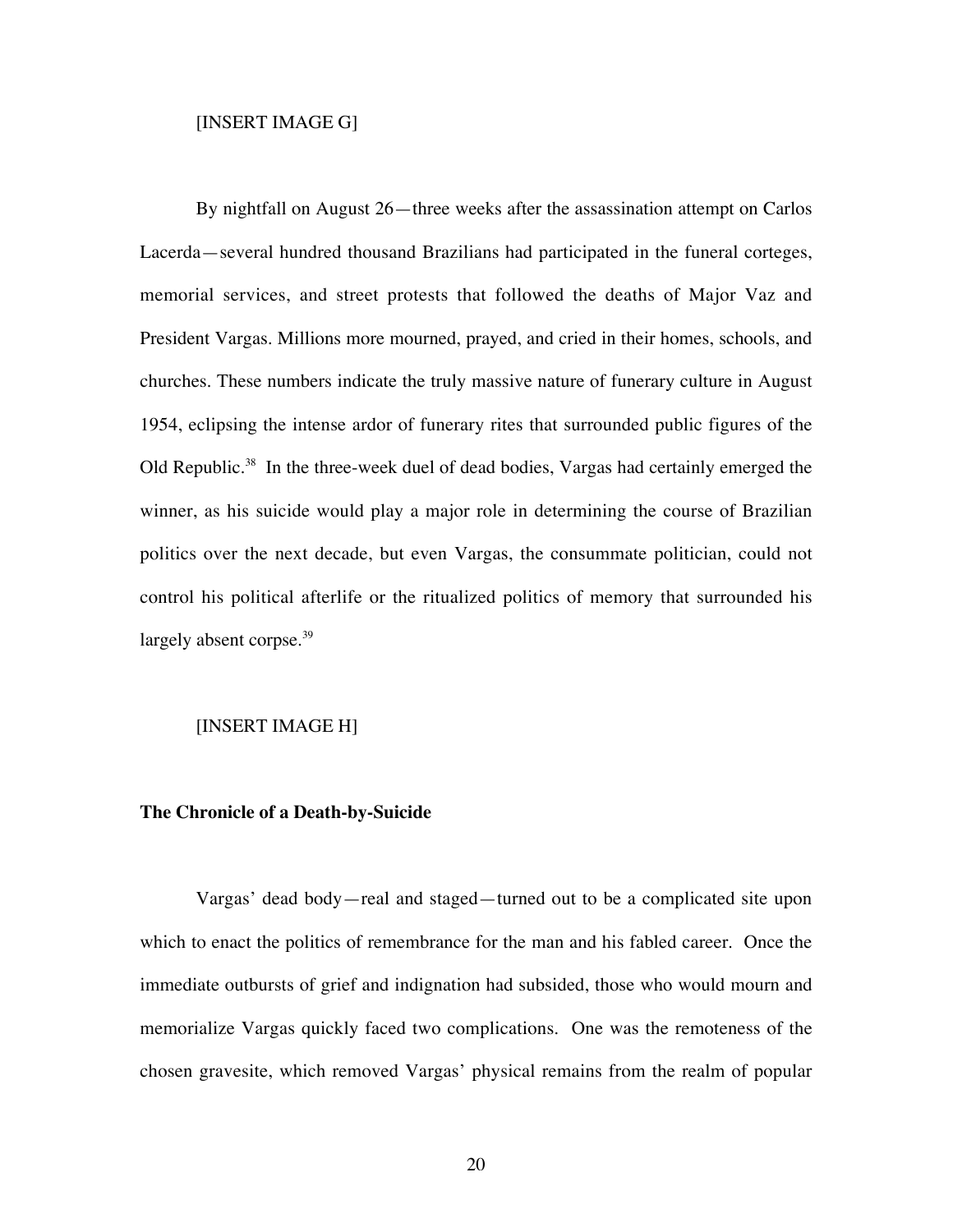[INSERT IMAGE G]

By nightfall on August 26—three weeks after the assassination attempt on Carlos Lacerda—several hundred thousand Brazilians had participated in the funeral corteges, memorial services, and street protests that followed the deaths of Major Vaz and President Vargas. Millions more mourned, prayed, and cried in their homes, schools, and churches. These numbers indicate the truly massive nature of funerary culture in August 1954, eclipsing the intense ardor of funerary rites that surrounded public figures of the Old Republic.[38] In the three-week duel of dead bodies, Vargas had certainly emerged the winner, as his suicide would play a major role in determining the course of Brazilian politics over the next decade, but even Vargas, the consummate politician, could not control his political afterlife or the ritualized politics of memory that surrounded his largely absent corpse.[39]

[INSERT IMAGE H]

**The Chronicle of a Death-by-Suicide**

Vargas' dead body—real and staged—turned out to be a complicated site upon which to enact the politics of remembrance for the man and his fabled career. Once the immediate outbursts of grief and indignation had subsided, those who would mourn and memorialize Vargas quickly faced two complications. One was the remoteness of the chosen gravesite, which removed Vargas' physical remains from the realm of popular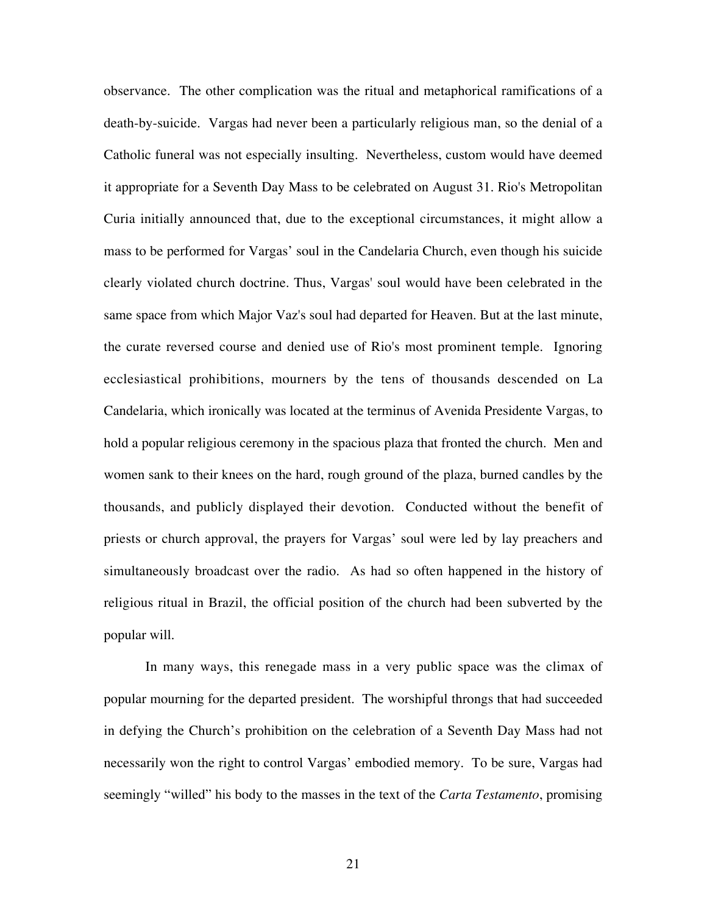observance. The other complication was the ritual and metaphorical ramifications of a death-by-suicide. Vargas had never been a particularly religious man, so the denial of a Catholic funeral was not especially insulting. Nevertheless, custom would have deemed it appropriate for a Seventh Day Mass to be celebrated on August 31. Rio's Metropolitan Curia initially announced that, due to the exceptional circumstances, it might allow a mass to be performed for Vargas' soul in the Candelaria Church, even though his suicide clearly violated church doctrine. Thus, Vargas' soul would have been celebrated in the same space from which Major Vaz's soul had departed for Heaven. But at the last minute, the curate reversed course and denied use of Rio's most prominent temple. Ignoring ecclesiastical prohibitions, mourners by the tens of thousands descended on La Candelaria, which ironically was located at the terminus of Avenida Presidente Vargas, to hold a popular religious ceremony in the spacious plaza that fronted the church. Men and women sank to their knees on the hard, rough ground of the plaza, burned candles by the thousands, and publicly displayed their devotion. Conducted without the benefit of priests or church approval, the prayers for Vargas' soul were led by lay preachers and simultaneously broadcast over the radio. As had so often happened in the history of religious ritual in Brazil, the official position of the church had been subverted by the popular will.

In many ways, this renegade mass in a very public space was the climax of popular mourning for the departed president. The worshipful throngs that had succeeded in defying the Church's prohibition on the celebration of a Seventh Day Mass had not necessarily won the right to control Vargas' embodied memory. To be sure, Vargas had seemingly "willed" his body to the masses in the text of the *Carta Testamento*, promising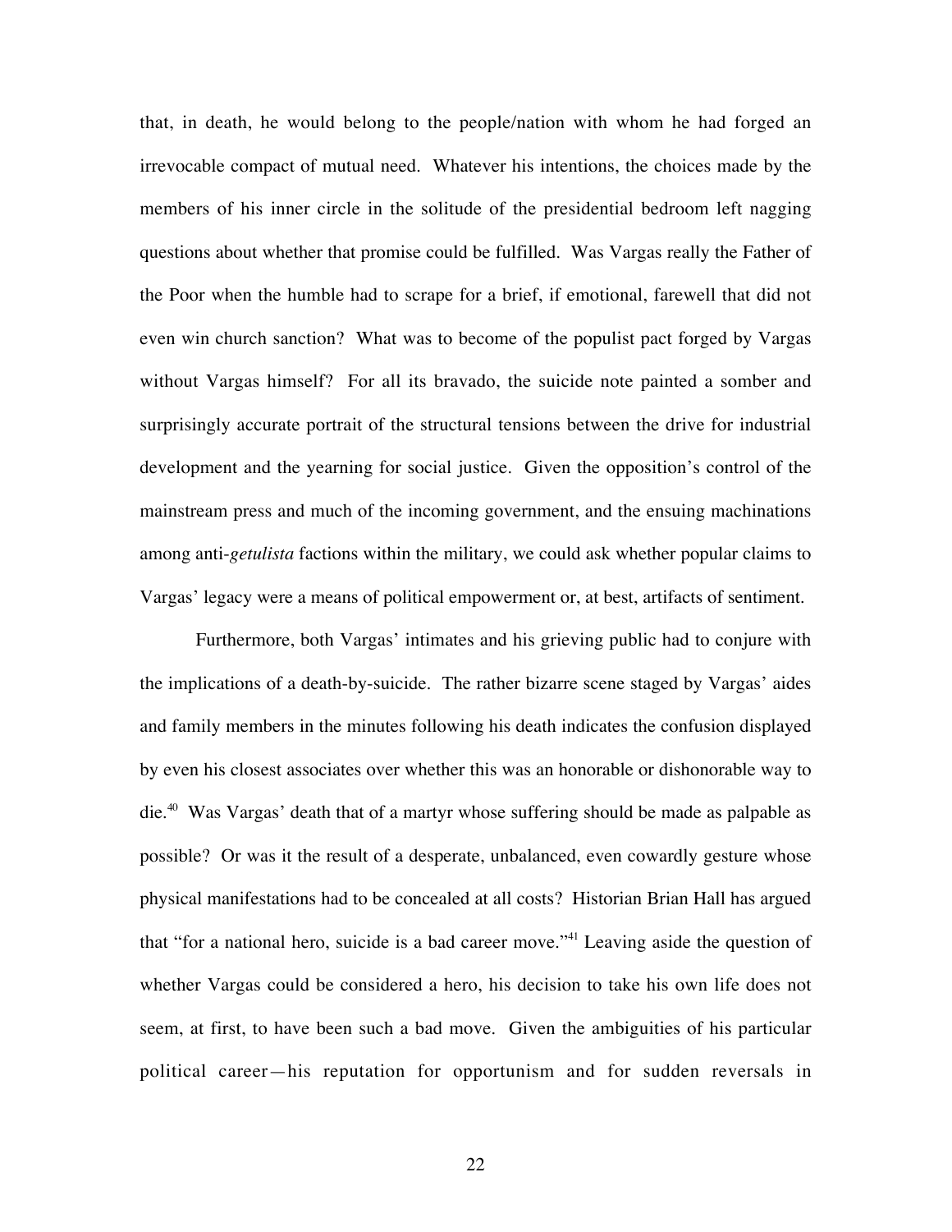that, in death, he would belong to the people/nation with whom he had forged an irrevocable compact of mutual need. Whatever his intentions, the choices made by the members of his inner circle in the solitude of the presidential bedroom left nagging questions about whether that promise could be fulfilled. Was Vargas really the Father of the Poor when the humble had to scrape for a brief, if emotional, farewell that did not even win church sanction? What was to become of the populist pact forged by Vargas without Vargas himself? For all its bravado, the suicide note painted a somber and surprisingly accurate portrait of the structural tensions between the drive for industrial development and the yearning for social justice. Given the opposition's control of the mainstream press and much of the incoming government, and the ensuing machinations among anti-*getulista* factions within the military, we could ask whether popular claims to Vargas' legacy were a means of political empowerment or, at best, artifacts of sentiment.

Furthermore, both Vargas' intimates and his grieving public had to conjure with the implications of a death-by-suicide. The rather bizarre scene staged by Vargas' aides and family members in the minutes following his death indicates the confusion displayed by even his closest associates over whether this was an honorable or dishonorable way to die.[40] Was Vargas' death that of a martyr whose suffering should be made as palpable as possible? Or was it the result of a desperate, unbalanced, even cowardly gesture whose physical manifestations had to be concealed at all costs? Historian Brian Hall has argued that "for a national hero, suicide is a bad career move."[41] Leaving aside the question of whether Vargas could be considered a hero, his decision to take his own life does not seem, at first, to have been such a bad move. Given the ambiguities of his particular political career—his reputation for opportunism and for sudden reversals in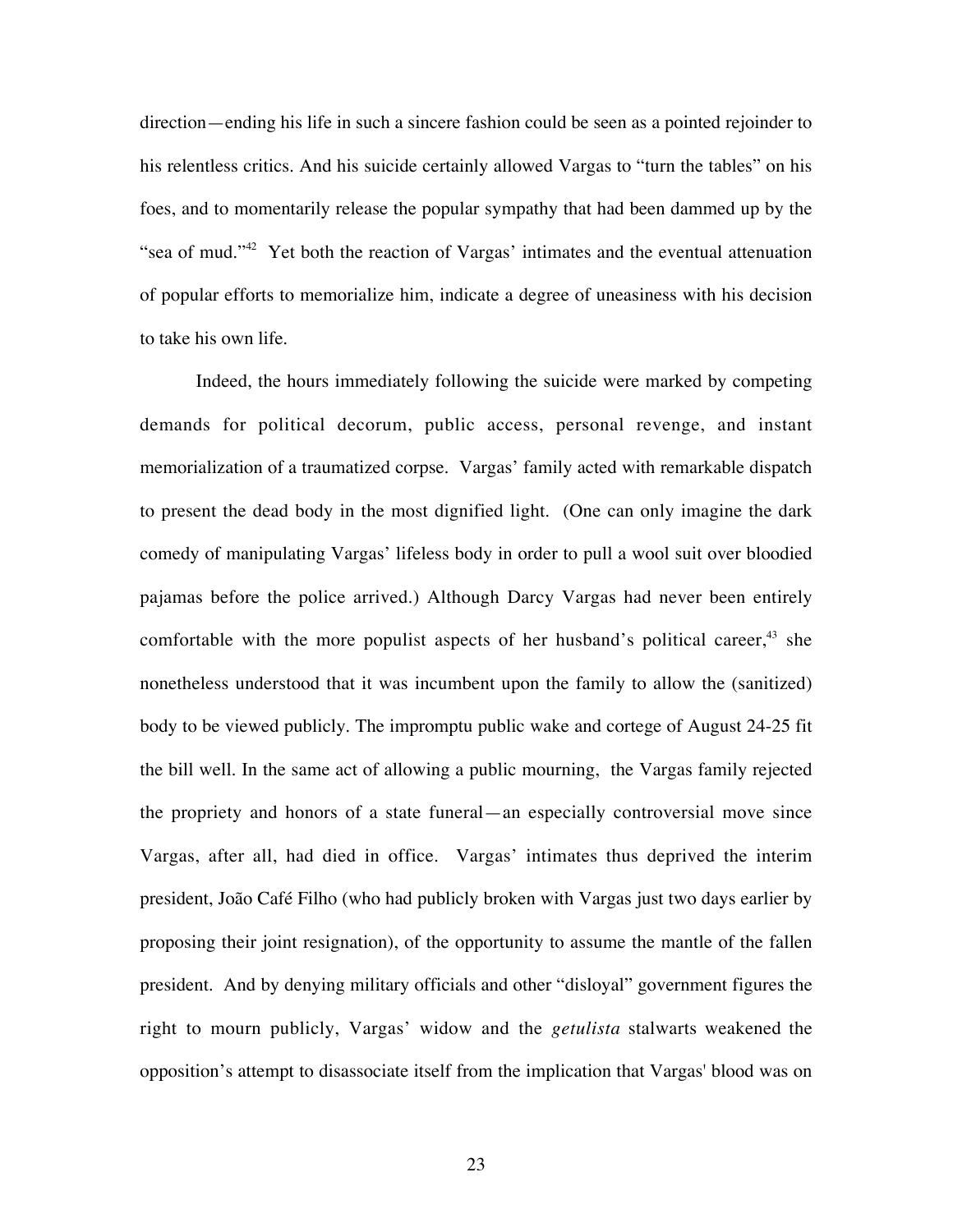direction—ending his life in such a sincere fashion could be seen as a pointed rejoinder to his relentless critics. And his suicide certainly allowed Vargas to "turn the tables" on his foes, and to momentarily release the popular sympathy that had been dammed up by the "sea of mud."[42] Yet both the reaction of Vargas' intimates and the eventual attenuation of popular efforts to memorialize him, indicate a degree of uneasiness with his decision to take his own life.

Indeed, the hours immediately following the suicide were marked by competing demands for political decorum, public access, personal revenge, and instant memorialization of a traumatized corpse. Vargas' family acted with remarkable dispatch to present the dead body in the most dignified light. (One can only imagine the dark comedy of manipulating Vargas' lifeless body in order to pull a wool suit over bloodied pajamas before the police arrived.) Although Darcy Vargas had never been entirely comfortable with the more populist aspects of her husband's political career,[43] she nonetheless understood that it was incumbent upon the family to allow the (sanitized) body to be viewed publicly. The impromptu public wake and cortege of August 24-25 fit the bill well. In the same act of allowing a public mourning, the Vargas family rejected the propriety and honors of a state funeral—an especially controversial move since Vargas, after all, had died in office. Vargas' intimates thus deprived the interim president, João Café Filho (who had publicly broken with Vargas just two days earlier by proposing their joint resignation), of the opportunity to assume the mantle of the fallen president. And by denying military officials and other "disloyal" government figures the right to mourn publicly, Vargas' widow and the *getulista* stalwarts weakened the opposition's attempt to disassociate itself from the implication that Vargas' blood was on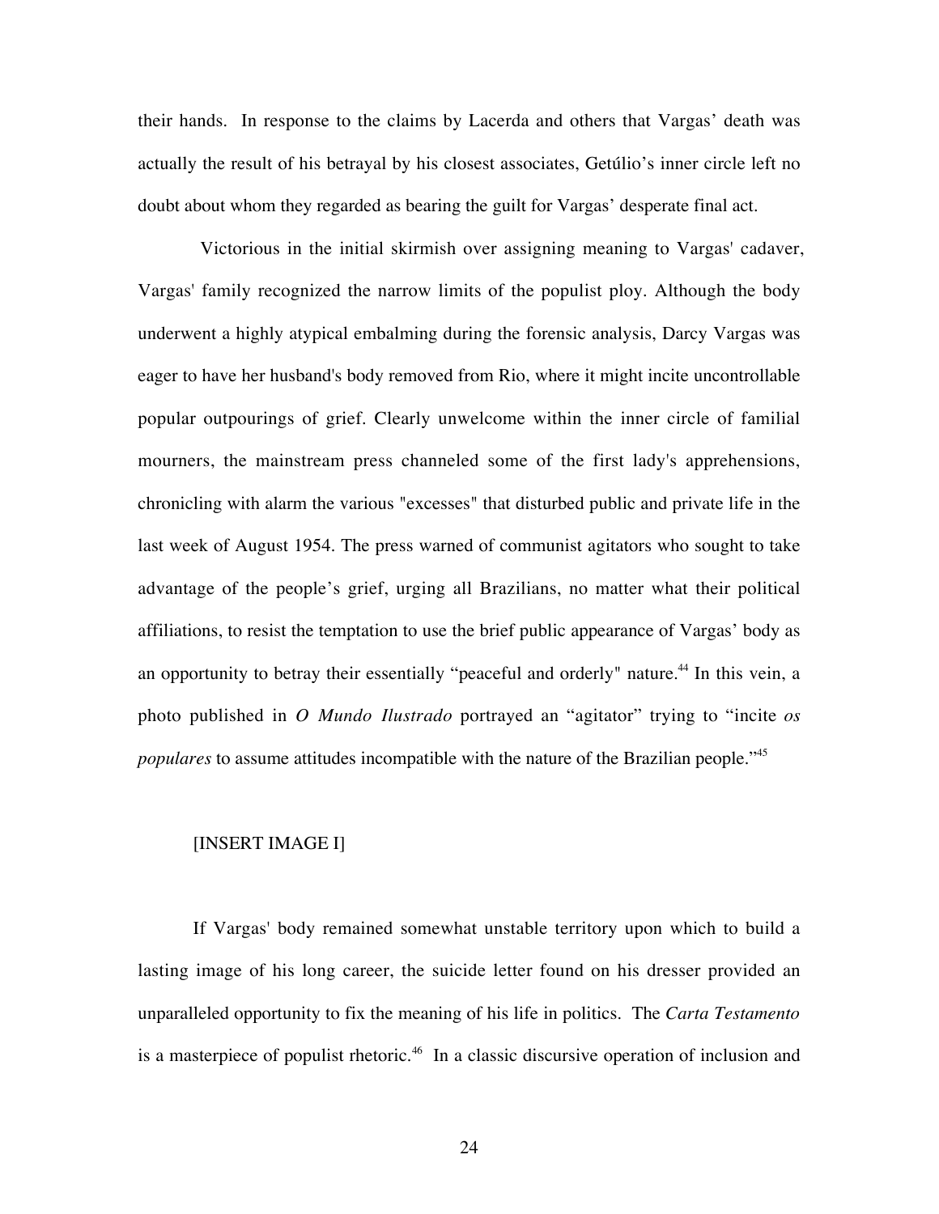their hands. In response to the claims by Lacerda and others that Vargas' death was actually the result of his betrayal by his closest associates, Getúlio's inner circle left no doubt about whom they regarded as bearing the guilt for Vargas' desperate final act.

Victorious in the initial skirmish over assigning meaning to Vargas' cadaver, Vargas' family recognized the narrow limits of the populist ploy. Although the body underwent a highly atypical embalming during the forensic analysis, Darcy Vargas was eager to have her husband's body removed from Rio, where it might incite uncontrollable popular outpourings of grief. Clearly unwelcome within the inner circle of familial mourners, the mainstream press channeled some of the first lady's apprehensions, chronicling with alarm the various "excesses" that disturbed public and private life in the last week of August 1954. The press warned of communist agitators who sought to take advantage of the people's grief, urging all Brazilians, no matter what their political affiliations, to resist the temptation to use the brief public appearance of Vargas' body as an opportunity to betray their essentially "peaceful and orderly" nature.[44] In this vein, a photo published in *O Mundo Ilustrado* portrayed an "agitator" trying to "incite *os populares* to assume attitudes incompatible with the nature of the Brazilian people."[45]

[INSERT IMAGE I]

If Vargas' body remained somewhat unstable territory upon which to build a lasting image of his long career, the suicide letter found on his dresser provided an unparalleled opportunity to fix the meaning of his life in politics. The *Carta Testamento* is a masterpiece of populist rhetoric.[46] In a classic discursive operation of inclusion and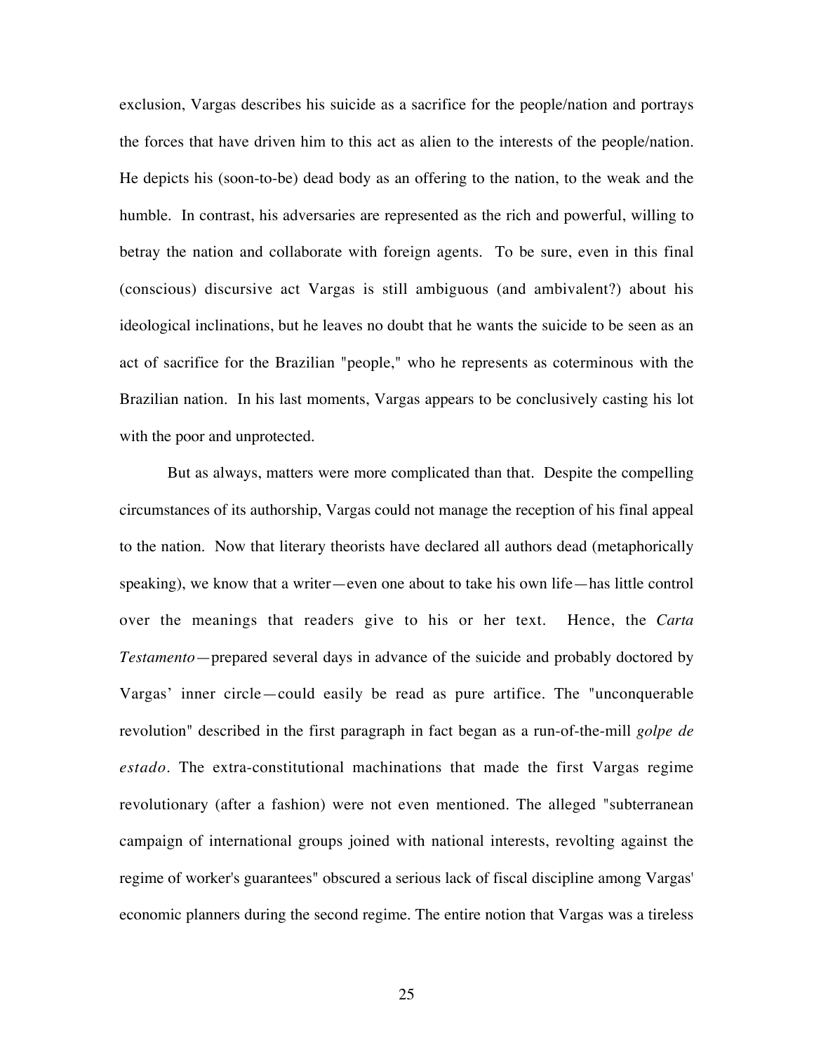exclusion, Vargas describes his suicide as a sacrifice for the people/nation and portrays the forces that have driven him to this act as alien to the interests of the people/nation. He depicts his (soon-to-be) dead body as an offering to the nation, to the weak and the humble. In contrast, his adversaries are represented as the rich and powerful, willing to betray the nation and collaborate with foreign agents. To be sure, even in this final (conscious) discursive act Vargas is still ambiguous (and ambivalent?) about his ideological inclinations, but he leaves no doubt that he wants the suicide to be seen as an act of sacrifice for the Brazilian "people," who he represents as coterminous with the Brazilian nation. In his last moments, Vargas appears to be conclusively casting his lot with the poor and unprotected.

But as always, matters were more complicated than that. Despite the compelling circumstances of its authorship, Vargas could not manage the reception of his final appeal to the nation. Now that literary theorists have declared all authors dead (metaphorically speaking), we know that a writer—even one about to take his own life—has little control over the meanings that readers give to his or her text. Hence, the *Carta Testamento*—prepared several days in advance of the suicide and probably doctored by Vargas' inner circle—could easily be read as pure artifice. The "unconquerable revolution" described in the first paragraph in fact began as a run-of-the-mill *golpe de estado*. The extra-constitutional machinations that made the first Vargas regime revolutionary (after a fashion) were not even mentioned. The alleged "subterranean campaign of international groups joined with national interests, revolting against the regime of worker's guarantees" obscured a serious lack of fiscal discipline among Vargas' economic planners during the second regime. The entire notion that Vargas was a tireless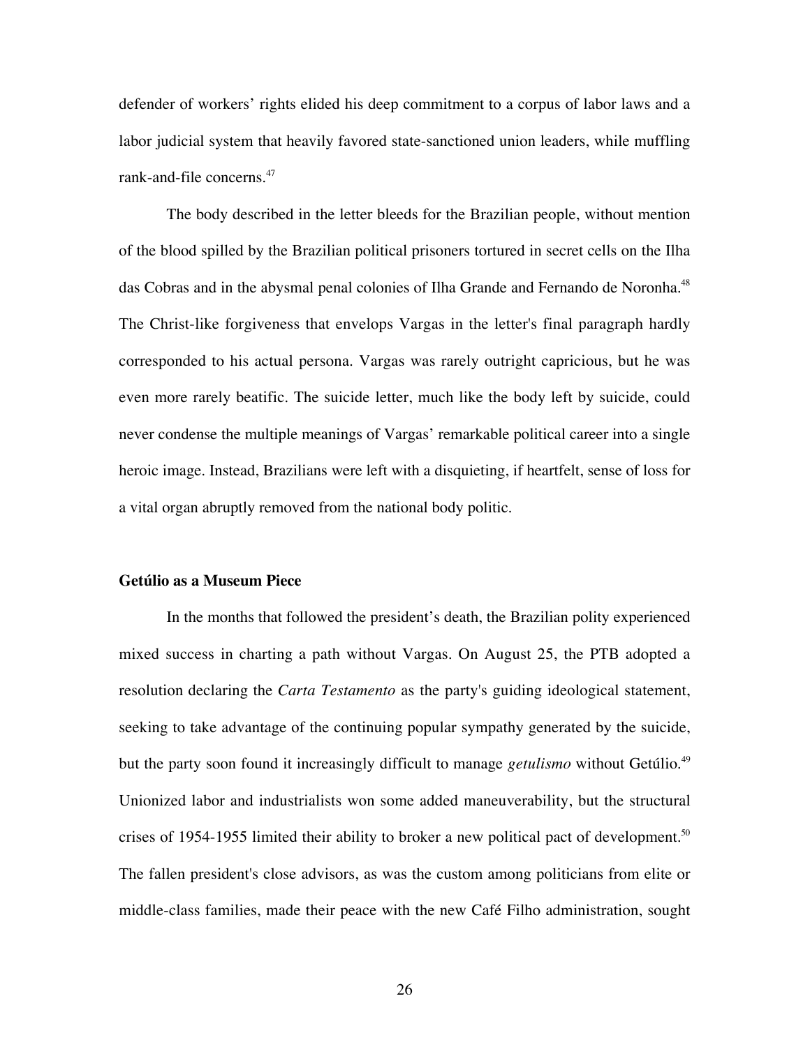defender of workers' rights elided his deep commitment to a corpus of labor laws and a labor judicial system that heavily favored state-sanctioned union leaders, while muffling rank-and-file concerns.[47]

The body described in the letter bleeds for the Brazilian people, without mention of the blood spilled by the Brazilian political prisoners tortured in secret cells on the Ilha das Cobras and in the abysmal penal colonies of Ilha Grande and Fernando de Noronha.[48] The Christ-like forgiveness that envelops Vargas in the letter's final paragraph hardly corresponded to his actual persona. Vargas was rarely outright capricious, but he was even more rarely beatific. The suicide letter, much like the body left by suicide, could never condense the multiple meanings of Vargas' remarkable political career into a single heroic image. Instead, Brazilians were left with a disquieting, if heartfelt, sense of loss for a vital organ abruptly removed from the national body politic.

### Getúlio as a Museum Piece

In the months that followed the president's death, the Brazilian polity experienced mixed success in charting a path without Vargas. On August 25, the PTB adopted a resolution declaring the *Carta Testamento* as the party's guiding ideological statement, seeking to take advantage of the continuing popular sympathy generated by the suicide, but the party soon found it increasingly difficult to manage *getulismo* without Getúlio.[49] Unionized labor and industrialists won some added maneuverability, but the structural crises of 1954-1955 limited their ability to broker a new political pact of development.[50] The fallen president's close advisors, as was the custom among politicians from elite or middle-class families, made their peace with the new Café Filho administration, sought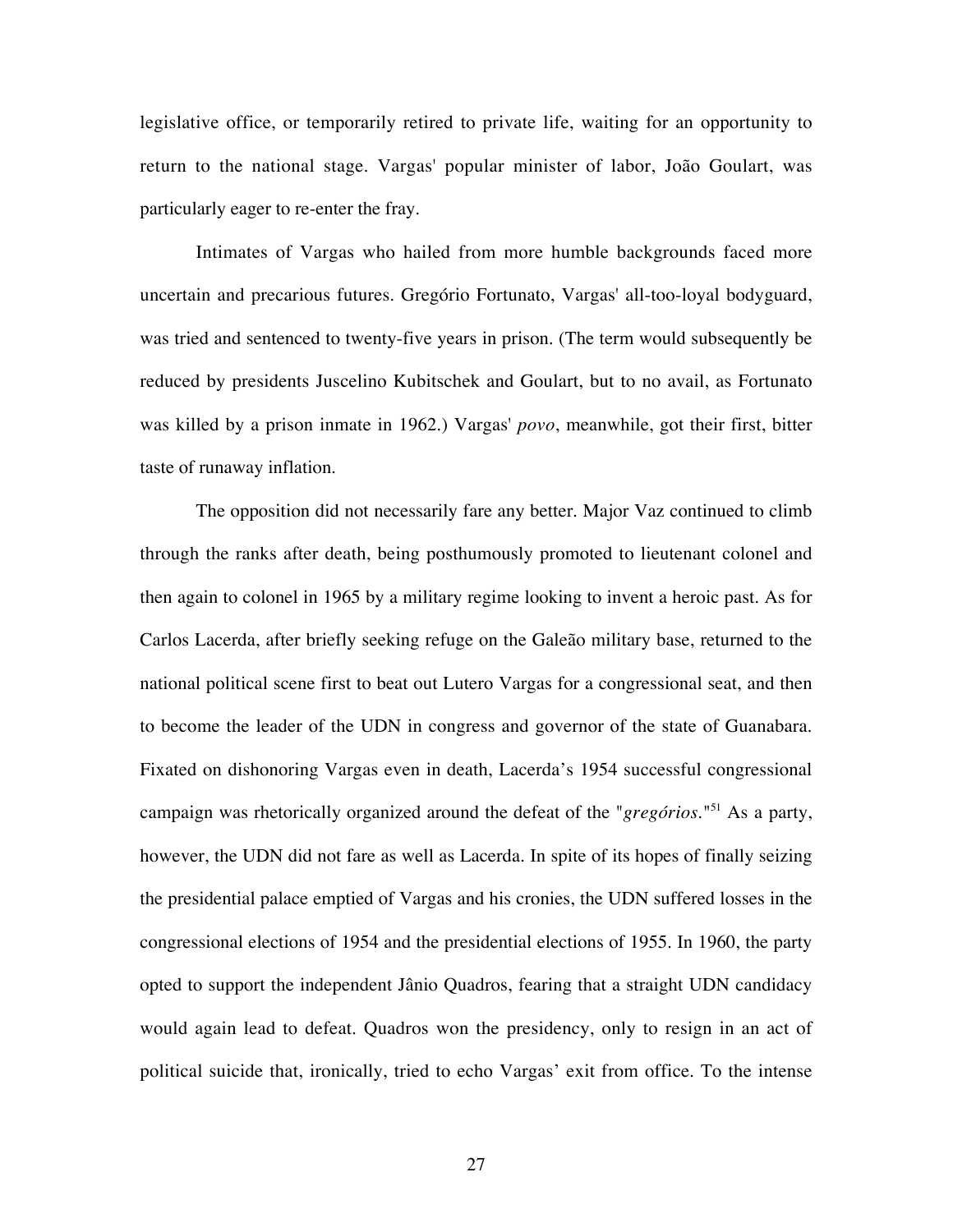legislative office, or temporarily retired to private life, waiting for an opportunity to return to the national stage. Vargas' popular minister of labor, João Goulart, was particularly eager to re-enter the fray.

Intimates of Vargas who hailed from more humble backgrounds faced more uncertain and precarious futures. Gregório Fortunato, Vargas' all-too-loyal bodyguard, was tried and sentenced to twenty-five years in prison. (The term would subsequently be reduced by presidents Juscelino Kubitschek and Goulart, but to no avail, as Fortunato was killed by a prison inmate in 1962.) Vargas' *povo*, meanwhile, got their first, bitter taste of runaway inflation.

The opposition did not necessarily fare any better. Major Vaz continued to climb through the ranks after death, being posthumously promoted to lieutenant colonel and then again to colonel in 1965 by a military regime looking to invent a heroic past. As for Carlos Lacerda, after briefly seeking refuge on the Galeão military base, returned to the national political scene first to beat out Lutero Vargas for a congressional seat, and then to become the leader of the UDN in congress and governor of the state of Guanabara. Fixated on dishonoring Vargas even in death, Lacerda's 1954 successful congressional campaign was rhetorically organized around the defeat of the "*gregórios*."[51] As a party, however, the UDN did not fare as well as Lacerda. In spite of its hopes of finally seizing the presidential palace emptied of Vargas and his cronies, the UDN suffered losses in the congressional elections of 1954 and the presidential elections of 1955. In 1960, the party opted to support the independent Jânio Quadros, fearing that a straight UDN candidacy would again lead to defeat. Quadros won the presidency, only to resign in an act of political suicide that, ironically, tried to echo Vargas' exit from office. To the intense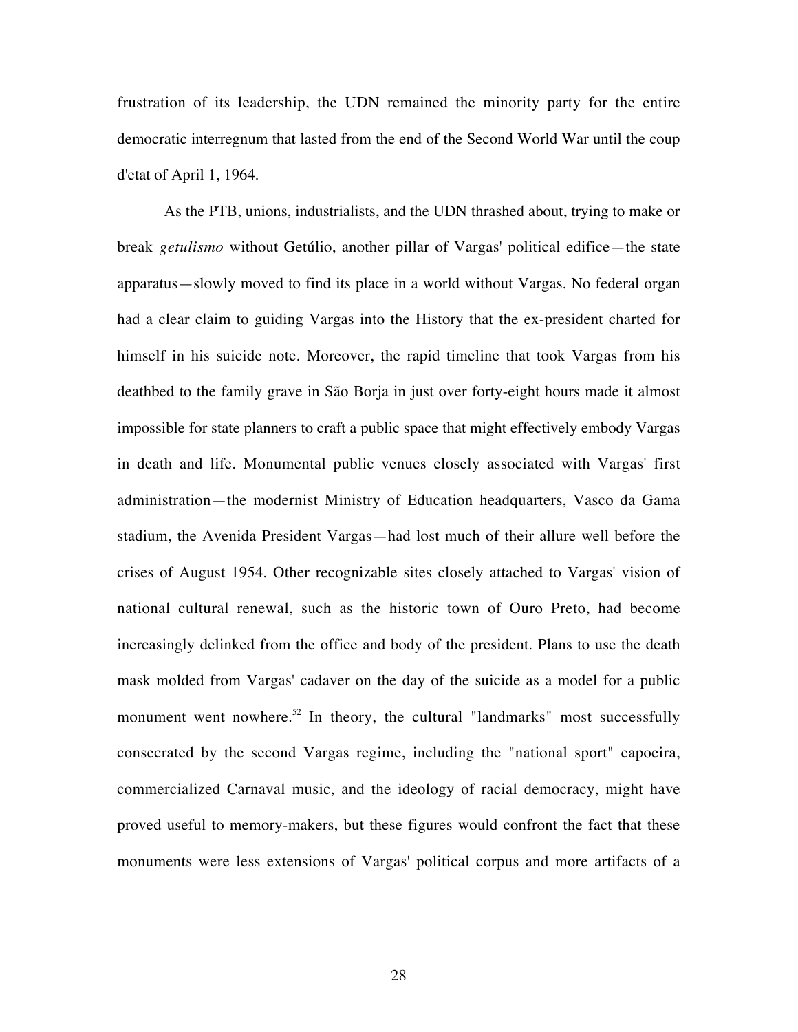frustration of its leadership, the UDN remained the minority party for the entire democratic interregnum that lasted from the end of the Second World War until the coup d'etat of April 1, 1964.

As the PTB, unions, industrialists, and the UDN thrashed about, trying to make or break *getulismo* without Getúlio, another pillar of Vargas' political edifice—the state apparatus—slowly moved to find its place in a world without Vargas. No federal organ had a clear claim to guiding Vargas into the History that the ex-president charted for himself in his suicide note. Moreover, the rapid timeline that took Vargas from his deathbed to the family grave in São Borja in just over forty-eight hours made it almost impossible for state planners to craft a public space that might effectively embody Vargas in death and life. Monumental public venues closely associated with Vargas' first administration—the modernist Ministry of Education headquarters, Vasco da Gama stadium, the Avenida President Vargas—had lost much of their allure well before the crises of August 1954. Other recognizable sites closely attached to Vargas' vision of national cultural renewal, such as the historic town of Ouro Preto, had become increasingly delinked from the office and body of the president. Plans to use the death mask molded from Vargas' cadaver on the day of the suicide as a model for a public monument went nowhere.[52] In theory, the cultural "landmarks" most successfully consecrated by the second Vargas regime, including the "national sport" capoeira, commercialized Carnaval music, and the ideology of racial democracy, might have proved useful to memory-makers, but these figures would confront the fact that these monuments were less extensions of Vargas' political corpus and more artifacts of a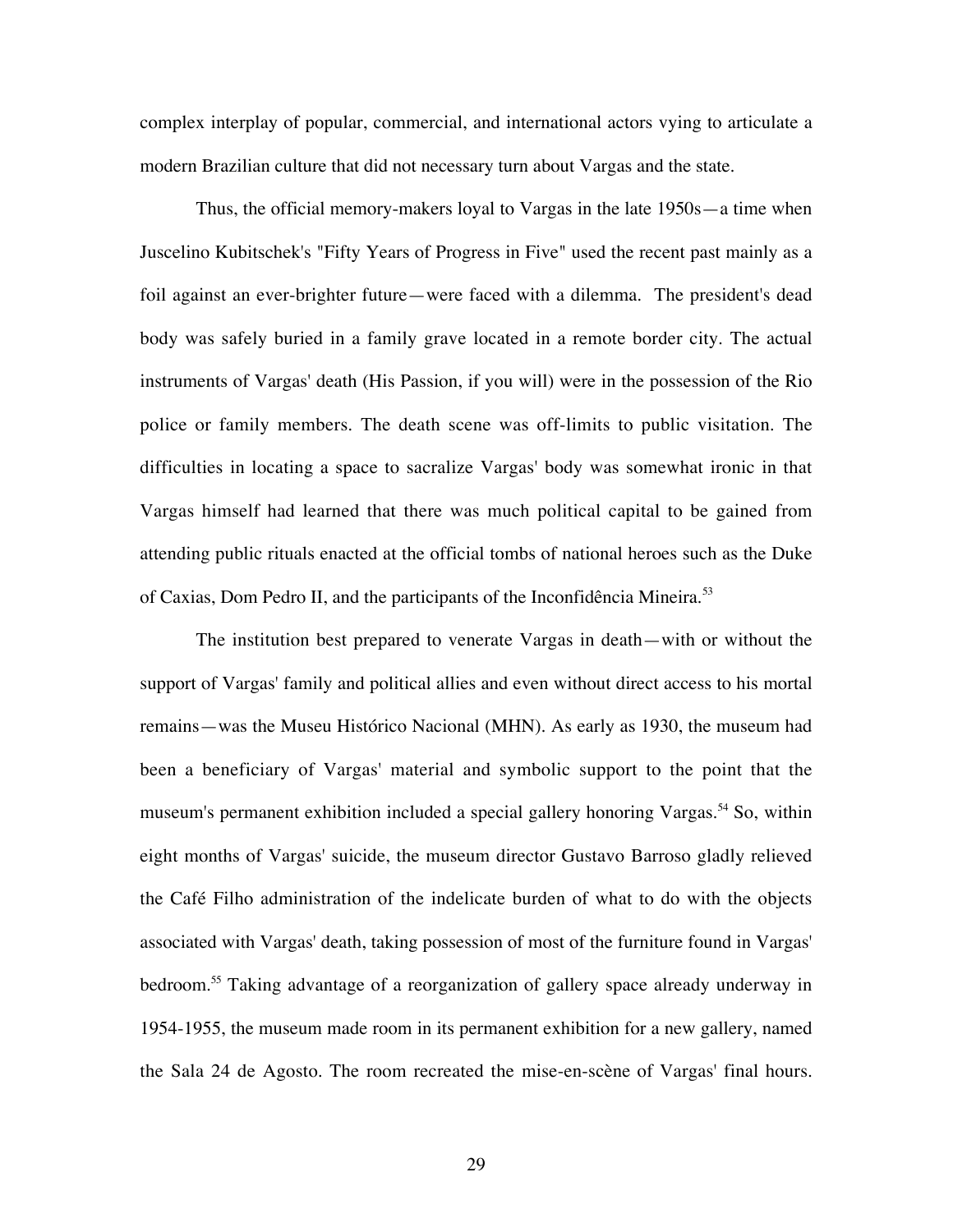complex interplay of popular, commercial, and international actors vying to articulate a modern Brazilian culture that did not necessary turn about Vargas and the state.

Thus, the official memory-makers loyal to Vargas in the late 1950s—a time when Juscelino Kubitschek's "Fifty Years of Progress in Five" used the recent past mainly as a foil against an ever-brighter future—were faced with a dilemma. The president's dead body was safely buried in a family grave located in a remote border city. The actual instruments of Vargas' death (His Passion, if you will) were in the possession of the Rio police or family members. The death scene was off-limits to public visitation. The difficulties in locating a space to sacralize Vargas' body was somewhat ironic in that Vargas himself had learned that there was much political capital to be gained from attending public rituals enacted at the official tombs of national heroes such as the Duke of Caxias, Dom Pedro II, and the participants of the Inconfidência Mineira.[53]

The institution best prepared to venerate Vargas in death—with or without the support of Vargas' family and political allies and even without direct access to his mortal remains—was the Museu Histórico Nacional (MHN). As early as 1930, the museum had been a beneficiary of Vargas' material and symbolic support to the point that the museum's permanent exhibition included a special gallery honoring Vargas.[54] So, within eight months of Vargas' suicide, the museum director Gustavo Barroso gladly relieved the Café Filho administration of the indelicate burden of what to do with the objects associated with Vargas' death, taking possession of most of the furniture found in Vargas' bedroom.[55] Taking advantage of a reorganization of gallery space already underway in 1954-1955, the museum made room in its permanent exhibition for a new gallery, named the Sala 24 de Agosto. The room recreated the mise-en-scène of Vargas' final hours.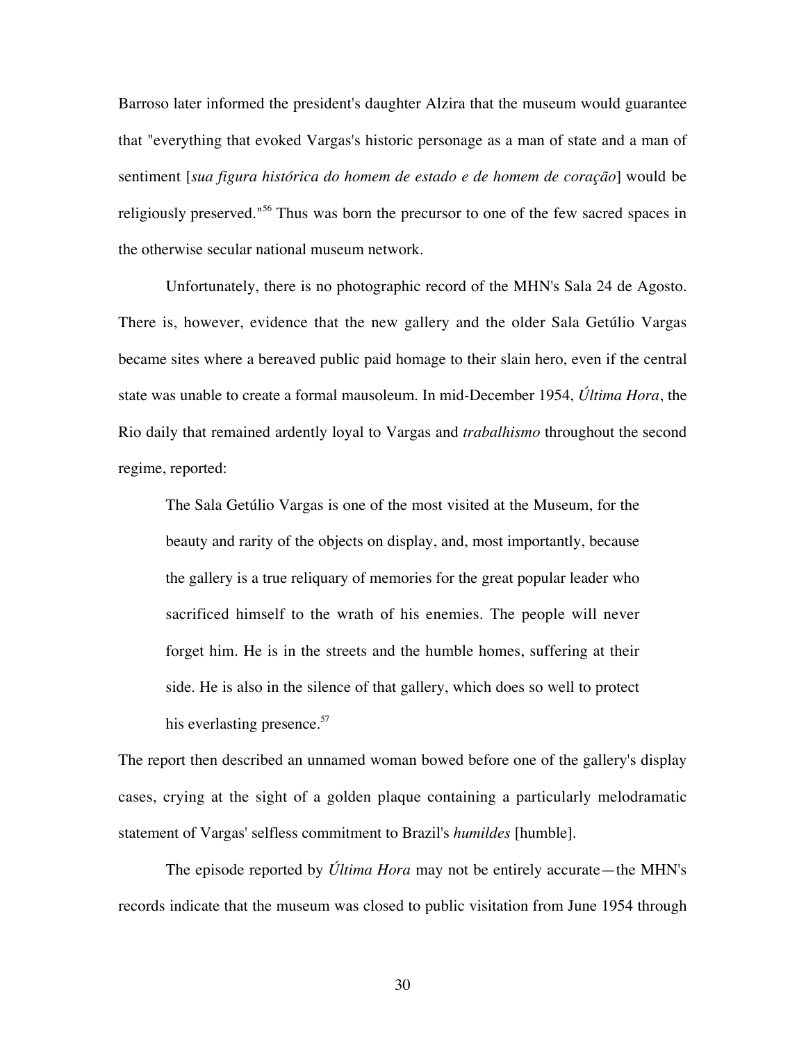Barroso later informed the president's daughter Alzira that the museum would guarantee that "everything that evoked Vargas's historic personage as a man of state and a man of sentiment [*sua figura histórica do homem de estado e de homem de coração*] would be religiously preserved."[56] Thus was born the precursor to one of the few sacred spaces in the otherwise secular national museum network.

Unfortunately, there is no photographic record of the MHN's Sala 24 de Agosto. There is, however, evidence that the new gallery and the older Sala Getúlio Vargas became sites where a bereaved public paid homage to their slain hero, even if the central state was unable to create a formal mausoleum. In mid-December 1954, *Última Hora*, the Rio daily that remained ardently loyal to Vargas and *trabalhismo* throughout the second regime, reported:

> The Sala Getúlio Vargas is one of the most visited at the Museum, for the beauty and rarity of the objects on display, and, most importantly, because the gallery is a true reliquary of memories for the great popular leader who sacrificed himself to the wrath of his enemies. The people will never forget him. He is in the streets and the humble homes, suffering at their side. He is also in the silence of that gallery, which does so well to protect his everlasting presence.[57]

The report then described an unnamed woman bowed before one of the gallery's display cases, crying at the sight of a golden plaque containing a particularly melodramatic statement of Vargas' selfless commitment to Brazil's *humildes* [humble].

The episode reported by *Última Hora* may not be entirely accurate—the MHN's records indicate that the museum was closed to public visitation from June 1954 through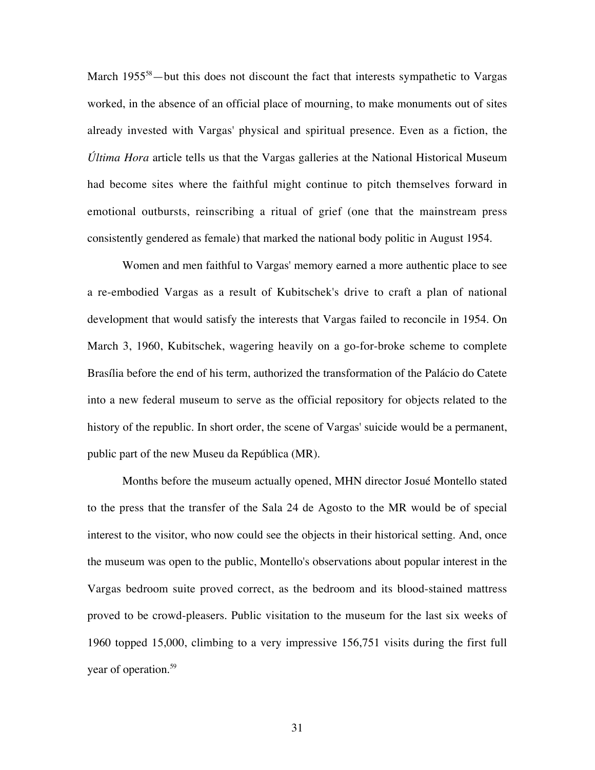March 1955[58]—but this does not discount the fact that interests sympathetic to Vargas worked, in the absence of an official place of mourning, to make monuments out of sites already invested with Vargas' physical and spiritual presence. Even as a fiction, the *Última Hora* article tells us that the Vargas galleries at the National Historical Museum had become sites where the faithful might continue to pitch themselves forward in emotional outbursts, reinscribing a ritual of grief (one that the mainstream press consistently gendered as female) that marked the national body politic in August 1954.

Women and men faithful to Vargas' memory earned a more authentic place to see a re-embodied Vargas as a result of Kubitschek's drive to craft a plan of national development that would satisfy the interests that Vargas failed to reconcile in 1954. On March 3, 1960, Kubitschek, wagering heavily on a go-for-broke scheme to complete Brasília before the end of his term, authorized the transformation of the Palácio do Catete into a new federal museum to serve as the official repository for objects related to the history of the republic. In short order, the scene of Vargas' suicide would be a permanent, public part of the new Museu da República (MR).

Months before the museum actually opened, MHN director Josué Montello stated to the press that the transfer of the Sala 24 de Agosto to the MR would be of special interest to the visitor, who now could see the objects in their historical setting. And, once the museum was open to the public, Montello's observations about popular interest in the Vargas bedroom suite proved correct, as the bedroom and its blood-stained mattress proved to be crowd-pleasers. Public visitation to the museum for the last six weeks of 1960 topped 15,000, climbing to a very impressive 156,751 visits during the first full year of operation.[59]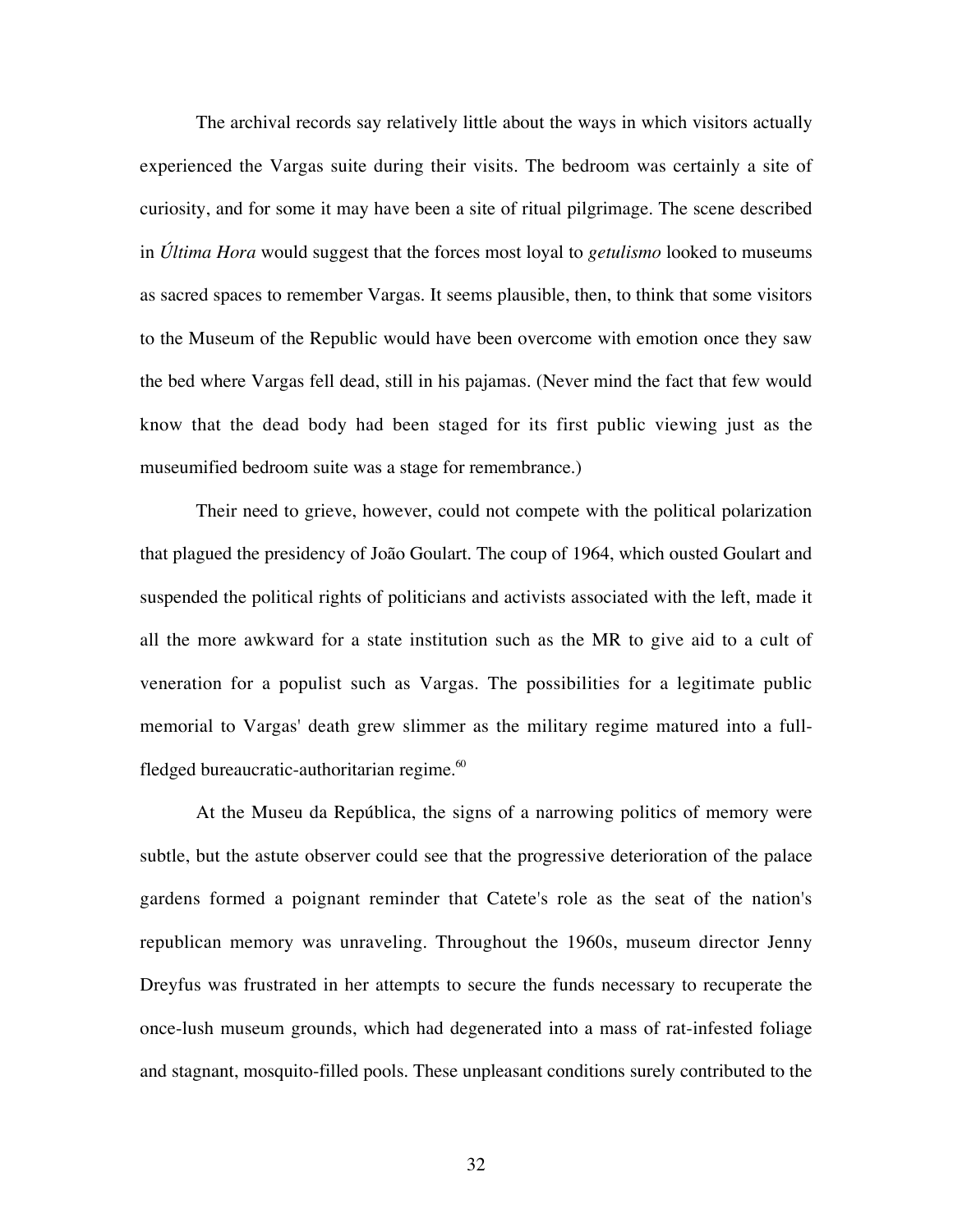The archival records say relatively little about the ways in which visitors actually experienced the Vargas suite during their visits. The bedroom was certainly a site of curiosity, and for some it may have been a site of ritual pilgrimage. The scene described in *Última Hora* would suggest that the forces most loyal to *getulismo* looked to museums as sacred spaces to remember Vargas. It seems plausible, then, to think that some visitors to the Museum of the Republic would have been overcome with emotion once they saw the bed where Vargas fell dead, still in his pajamas. (Never mind the fact that few would know that the dead body had been staged for its first public viewing just as the museumified bedroom suite was a stage for remembrance.)

Their need to grieve, however, could not compete with the political polarization that plagued the presidency of João Goulart. The coup of 1964, which ousted Goulart and suspended the political rights of politicians and activists associated with the left, made it all the more awkward for a state institution such as the MR to give aid to a cult of veneration for a populist such as Vargas. The possibilities for a legitimate public memorial to Vargas' death grew slimmer as the military regime matured into a full-fledged bureaucratic-authoritarian regime.[60]

At the Museu da República, the signs of a narrowing politics of memory were subtle, but the astute observer could see that the progressive deterioration of the palace gardens formed a poignant reminder that Catete's role as the seat of the nation's republican memory was unraveling. Throughout the 1960s, museum director Jenny Dreyfus was frustrated in her attempts to secure the funds necessary to recuperate the once-lush museum grounds, which had degenerated into a mass of rat-infested foliage and stagnant, mosquito-filled pools. These unpleasant conditions surely contributed to the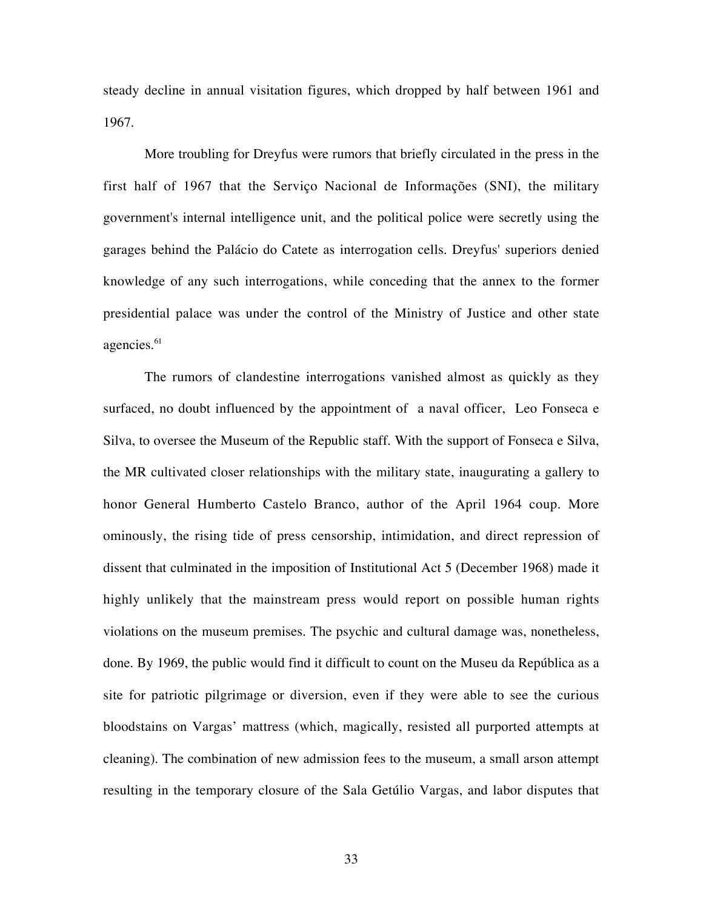steady decline in annual visitation figures, which dropped by half between 1961 and 1967.

More troubling for Dreyfus were rumors that briefly circulated in the press in the first half of 1967 that the Serviço Nacional de Informações (SNI), the military government's internal intelligence unit, and the political police were secretly using the garages behind the Palácio do Catete as interrogation cells. Dreyfus' superiors denied knowledge of any such interrogations, while conceding that the annex to the former presidential palace was under the control of the Ministry of Justice and other state agencies.[61]

The rumors of clandestine interrogations vanished almost as quickly as they surfaced, no doubt influenced by the appointment of a naval officer, Leo Fonseca e Silva, to oversee the Museum of the Republic staff. With the support of Fonseca e Silva, the MR cultivated closer relationships with the military state, inaugurating a gallery to honor General Humberto Castelo Branco, author of the April 1964 coup. More ominously, the rising tide of press censorship, intimidation, and direct repression of dissent that culminated in the imposition of Institutional Act 5 (December 1968) made it highly unlikely that the mainstream press would report on possible human rights violations on the museum premises. The psychic and cultural damage was, nonetheless, done. By 1969, the public would find it difficult to count on the Museu da República as a site for patriotic pilgrimage or diversion, even if they were able to see the curious bloodstains on Vargas' mattress (which, magically, resisted all purported attempts at cleaning). The combination of new admission fees to the museum, a small arson attempt resulting in the temporary closure of the Sala Getúlio Vargas, and labor disputes that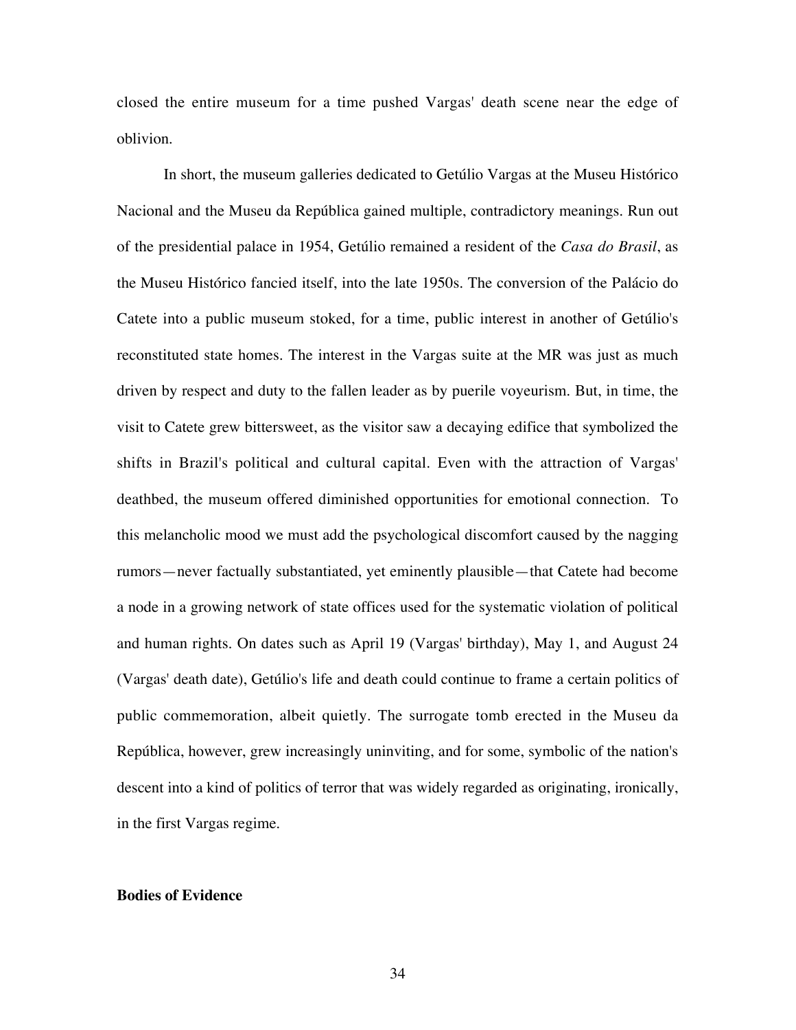closed the entire museum for a time pushed Vargas' death scene near the edge of oblivion.

In short, the museum galleries dedicated to Getúlio Vargas at the Museu Histórico Nacional and the Museu da República gained multiple, contradictory meanings. Run out of the presidential palace in 1954, Getúlio remained a resident of the *Casa do Brasil*, as the Museu Histórico fancied itself, into the late 1950s. The conversion of the Palácio do Catete into a public museum stoked, for a time, public interest in another of Getúlio's reconstituted state homes. The interest in the Vargas suite at the MR was just as much driven by respect and duty to the fallen leader as by puerile voyeurism. But, in time, the visit to Catete grew bittersweet, as the visitor saw a decaying edifice that symbolized the shifts in Brazil's political and cultural capital. Even with the attraction of Vargas' deathbed, the museum offered diminished opportunities for emotional connection. To this melancholic mood we must add the psychological discomfort caused by the nagging rumors—never factually substantiated, yet eminently plausible—that Catete had become a node in a growing network of state offices used for the systematic violation of political and human rights. On dates such as April 19 (Vargas' birthday), May 1, and August 24 (Vargas' death date), Getúlio's life and death could continue to frame a certain politics of public commemoration, albeit quietly. The surrogate tomb erected in the Museu da República, however, grew increasingly uninviting, and for some, symbolic of the nation's descent into a kind of politics of terror that was widely regarded as originating, ironically, in the first Vargas regime.

**Bodies of Evidence**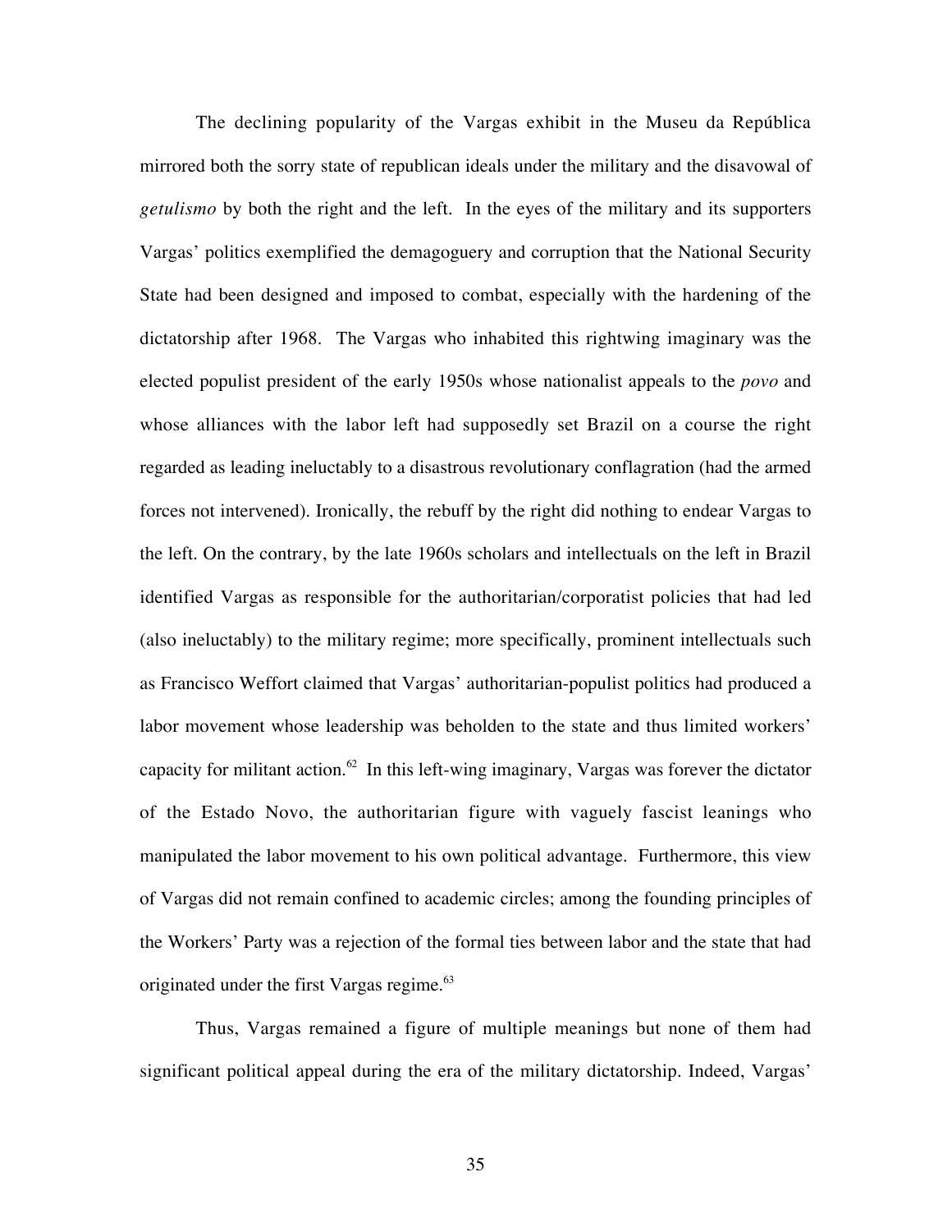The declining popularity of the Vargas exhibit in the Museu da República mirrored both the sorry state of republican ideals under the military and the disavowal of *getulismo* by both the right and the left. In the eyes of the military and its supporters Vargas' politics exemplified the demagoguery and corruption that the National Security State had been designed and imposed to combat, especially with the hardening of the dictatorship after 1968. The Vargas who inhabited this rightwing imaginary was the elected populist president of the early 1950s whose nationalist appeals to the *povo* and whose alliances with the labor left had supposedly set Brazil on a course the right regarded as leading ineluctably to a disastrous revolutionary conflagration (had the armed forces not intervened). Ironically, the rebuff by the right did nothing to endear Vargas to the left. On the contrary, by the late 1960s scholars and intellectuals on the left in Brazil identified Vargas as responsible for the authoritarian/corporatist policies that had led (also ineluctably) to the military regime; more specifically, prominent intellectuals such as Francisco Weffort claimed that Vargas' authoritarian-populist politics had produced a labor movement whose leadership was beholden to the state and thus limited workers' capacity for militant action.[62] In this left-wing imaginary, Vargas was forever the dictator of the Estado Novo, the authoritarian figure with vaguely fascist leanings who manipulated the labor movement to his own political advantage. Furthermore, this view of Vargas did not remain confined to academic circles; among the founding principles of the Workers' Party was a rejection of the formal ties between labor and the state that had originated under the first Vargas regime.[63]

Thus, Vargas remained a figure of multiple meanings but none of them had significant political appeal during the era of the military dictatorship. Indeed, Vargas'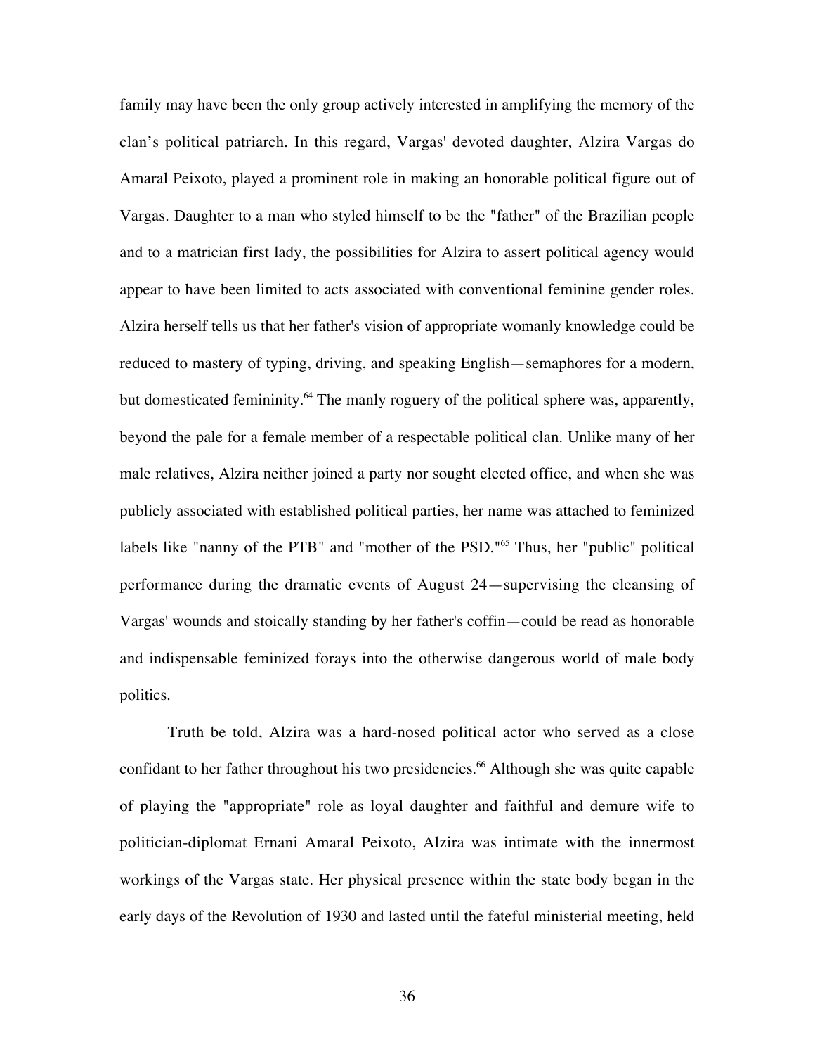family may have been the only group actively interested in amplifying the memory of the clan's political patriarch. In this regard, Vargas' devoted daughter, Alzira Vargas do Amaral Peixoto, played a prominent role in making an honorable political figure out of Vargas. Daughter to a man who styled himself to be the "father" of the Brazilian people and to a matrician first lady, the possibilities for Alzira to assert political agency would appear to have been limited to acts associated with conventional feminine gender roles. Alzira herself tells us that her father's vision of appropriate womanly knowledge could be reduced to mastery of typing, driving, and speaking English—semaphores for a modern, but domesticated femininity.[64] The manly roguery of the political sphere was, apparently, beyond the pale for a female member of a respectable political clan. Unlike many of her male relatives, Alzira neither joined a party nor sought elected office, and when she was publicly associated with established political parties, her name was attached to feminized labels like "nanny of the PTB" and "mother of the PSD."[65] Thus, her "public" political performance during the dramatic events of August 24—supervising the cleansing of Vargas' wounds and stoically standing by her father's coffin—could be read as honorable and indispensable feminized forays into the otherwise dangerous world of male body politics.

Truth be told, Alzira was a hard-nosed political actor who served as a close confidant to her father throughout his two presidencies.[66] Although she was quite capable of playing the "appropriate" role as loyal daughter and faithful and demure wife to politician-diplomat Ernani Amaral Peixoto, Alzira was intimate with the innermost workings of the Vargas state. Her physical presence within the state body began in the early days of the Revolution of 1930 and lasted until the fateful ministerial meeting, held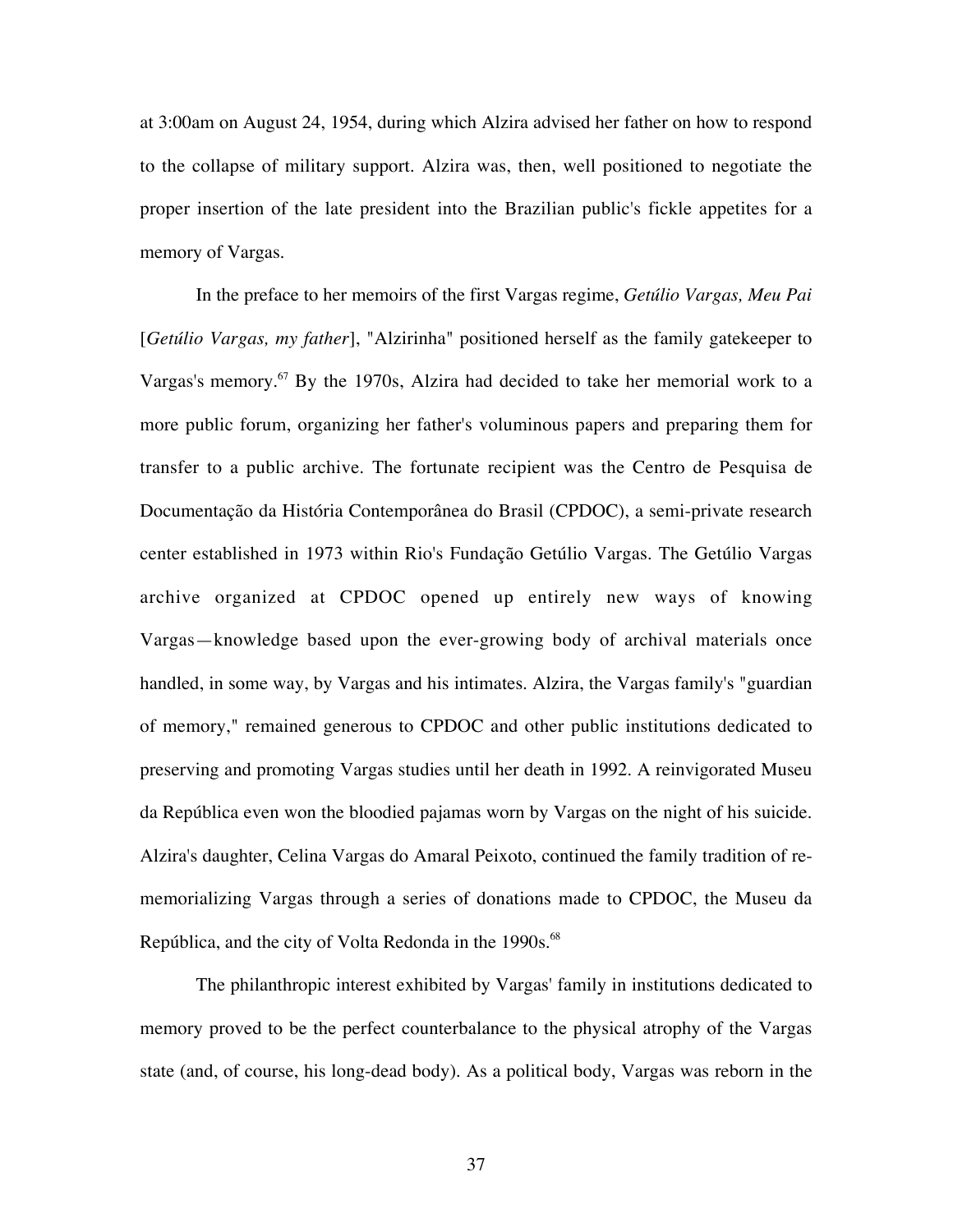at 3:00am on August 24, 1954, during which Alzira advised her father on how to respond to the collapse of military support. Alzira was, then, well positioned to negotiate the proper insertion of the late president into the Brazilian public's fickle appetites for a memory of Vargas.

In the preface to her memoirs of the first Vargas regime, *Getúlio Vargas, Meu Pai* [*Getúlio Vargas, my father*], "Alzirinha" positioned herself as the family gatekeeper to Vargas's memory.[67] By the 1970s, Alzira had decided to take her memorial work to a more public forum, organizing her father's voluminous papers and preparing them for transfer to a public archive. The fortunate recipient was the Centro de Pesquisa de Documentação da História Contemporânea do Brasil (CPDOC), a semi-private research center established in 1973 within Rio's Fundação Getúlio Vargas. The Getúlio Vargas archive organized at CPDOC opened up entirely new ways of knowing Vargas—knowledge based upon the ever-growing body of archival materials once handled, in some way, by Vargas and his intimates. Alzira, the Vargas family's "guardian of memory," remained generous to CPDOC and other public institutions dedicated to preserving and promoting Vargas studies until her death in 1992. A reinvigorated Museu da República even won the bloodied pajamas worn by Vargas on the night of his suicide. Alzira's daughter, Celina Vargas do Amaral Peixoto, continued the family tradition of re-memorializing Vargas through a series of donations made to CPDOC, the Museu da República, and the city of Volta Redonda in the 1990s.[68]

The philanthropic interest exhibited by Vargas' family in institutions dedicated to memory proved to be the perfect counterbalance to the physical atrophy of the Vargas state (and, of course, his long-dead body). As a political body, Vargas was reborn in the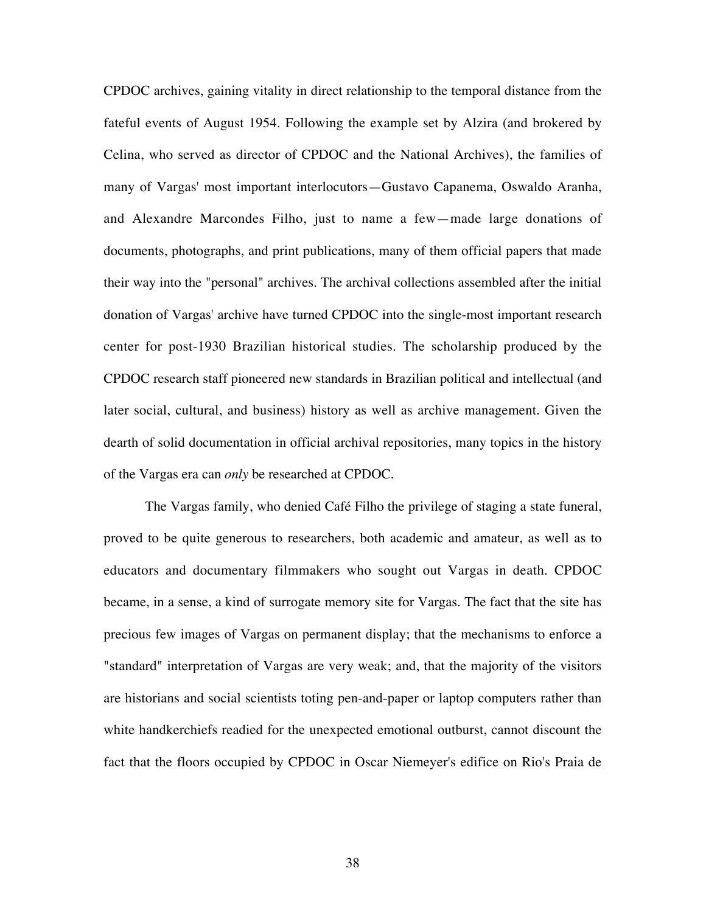CPDOC archives, gaining vitality in direct relationship to the temporal distance from the fateful events of August 1954. Following the example set by Alzira (and brokered by Celina, who served as director of CPDOC and the National Archives), the families of many of Vargas' most important interlocutors—Gustavo Capanema, Oswaldo Aranha, and Alexandre Marcondes Filho, just to name a few—made large donations of documents, photographs, and print publications, many of them official papers that made their way into the "personal" archives. The archival collections assembled after the initial donation of Vargas' archive have turned CPDOC into the single-most important research center for post-1930 Brazilian historical studies. The scholarship produced by the CPDOC research staff pioneered new standards in Brazilian political and intellectual (and later social, cultural, and business) history as well as archive management. Given the dearth of solid documentation in official archival repositories, many topics in the history of the Vargas era can *only* be researched at CPDOC.

The Vargas family, who denied Café Filho the privilege of staging a state funeral, proved to be quite generous to researchers, both academic and amateur, as well as to educators and documentary filmmakers who sought out Vargas in death. CPDOC became, in a sense, a kind of surrogate memory site for Vargas. The fact that the site has precious few images of Vargas on permanent display; that the mechanisms to enforce a "standard" interpretation of Vargas are very weak; and, that the majority of the visitors are historians and social scientists toting pen-and-paper or laptop computers rather than white handkerchiefs readied for the unexpected emotional outburst, cannot discount the fact that the floors occupied by CPDOC in Oscar Niemeyer's edifice on Rio's Praia de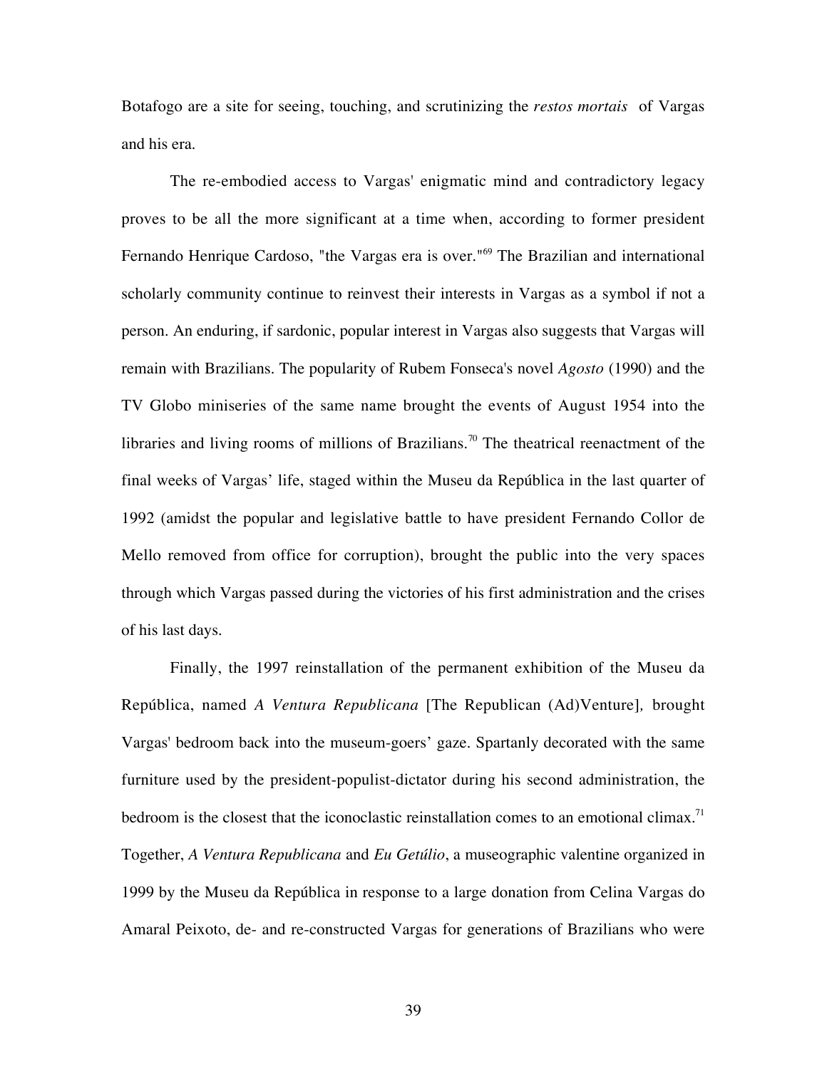Botafogo are a site for seeing, touching, and scrutinizing the *restos mortais* of Vargas and his era.

The re-embodied access to Vargas' enigmatic mind and contradictory legacy proves to be all the more significant at a time when, according to former president Fernando Henrique Cardoso, "the Vargas era is over."[69] The Brazilian and international scholarly community continue to reinvest their interests in Vargas as a symbol if not a person. An enduring, if sardonic, popular interest in Vargas also suggests that Vargas will remain with Brazilians. The popularity of Rubem Fonseca's novel *Agosto* (1990) and the TV Globo miniseries of the same name brought the events of August 1954 into the libraries and living rooms of millions of Brazilians.[70] The theatrical reenactment of the final weeks of Vargas' life, staged within the Museu da República in the last quarter of 1992 (amidst the popular and legislative battle to have president Fernando Collor de Mello removed from office for corruption), brought the public into the very spaces through which Vargas passed during the victories of his first administration and the crises of his last days.

Finally, the 1997 reinstallation of the permanent exhibition of the Museu da República, named *A Ventura Republicana* [The Republican (Ad)Venture], brought Vargas' bedroom back into the museum-goers' gaze. Spartanly decorated with the same furniture used by the president-populist-dictator during his second administration, the bedroom is the closest that the iconoclastic reinstallation comes to an emotional climax.[71] Together, *A Ventura Republicana* and *Eu Getúlio*, a museographic valentine organized in 1999 by the Museu da República in response to a large donation from Celina Vargas do Amaral Peixoto, de- and re-constructed Vargas for generations of Brazilians who were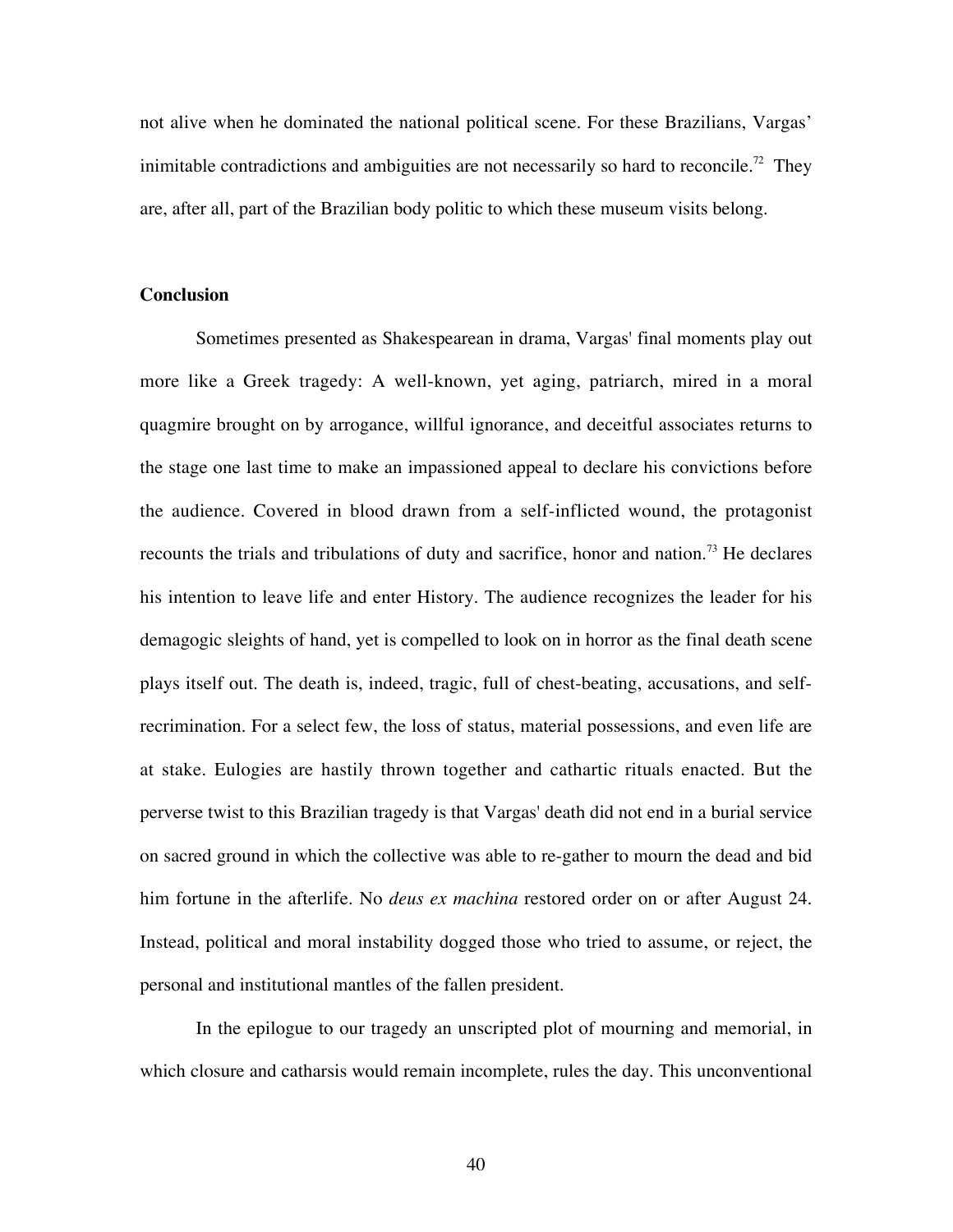not alive when he dominated the national political scene. For these Brazilians, Vargas' inimitable contradictions and ambiguities are not necessarily so hard to reconcile.[72] They are, after all, part of the Brazilian body politic to which these museum visits belong.

## Conclusion

Sometimes presented as Shakespearean in drama, Vargas' final moments play out more like a Greek tragedy: A well-known, yet aging, patriarch, mired in a moral quagmire brought on by arrogance, willful ignorance, and deceitful associates returns to the stage one last time to make an impassioned appeal to declare his convictions before the audience. Covered in blood drawn from a self-inflicted wound, the protagonist recounts the trials and tribulations of duty and sacrifice, honor and nation.[73] He declares his intention to leave life and enter History. The audience recognizes the leader for his demagogic sleights of hand, yet is compelled to look on in horror as the final death scene plays itself out. The death is, indeed, tragic, full of chest-beating, accusations, and self-recrimination. For a select few, the loss of status, material possessions, and even life are at stake. Eulogies are hastily thrown together and cathartic rituals enacted. But the perverse twist to this Brazilian tragedy is that Vargas' death did not end in a burial service on sacred ground in which the collective was able to re-gather to mourn the dead and bid him fortune in the afterlife. No *deus ex machina* restored order on or after August 24. Instead, political and moral instability dogged those who tried to assume, or reject, the personal and institutional mantles of the fallen president.

In the epilogue to our tragedy an unscripted plot of mourning and memorial, in which closure and catharsis would remain incomplete, rules the day. This unconventional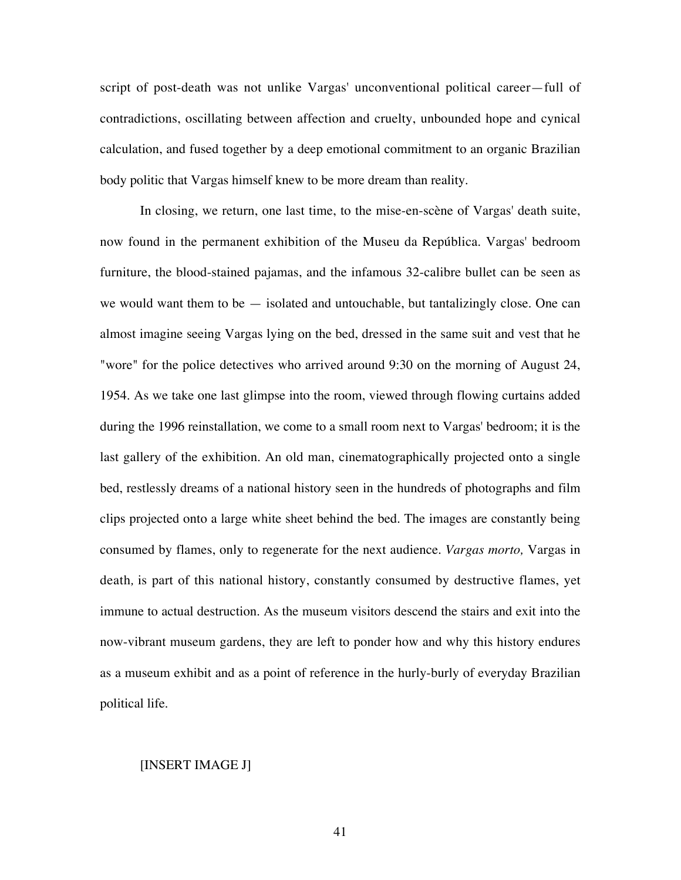script of post-death was not unlike Vargas' unconventional political career—full of contradictions, oscillating between affection and cruelty, unbounded hope and cynical calculation, and fused together by a deep emotional commitment to an organic Brazilian body politic that Vargas himself knew to be more dream than reality.

In closing, we return, one last time, to the mise-en-scène of Vargas' death suite, now found in the permanent exhibition of the Museu da República. Vargas' bedroom furniture, the blood-stained pajamas, and the infamous 32-calibre bullet can be seen as we would want them to be — isolated and untouchable, but tantalizingly close. One can almost imagine seeing Vargas lying on the bed, dressed in the same suit and vest that he "wore" for the police detectives who arrived around 9:30 on the morning of August 24, 1954. As we take one last glimpse into the room, viewed through flowing curtains added during the 1996 reinstallation, we come to a small room next to Vargas' bedroom; it is the last gallery of the exhibition. An old man, cinematographically projected onto a single bed, restlessly dreams of a national history seen in the hundreds of photographs and film clips projected onto a large white sheet behind the bed. The images are constantly being consumed by flames, only to regenerate for the next audience. *Vargas morto,* Vargas in death, is part of this national history, constantly consumed by destructive flames, yet immune to actual destruction. As the museum visitors descend the stairs and exit into the now-vibrant museum gardens, they are left to ponder how and why this history endures as a museum exhibit and as a point of reference in the hurly-burly of everyday Brazilian political life.

[INSERT IMAGE J]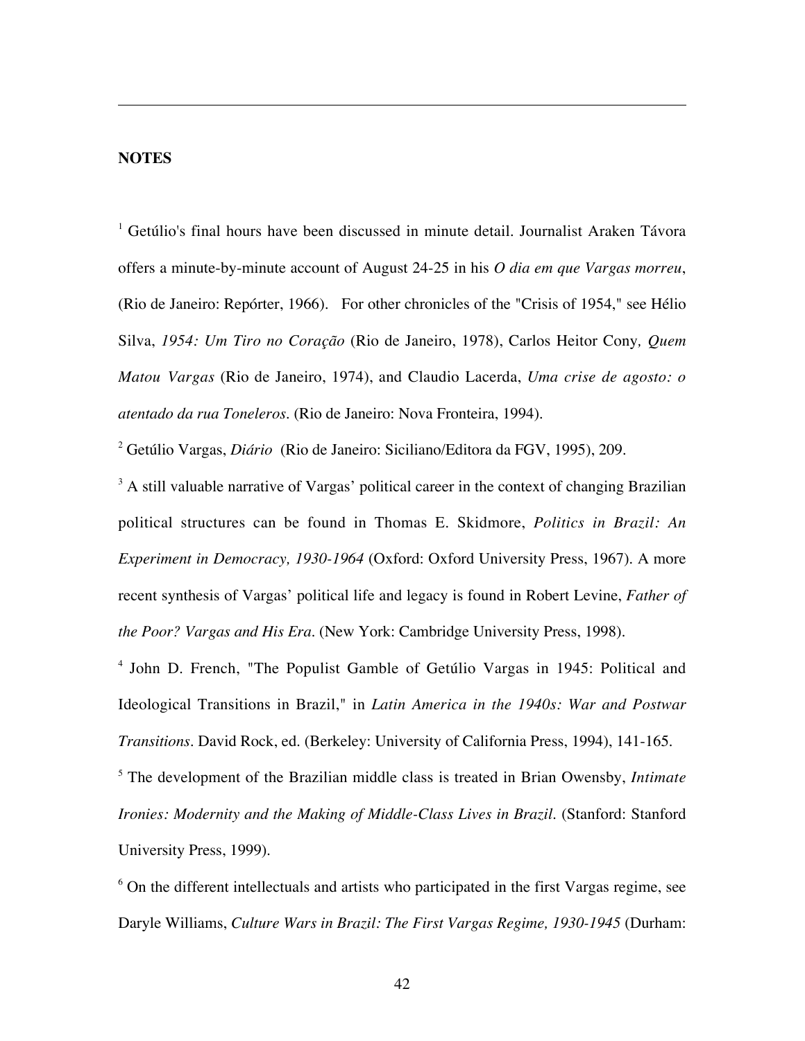## NOTES

[1] Getúlio's final hours have been discussed in minute detail. Journalist Araken Távora offers a minute-by-minute account of August 24-25 in his *O dia em que Vargas morreu*, (Rio de Janeiro: Repórter, 1966). For other chronicles of the "Crisis of 1954," see Hélio Silva, *1954: Um Tiro no Coração* (Rio de Janeiro, 1978), Carlos Heitor Cony, *Quem Matou Vargas* (Rio de Janeiro, 1974), and Claudio Lacerda, *Uma crise de agosto: o atentado da rua Toneleros*. (Rio de Janeiro: Nova Fronteira, 1994).

[2] Getúlio Vargas, *Diário* (Rio de Janeiro: Siciliano/Editora da FGV, 1995), 209.

[3] A still valuable narrative of Vargas' political career in the context of changing Brazilian political structures can be found in Thomas E. Skidmore, *Politics in Brazil: An Experiment in Democracy, 1930-1964* (Oxford: Oxford University Press, 1967). A more recent synthesis of Vargas' political life and legacy is found in Robert Levine, *Father of the Poor? Vargas and His Era*. (New York: Cambridge University Press, 1998).

[4] John D. French, "The Populist Gamble of Getúlio Vargas in 1945: Political and Ideological Transitions in Brazil," in *Latin America in the 1940s: War and Postwar Transitions*. David Rock, ed. (Berkeley: University of California Press, 1994), 141-165.

[5] The development of the Brazilian middle class is treated in Brian Owensby, *Intimate Ironies: Modernity and the Making of Middle-Class Lives in Brazil*. (Stanford: Stanford University Press, 1999).

[6] On the different intellectuals and artists who participated in the first Vargas regime, see Daryle Williams, *Culture Wars in Brazil: The First Vargas Regime, 1930-1945* (Durham: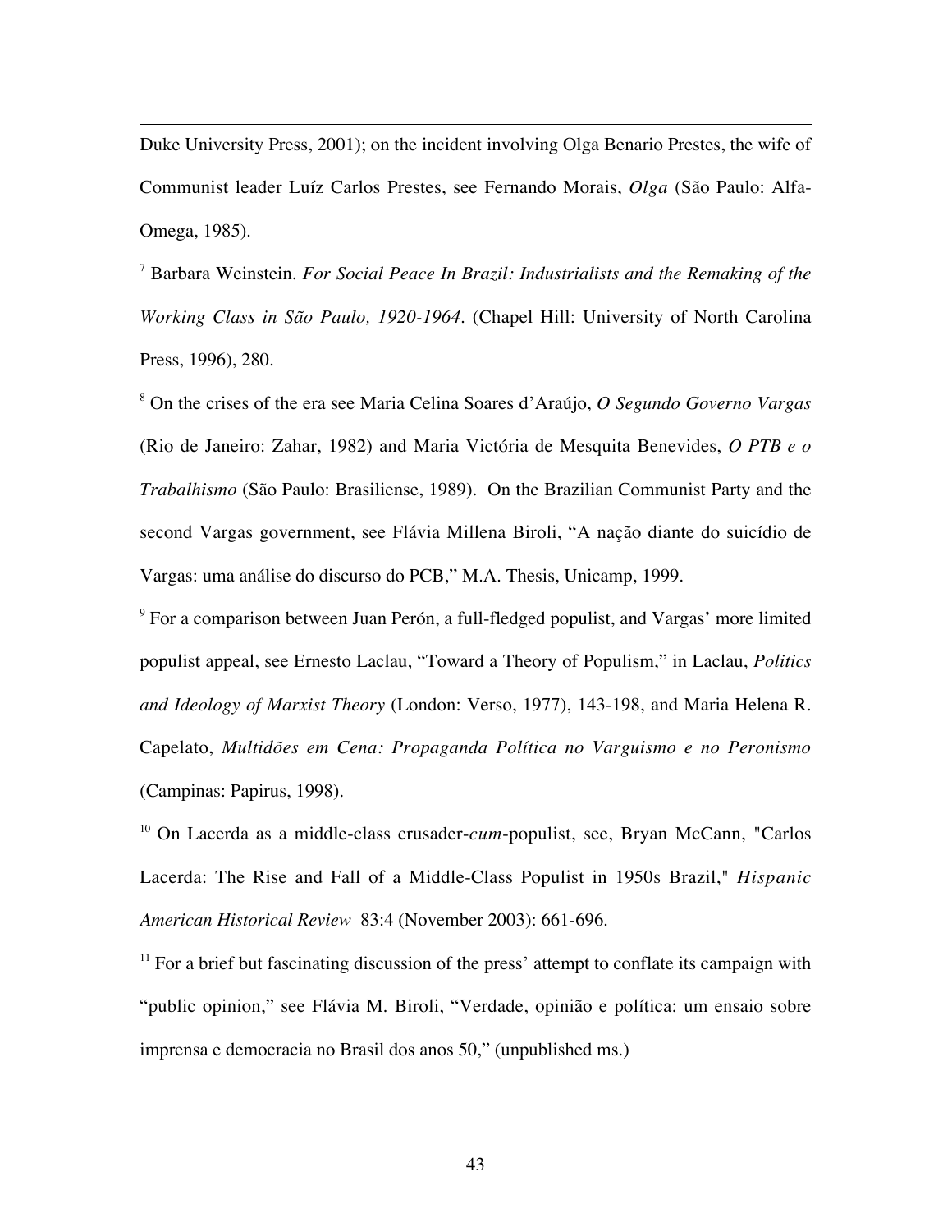Duke University Press, 2001); on the incident involving Olga Benario Prestes, the wife of Communist leader Luíz Carlos Prestes, see Fernando Morais, *Olga* (São Paulo: Alfa-Omega, 1985).

[7] Barbara Weinstein. *For Social Peace In Brazil: Industrialists and the Remaking of the Working Class in São Paulo, 1920-1964*. (Chapel Hill: University of North Carolina Press, 1996), 280.

[8] On the crises of the era see Maria Celina Soares d'Araújo, *O Segundo Governo Vargas* (Rio de Janeiro: Zahar, 1982) and Maria Victória de Mesquita Benevides, *O PTB e o Trabalhismo* (São Paulo: Brasiliense, 1989). On the Brazilian Communist Party and the second Vargas government, see Flávia Millena Biroli, "A nação diante do suicídio de Vargas: uma análise do discurso do PCB," M.A. Thesis, Unicamp, 1999.

[9] For a comparison between Juan Perón, a full-fledged populist, and Vargas' more limited populist appeal, see Ernesto Laclau, "Toward a Theory of Populism," in Laclau, *Politics and Ideology of Marxist Theory* (London: Verso, 1977), 143-198, and Maria Helena R. Capelato, *Multidões em Cena: Propaganda Política no Varguismo e no Peronismo* (Campinas: Papirus, 1998).

[10] On Lacerda as a middle-class crusader-*cum*-populist, see, Bryan McCann, "Carlos Lacerda: The Rise and Fall of a Middle-Class Populist in 1950s Brazil," *Hispanic American Historical Review* 83:4 (November 2003): 661-696.

[11] For a brief but fascinating discussion of the press' attempt to conflate its campaign with "public opinion," see Flávia M. Biroli, "Verdade, opinião e política: um ensaio sobre imprensa e democracia no Brasil dos anos 50," (unpublished ms.)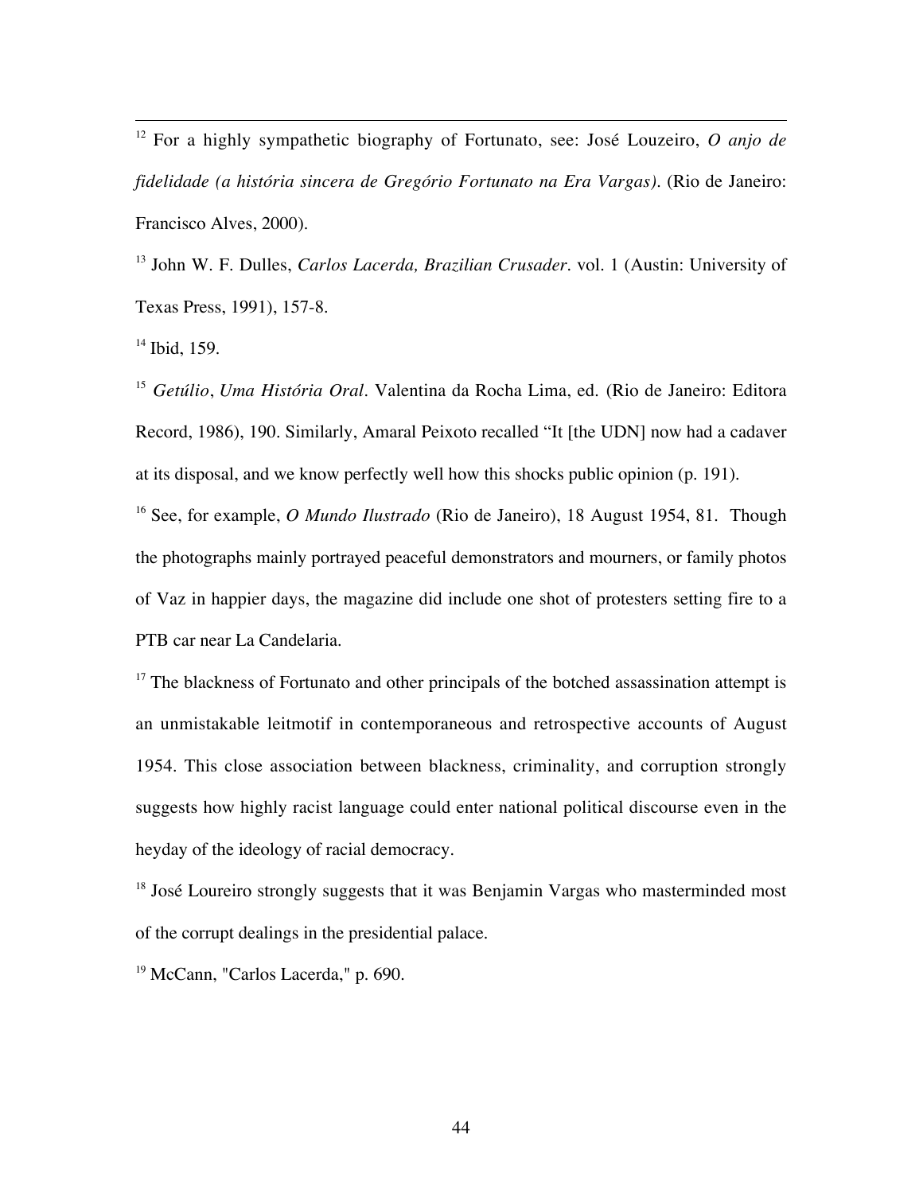[12] For a highly sympathetic biography of Fortunato, see: José Louzeiro, *O anjo de fidelidade (a história sincera de Gregório Fortunato na Era Vargas)*. (Rio de Janeiro: Francisco Alves, 2000).

[13] John W. F. Dulles, *Carlos Lacerda, Brazilian Crusader*. vol. 1 (Austin: University of Texas Press, 1991), 157-8.

[14] Ibid, 159.

[15] *Getúlio*, *Uma História Oral*. Valentina da Rocha Lima, ed. (Rio de Janeiro: Editora Record, 1986), 190. Similarly, Amaral Peixoto recalled "It [the UDN] now had a cadaver at its disposal, and we know perfectly well how this shocks public opinion (p. 191).

[16] See, for example, *O Mundo Ilustrado* (Rio de Janeiro), 18 August 1954, 81. Though the photographs mainly portrayed peaceful demonstrators and mourners, or family photos of Vaz in happier days, the magazine did include one shot of protesters setting fire to a PTB car near La Candelaria.

[17] The blackness of Fortunato and other principals of the botched assassination attempt is an unmistakable leitmotif in contemporaneous and retrospective accounts of August 1954. This close association between blackness, criminality, and corruption strongly suggests how highly racist language could enter national political discourse even in the heyday of the ideology of racial democracy.

[18] José Loureiro strongly suggests that it was Benjamin Vargas who masterminded most of the corrupt dealings in the presidential palace.

[19] McCann, "Carlos Lacerda," p. 690.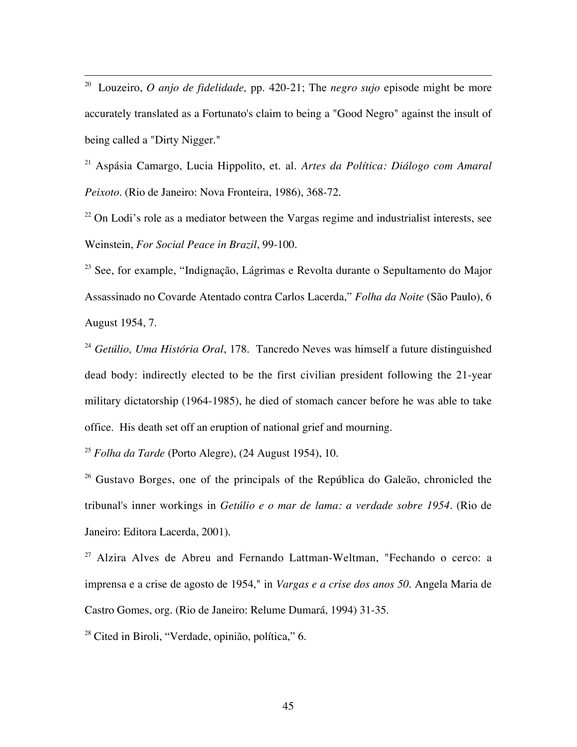[20] Louzeiro, *O anjo de fidelidade,* pp. 420-21; The *negro sujo* episode might be more accurately translated as a Fortunato's claim to being a "Good Negro" against the insult of being called a "Dirty Nigger."

[21] Aspásia Camargo, Lucia Hippolito, et. al. *Artes da Política: Diálogo com Amaral Peixoto*. (Rio de Janeiro: Nova Fronteira, 1986), 368-72.

[22] On Lodi's role as a mediator between the Vargas regime and industrialist interests, see Weinstein, *For Social Peace in Brazil*, 99-100.

[23] See, for example, "Indignação, Lágrimas e Revolta durante o Sepultamento do Major Assassinado no Covarde Atentado contra Carlos Lacerda," *Folha da Noite* (São Paulo), 6 August 1954, 7.

[24] *Getúlio, Uma História Oral*, 178. Tancredo Neves was himself a future distinguished dead body: indirectly elected to be the first civilian president following the 21-year military dictatorship (1964-1985), he died of stomach cancer before he was able to take office. His death set off an eruption of national grief and mourning.

[25] *Folha da Tarde* (Porto Alegre), (24 August 1954), 10.

[26] Gustavo Borges, one of the principals of the República do Galeão, chronicled the tribunal's inner workings in *Getúlio e o mar de lama: a verdade sobre 1954*. (Rio de Janeiro: Editora Lacerda, 2001).

[27] Alzira Alves de Abreu and Fernando Lattman-Weltman, "Fechando o cerco: a imprensa e a crise de agosto de 1954," in *Vargas e a crise dos anos 50*. Angela Maria de Castro Gomes, org. (Rio de Janeiro: Relume Dumará, 1994) 31-35.

[28] Cited in Biroli, "Verdade, opinião, política," 6.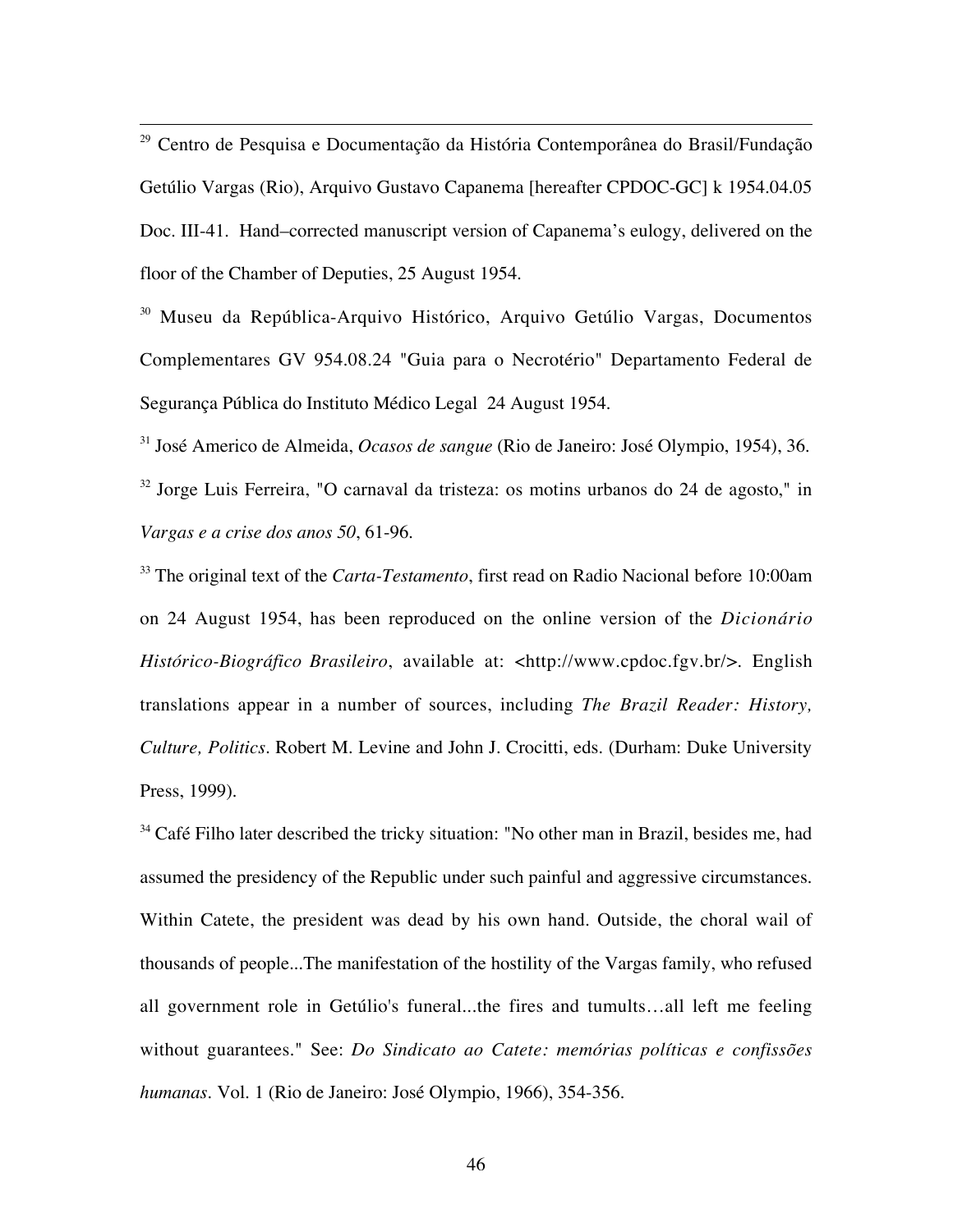[29] Centro de Pesquisa e Documentação da História Contemporânea do Brasil/Fundação Getúlio Vargas (Rio), Arquivo Gustavo Capanema [hereafter CPDOC-GC] k 1954.04.05 Doc. III-41. Hand–corrected manuscript version of Capanema's eulogy, delivered on the floor of the Chamber of Deputies, 25 August 1954.

[30] Museu da República-Arquivo Histórico, Arquivo Getúlio Vargas, Documentos Complementares GV 954.08.24 "Guia para o Necrotério" Departamento Federal de Segurança Pública do Instituto Médico Legal 24 August 1954.

[31] José Americo de Almeida, *Ocasos de sangue* (Rio de Janeiro: José Olympio, 1954), 36.

[32] Jorge Luis Ferreira, "O carnaval da tristeza: os motins urbanos do 24 de agosto," in *Vargas e a crise dos anos 50*, 61-96.

[33] The original text of the *Carta-Testamento*, first read on Radio Nacional before 10:00am on 24 August 1954, has been reproduced on the online version of the *Dicionário Histórico-Biográfico Brasileiro*, available at: <http://www.cpdoc.fgv.br/>. English translations appear in a number of sources, including *The Brazil Reader: History, Culture, Politics*. Robert M. Levine and John J. Crocitti, eds. (Durham: Duke University Press, 1999).

[34] Café Filho later described the tricky situation: "No other man in Brazil, besides me, had assumed the presidency of the Republic under such painful and aggressive circumstances. Within Catete, the president was dead by his own hand. Outside, the choral wail of thousands of people...The manifestation of the hostility of the Vargas family, who refused all government role in Getúlio's funeral...the fires and tumults…all left me feeling without guarantees." See: *Do Sindicato ao Catete: memórias políticas e confissões humanas*. Vol. 1 (Rio de Janeiro: José Olympio, 1966), 354-356.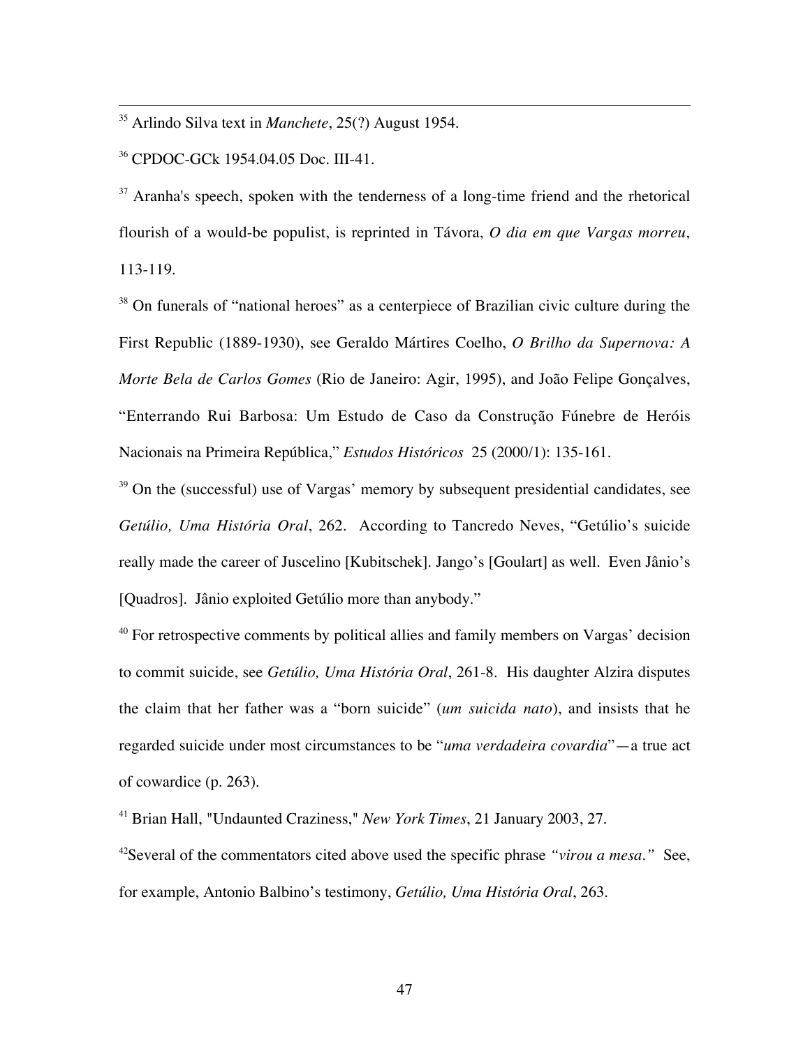[35] Arlindo Silva text in *Manchete*, 25(?) August 1954.

[36] CPDOC-GCk 1954.04.05 Doc. III-41.

[37] Aranha's speech, spoken with the tenderness of a long-time friend and the rhetorical flourish of a would-be populist, is reprinted in Távora, *O dia em que Vargas morreu*, 113-119.

[38] On funerals of "national heroes" as a centerpiece of Brazilian civic culture during the First Republic (1889-1930), see Geraldo Mártires Coelho, *O Brilho da Supernova: A Morte Bela de Carlos Gomes* (Rio de Janeiro: Agir, 1995), and João Felipe Gonçalves, "Enterrando Rui Barbosa: Um Estudo de Caso da Construção Fúnebre de Heróis Nacionais na Primeira República," *Estudos Históricos* 25 (2000/1): 135-161.

[39] On the (successful) use of Vargas' memory by subsequent presidential candidates, see *Getúlio, Uma História Oral*, 262. According to Tancredo Neves, "Getúlio's suicide really made the career of Juscelino [Kubitschek]. Jango's [Goulart] as well. Even Jânio's [Quadros]. Jânio exploited Getúlio more than anybody."

[40] For retrospective comments by political allies and family members on Vargas' decision to commit suicide, see *Getúlio, Uma História Oral*, 261-8. His daughter Alzira disputes the claim that her father was a "born suicide" (*um suicida nato*), and insists that he regarded suicide under most circumstances to be "*uma verdadeira covardia*"—a true act of cowardice (p. 263).

[41] Brian Hall, "Undaunted Craziness," *New York Times*, 21 January 2003, 27.

[42] Several of the commentators cited above used the specific phrase *"virou a mesa."* See, for example, Antonio Balbino's testimony, *Getúlio, Uma História Oral*, 263.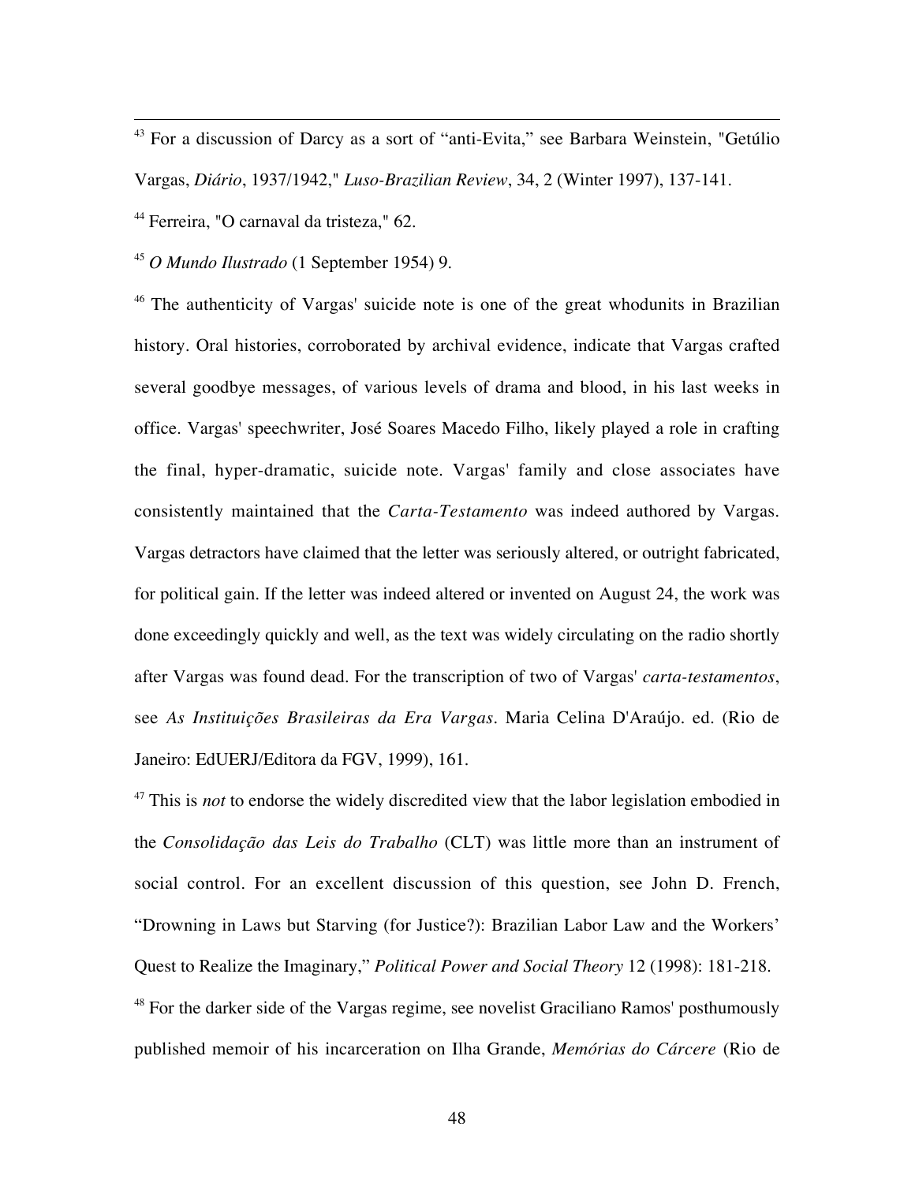[43] For a discussion of Darcy as a sort of "anti-Evita," see Barbara Weinstein, "Getúlio Vargas, *Diário*, 1937/1942," *Luso-Brazilian Review*, 34, 2 (Winter 1997), 137-141.

[44] Ferreira, "O carnaval da tristeza," 62.

[45] *O Mundo Ilustrado* (1 September 1954) 9.

[46] The authenticity of Vargas' suicide note is one of the great whodunits in Brazilian history. Oral histories, corroborated by archival evidence, indicate that Vargas crafted several goodbye messages, of various levels of drama and blood, in his last weeks in office. Vargas' speechwriter, José Soares Macedo Filho, likely played a role in crafting the final, hyper-dramatic, suicide note. Vargas' family and close associates have consistently maintained that the *Carta-Testamento* was indeed authored by Vargas. Vargas detractors have claimed that the letter was seriously altered, or outright fabricated, for political gain. If the letter was indeed altered or invented on August 24, the work was done exceedingly quickly and well, as the text was widely circulating on the radio shortly after Vargas was found dead. For the transcription of two of Vargas' *carta-testamentos*, see *As Instituições Brasileiras da Era Vargas*. Maria Celina D'Araújo. ed. (Rio de Janeiro: EdUERJ/Editora da FGV, 1999), 161.

[47] This is *not* to endorse the widely discredited view that the labor legislation embodied in the *Consolidação das Leis do Trabalho* (CLT) was little more than an instrument of social control. For an excellent discussion of this question, see John D. French, "Drowning in Laws but Starving (for Justice?): Brazilian Labor Law and the Workers' Quest to Realize the Imaginary," *Political Power and Social Theory* 12 (1998): 181-218.

[48] For the darker side of the Vargas regime, see novelist Graciliano Ramos' posthumously published memoir of his incarceration on Ilha Grande, *Memórias do Cárcere* (Rio de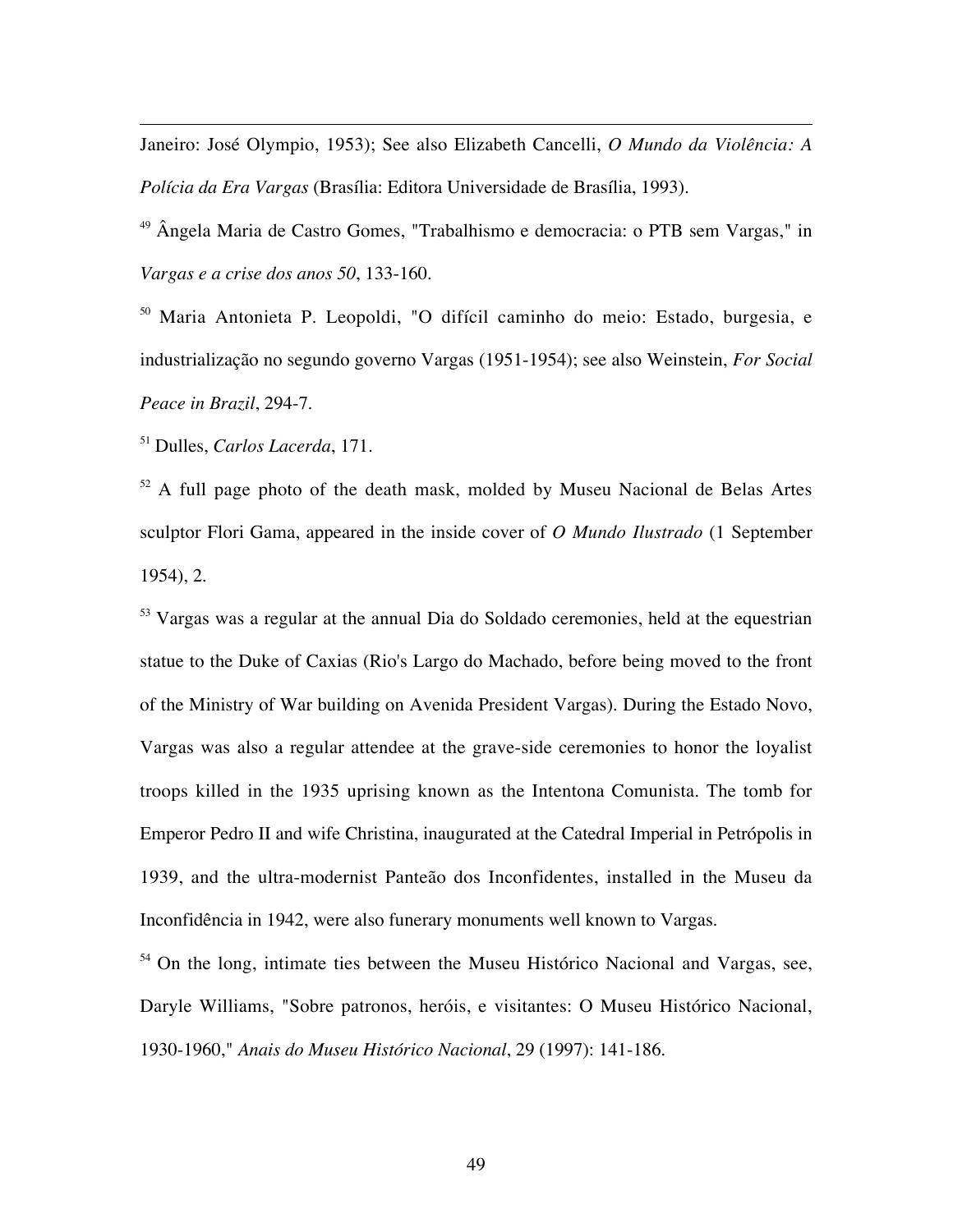Janeiro: José Olympio, 1953); See also Elizabeth Cancelli, *O Mundo da Violência: A Polícia da Era Vargas* (Brasília: Editora Universidade de Brasília, 1993).

[49] Ângela Maria de Castro Gomes, "Trabalhismo e democracia: o PTB sem Vargas," in *Vargas e a crise dos anos 50*, 133-160.

[50] Maria Antonieta P. Leopoldi, "O difícil caminho do meio: Estado, burgesia, e industrialização no segundo governo Vargas (1951-1954); see also Weinstein, *For Social Peace in Brazil*, 294-7.

[51] Dulles, *Carlos Lacerda*, 171.

[52] A full page photo of the death mask, molded by Museu Nacional de Belas Artes sculptor Flori Gama, appeared in the inside cover of *O Mundo Ilustrado* (1 September 1954), 2.

[53] Vargas was a regular at the annual Dia do Soldado ceremonies, held at the equestrian statue to the Duke of Caxias (Rio's Largo do Machado, before being moved to the front of the Ministry of War building on Avenida President Vargas). During the Estado Novo, Vargas was also a regular attendee at the grave-side ceremonies to honor the loyalist troops killed in the 1935 uprising known as the Intentona Comunista. The tomb for Emperor Pedro II and wife Christina, inaugurated at the Catedral Imperial in Petrópolis in 1939, and the ultra-modernist Panteão dos Inconfidentes, installed in the Museu da Inconfidência in 1942, were also funerary monuments well known to Vargas.

[54] On the long, intimate ties between the Museu Histórico Nacional and Vargas, see, Daryle Williams, "Sobre patronos, heróis, e visitantes: O Museu Histórico Nacional, 1930-1960," *Anais do Museu Histórico Nacional*, 29 (1997): 141-186.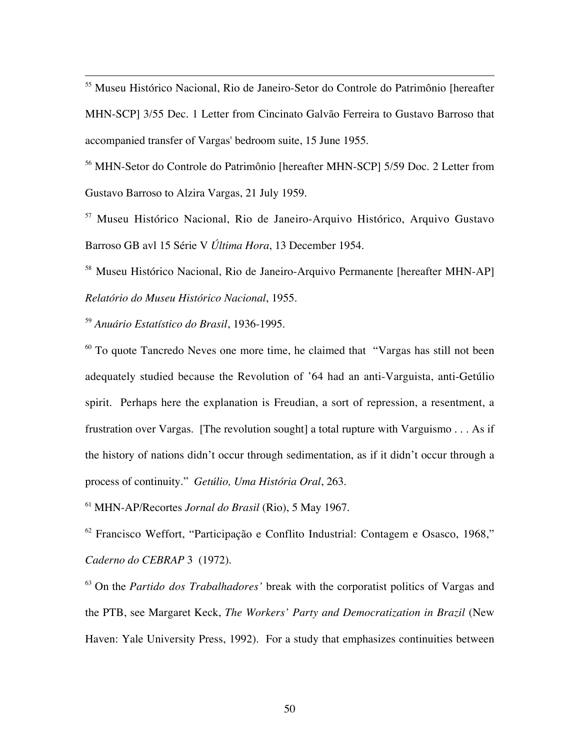[55] Museu Histórico Nacional, Rio de Janeiro-Setor do Controle do Patrimônio [hereafter MHN-SCP] 3/55 Dec. 1 Letter from Cincinato Galvão Ferreira to Gustavo Barroso that accompanied transfer of Vargas' bedroom suite, 15 June 1955.

[56] MHN-Setor do Controle do Patrimônio [hereafter MHN-SCP] 5/59 Doc. 2 Letter from Gustavo Barroso to Alzira Vargas, 21 July 1959.

[57] Museu Histórico Nacional, Rio de Janeiro-Arquivo Histórico, Arquivo Gustavo Barroso GB avl 15 Série V *Última Hora*, 13 December 1954.

[58] Museu Histórico Nacional, Rio de Janeiro-Arquivo Permanente [hereafter MHN-AP] *Relatório do Museu Histórico Nacional*, 1955.

[59] *Anuário Estatístico do Brasil*, 1936-1995.

[60] To quote Tancredo Neves one more time, he claimed that "Vargas has still not been adequately studied because the Revolution of '64 had an anti-Varguista, anti-Getúlio spirit. Perhaps here the explanation is Freudian, a sort of repression, a resentment, a frustration over Vargas. [The revolution sought] a total rupture with Varguismo . . . As if the history of nations didn't occur through sedimentation, as if it didn't occur through a process of continuity." *Getúlio, Uma História Oral*, 263.

[61] MHN-AP/Recortes *Jornal do Brasil* (Rio), 5 May 1967.

[62] Francisco Weffort, "Participação e Conflito Industrial: Contagem e Osasco, 1968," *Caderno do CEBRAP* 3 (1972).

[63] On the *Partido dos Trabalhadores'* break with the corporatist politics of Vargas and the PTB, see Margaret Keck, *The Workers' Party and Democratization in Brazil* (New Haven: Yale University Press, 1992). For a study that emphasizes continuities between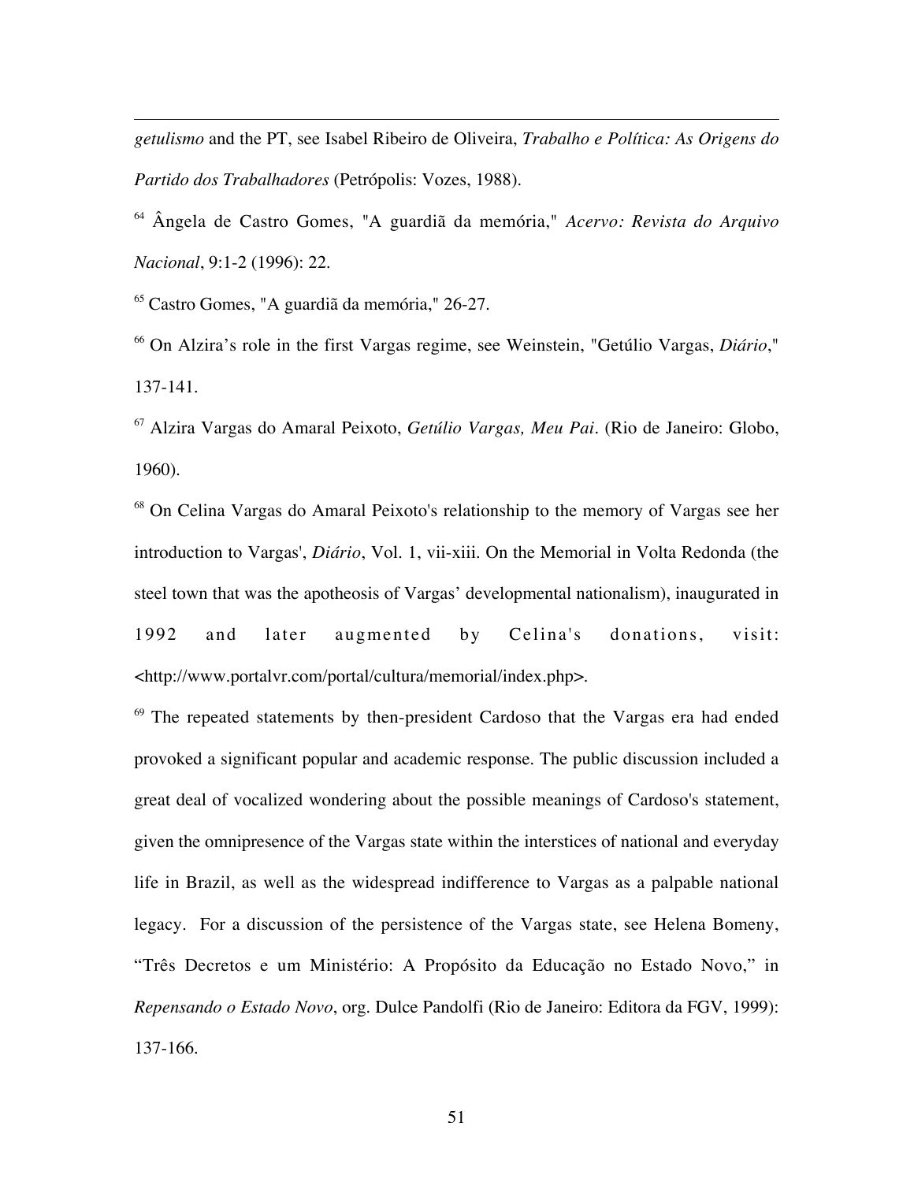*getulismo* and the PT, see Isabel Ribeiro de Oliveira, *Trabalho e Política: As Origens do Partido dos Trabalhadores* (Petrópolis: Vozes, 1988).

[64] Ângela de Castro Gomes, "A guardiã da memória," *Acervo: Revista do Arquivo Nacional*, 9:1-2 (1996): 22.

[65] Castro Gomes, "A guardiã da memória," 26-27.

[66] On Alzira's role in the first Vargas regime, see Weinstein, "Getúlio Vargas, *Diário*," 137-141.

[67] Alzira Vargas do Amaral Peixoto, *Getúlio Vargas, Meu Pai*. (Rio de Janeiro: Globo, 1960).

[68] On Celina Vargas do Amaral Peixoto's relationship to the memory of Vargas see her introduction to Vargas', *Diário*, Vol. 1, vii-xiii. On the Memorial in Volta Redonda (the steel town that was the apotheosis of Vargas' developmental nationalism), inaugurated in 1992 and later augmented by Celina's donations, visit: <http://www.portalvr.com/portal/cultura/memorial/index.php>.

[69] The repeated statements by then-president Cardoso that the Vargas era had ended provoked a significant popular and academic response. The public discussion included a great deal of vocalized wondering about the possible meanings of Cardoso's statement, given the omnipresence of the Vargas state within the interstices of national and everyday life in Brazil, as well as the widespread indifference to Vargas as a palpable national legacy. For a discussion of the persistence of the Vargas state, see Helena Bomeny, "Três Decretos e um Ministério: A Propósito da Educação no Estado Novo," in *Repensando o Estado Novo*, org. Dulce Pandolfi (Rio de Janeiro: Editora da FGV, 1999): 137-166.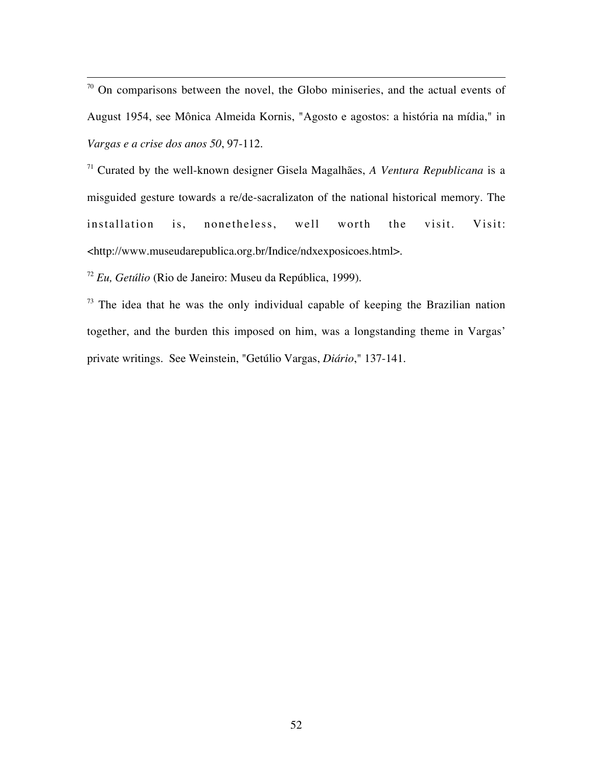[70] On comparisons between the novel, the Globo miniseries, and the actual events of August 1954, see Mônica Almeida Kornis, "Agosto e agostos: a história na mídia," in *Vargas e a crise dos anos 50*, 97-112.

[71] Curated by the well-known designer Gisela Magalhães, *A Ventura Republicana* is a misguided gesture towards a re/de-sacralizaton of the national historical memory. The installation is, nonetheless, well worth the visit. Visit: <http://www.museudarepublica.org.br/Indice/ndxexposicoes.html>.

[72] *Eu, Getúlio* (Rio de Janeiro: Museu da República, 1999).

[73] The idea that he was the only individual capable of keeping the Brazilian nation together, and the burden this imposed on him, was a longstanding theme in Vargas' private writings. See Weinstein, "Getúlio Vargas, *Diário*," 137-141.